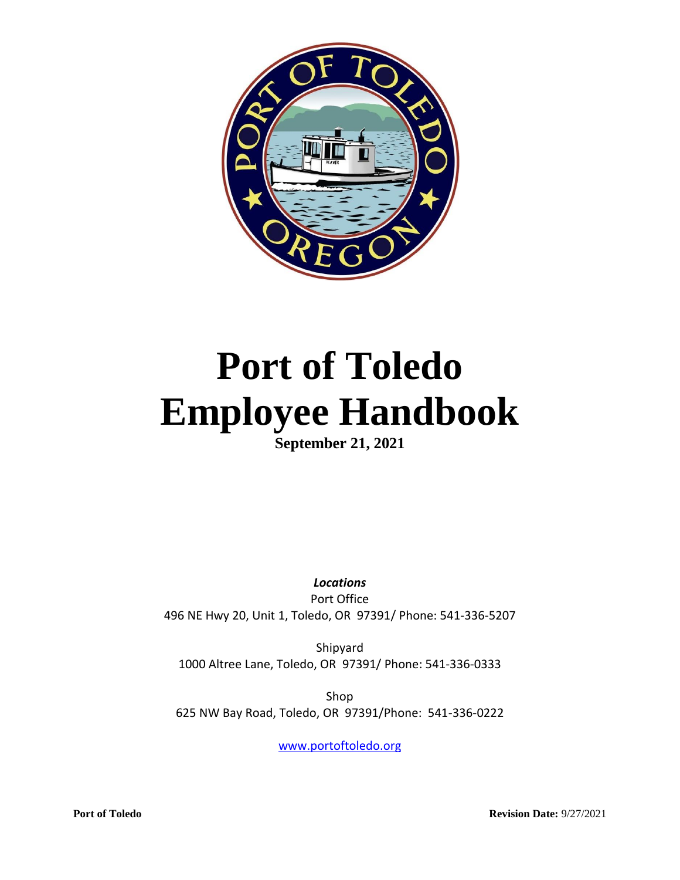# Port of Toledo Employee Handbook

**September 21, 2021**

***Locations***

Port Office
496 NE Hwy 20, Unit 1, Toledo, OR 97391/ Phone: 541-336-5207

Shipyard
1000 Altree Lane, Toledo, OR 97391/ Phone: 541-336-0333

Shop
625 NW Bay Road, Toledo, OR 97391/Phone: 541-336-0222

www.portoftoledo.org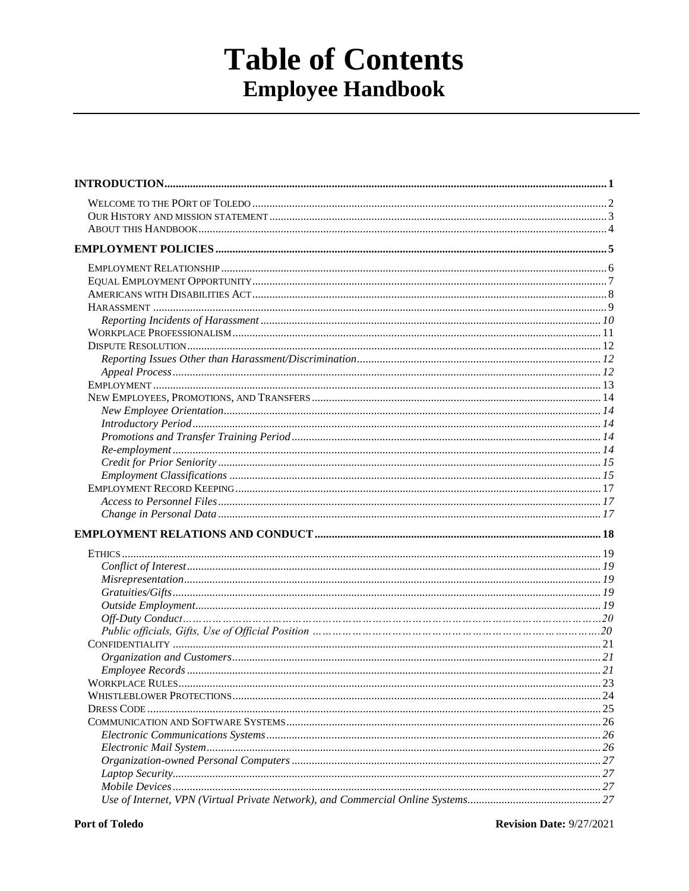# Table of Contents
## Employee Handbook

**INTRODUCTION** .......... 1

- WELCOME TO THE PORT OF TOLEDO .......... 2
- OUR HISTORY AND MISSION STATEMENT .......... 3
- ABOUT THIS HANDBOOK .......... 4

**EMPLOYMENT POLICIES** .......... 5

- EMPLOYMENT RELATIONSHIP .......... 6
- EQUAL EMPLOYMENT OPPORTUNITY .......... 7
- AMERICANS WITH DISABILITIES ACT .......... 8
- HARASSMENT .......... 9
  - *Reporting Incidents of Harassment* .......... 10
- WORKPLACE PROFESSIONALISM .......... 11
- DISPUTE RESOLUTION .......... 12
  - *Reporting Issues Other than Harassment/Discrimination* .......... 12
  - *Appeal Process* .......... 12
- EMPLOYMENT .......... 13
- NEW EMPLOYEES, PROMOTIONS, AND TRANSFERS .......... 14
  - *New Employee Orientation* .......... 14
  - *Introductory Period* .......... 14
  - *Promotions and Transfer Training Period* .......... 14
  - *Re-employment* .......... 14
  - *Credit for Prior Seniority* .......... 15
  - *Employment Classifications* .......... 15
- EMPLOYMENT RECORD KEEPING .......... 17
  - *Access to Personnel Files* .......... 17
  - *Change in Personal Data* .......... 17

**EMPLOYMENT RELATIONS AND CONDUCT** .......... 18

- ETHICS .......... 19
  - *Conflict of Interest* .......... 19
  - *Misrepresentation* .......... 19
  - *Gratuities/Gifts* .......... 19
  - *Outside Employment* .......... 19
  - *Off-Duty Conduct* .......... 20
  - *Public officials, Gifts, Use of Official Position* .......... 20
- CONFIDENTIALITY .......... 21
  - *Organization and Customers* .......... 21
  - *Employee Records* .......... 21
- WORKPLACE RULES .......... 23
- WHISTLEBLOWER PROTECTIONS .......... 24
- DRESS CODE .......... 25
- COMMUNICATION AND SOFTWARE SYSTEMS .......... 26
  - *Electronic Communications Systems* .......... 26
  - *Electronic Mail System* .......... 26
  - *Organization-owned Personal Computers* .......... 27
  - *Laptop Security* .......... 27
  - *Mobile Devices* .......... 27
  - *Use of Internet, VPN (Virtual Private Network), and Commercial Online Systems* .......... 27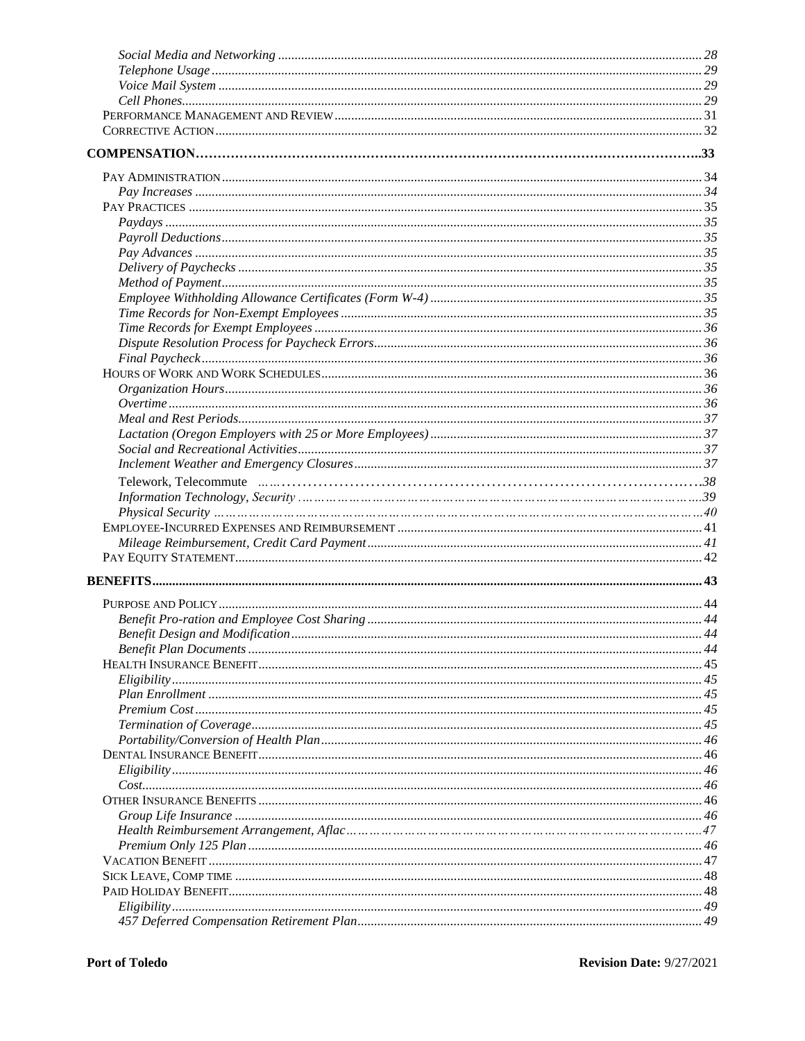*Social Media and Networking* ............................................................ 28
*Telephone Usage* ............................................................ 29
*Voice Mail System* ............................................................ 29
*Cell Phones* ............................................................ 29
PERFORMANCE MANAGEMENT AND REVIEW ............................................................ 31
CORRECTIVE ACTION ............................................................ 32

**COMPENSATION……………………………………………………………………………………………..33**

PAY ADMINISTRATION ............................................................ 34
*Pay Increases* ............................................................ 34
PAY PRACTICES ............................................................ 35
*Paydays* ............................................................ 35
*Payroll Deductions* ............................................................ 35
*Pay Advances* ............................................................ 35
*Delivery of Paychecks* ............................................................ 35
*Method of Payment* ............................................................ 35
*Employee Withholding Allowance Certificates (Form W-4)* ............................................................ 35
*Time Records for Non-Exempt Employees* ............................................................ 35
*Time Records for Exempt Employees* ............................................................ 36
*Dispute Resolution Process for Paycheck Errors* ............................................................ 36
*Final Paycheck* ............................................................ 36
HOURS OF WORK AND WORK SCHEDULES ............................................................ 36
*Organization Hours* ............................................................ 36
*Overtime* ............................................................ 36
*Meal and Rest Periods* ............................................................ 37
*Lactation (Oregon Employers with 25 or More Employees)* ............................................................ 37
*Social and Recreational Activities* ............................................................ 37
*Inclement Weather and Emergency Closures* ............................................................ 37
Telework, Telecommute ……......................................................................38
*Information Technology, Security ………………………………………………………………………………39*
*Physical Security ………………………………………………………………………………………………40*
EMPLOYEE-INCURRED EXPENSES AND REIMBURSEMENT ............................................................ 41
*Mileage Reimbursement, Credit Card Payment* ............................................................ 41
PAY EQUITY STATEMENT ............................................................ 42

**BENEFITS ............................................................ 43**

PURPOSE AND POLICY ............................................................ 44
*Benefit Pro-ration and Employee Cost Sharing* ............................................................ 44
*Benefit Design and Modification* ............................................................ 44
*Benefit Plan Documents* ............................................................ 44
HEALTH INSURANCE BENEFIT ............................................................ 45
*Eligibility* ............................................................ 45
*Plan Enrollment* ............................................................ 45
*Premium Cost* ............................................................ 45
*Termination of Coverage* ............................................................ 45
*Portability/Conversion of Health Plan* ............................................................ 46
DENTAL INSURANCE BENEFIT ............................................................ 46
*Eligibility* ............................................................ 46
*Cost* ............................................................ 46
OTHER INSURANCE BENEFITS ............................................................ 46
*Group Life Insurance* ............................................................ 46
*Health Reimbursement Arrangement, Aflac……………………………………………………………………….47*
*Premium Only 125 Plan* ............................................................ 46
VACATION BENEFIT ............................................................ 47
SICK LEAVE, COMP TIME ............................................................ 48
PAID HOLIDAY BENEFIT ............................................................ 48
*Eligibility* ............................................................ 49
*457 Deferred Compensation Retirement Plan* ............................................................ 49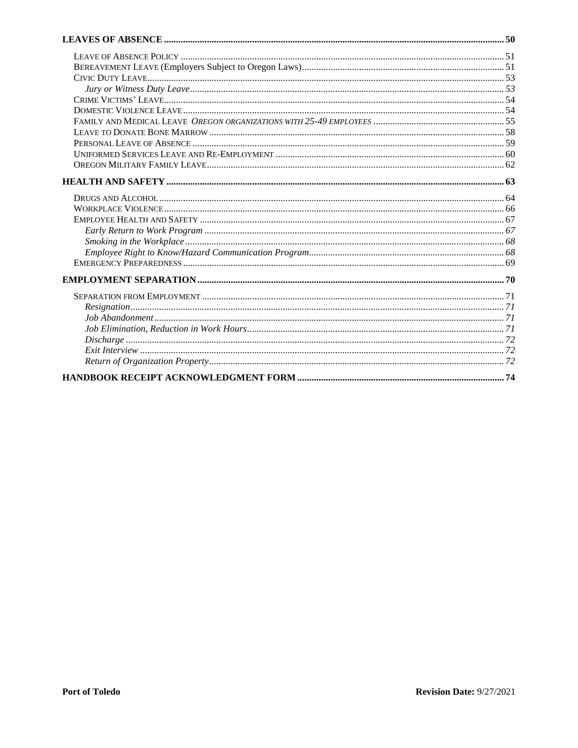**LEAVES OF ABSENCE** ..... 50

- Leave of Absence Policy ..... 51
- Bereavement Leave (Employers Subject to Oregon Laws) ..... 51
- Civic Duty Leave ..... 53
  - *Jury or Witness Duty Leave* ..... *53*
- Crime Victims' Leave ..... 54
- Domestic Violence Leave ..... 54
- Family and Medical Leave *Oregon organizations with 25-49 employees* ..... 55
- Leave to Donate Bone Marrow ..... 58
- Personal Leave of Absence ..... 59
- Uniformed Services Leave and Re-Employment ..... 60
- Oregon Military Family Leave ..... 62

**HEALTH AND SAFETY** ..... 63

- Drugs and Alcohol ..... 64
- Workplace Violence ..... 66
- Employee Health and Safety ..... 67
  - *Early Return to Work Program* ..... *67*
  - *Smoking in the Workplace* ..... *68*
  - *Employee Right to Know/Hazard Communication Program* ..... *68*
- Emergency Preparedness ..... 69

**EMPLOYMENT SEPARATION** ..... 70

- Separation from Employment ..... 71
  - *Resignation* ..... *71*
  - *Job Abandonment* ..... *71*
  - *Job Elimination, Reduction in Work Hours* ..... *71*
  - *Discharge* ..... *72*
  - *Exit Interview* ..... *72*
  - *Return of Organization Property* ..... *72*

**HANDBOOK RECEIPT ACKNOWLEDGMENT FORM** ..... 74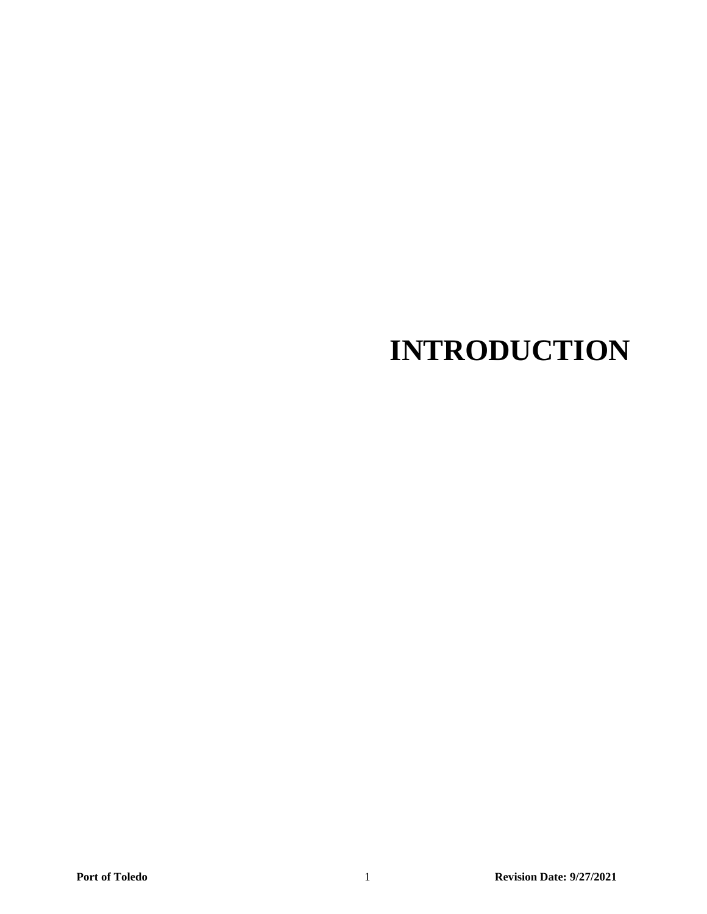# INTRODUCTION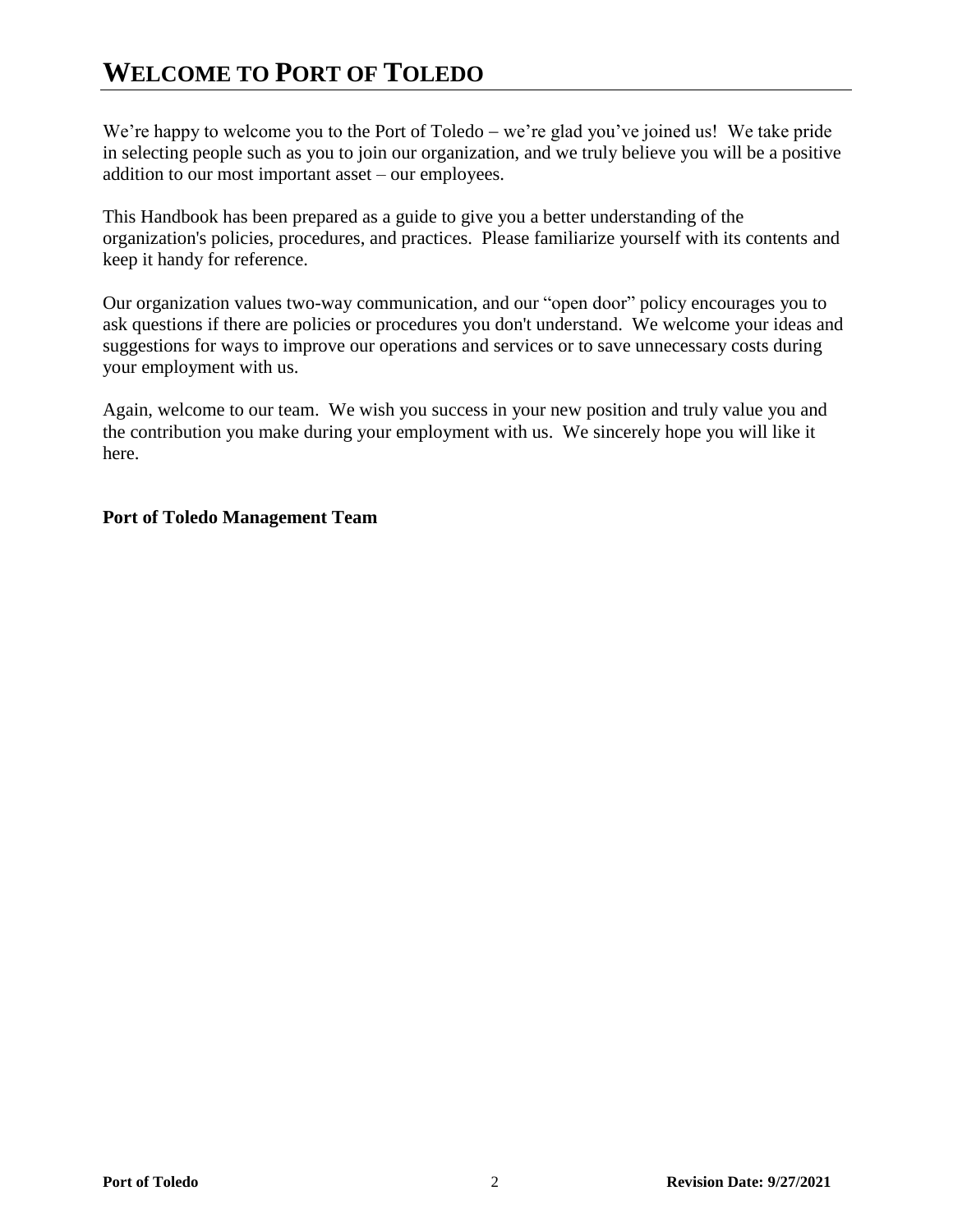# WELCOME TO PORT OF TOLEDO

We're happy to welcome you to the Port of Toledo – we're glad you've joined us! We take pride in selecting people such as you to join our organization, and we truly believe you will be a positive addition to our most important asset – our employees.

This Handbook has been prepared as a guide to give you a better understanding of the organization's policies, procedures, and practices. Please familiarize yourself with its contents and keep it handy for reference.

Our organization values two-way communication, and our "open door" policy encourages you to ask questions if there are policies or procedures you don't understand. We welcome your ideas and suggestions for ways to improve our operations and services or to save unnecessary costs during your employment with us.

Again, welcome to our team. We wish you success in your new position and truly value you and the contribution you make during your employment with us. We sincerely hope you will like it here.

**Port of Toledo Management Team**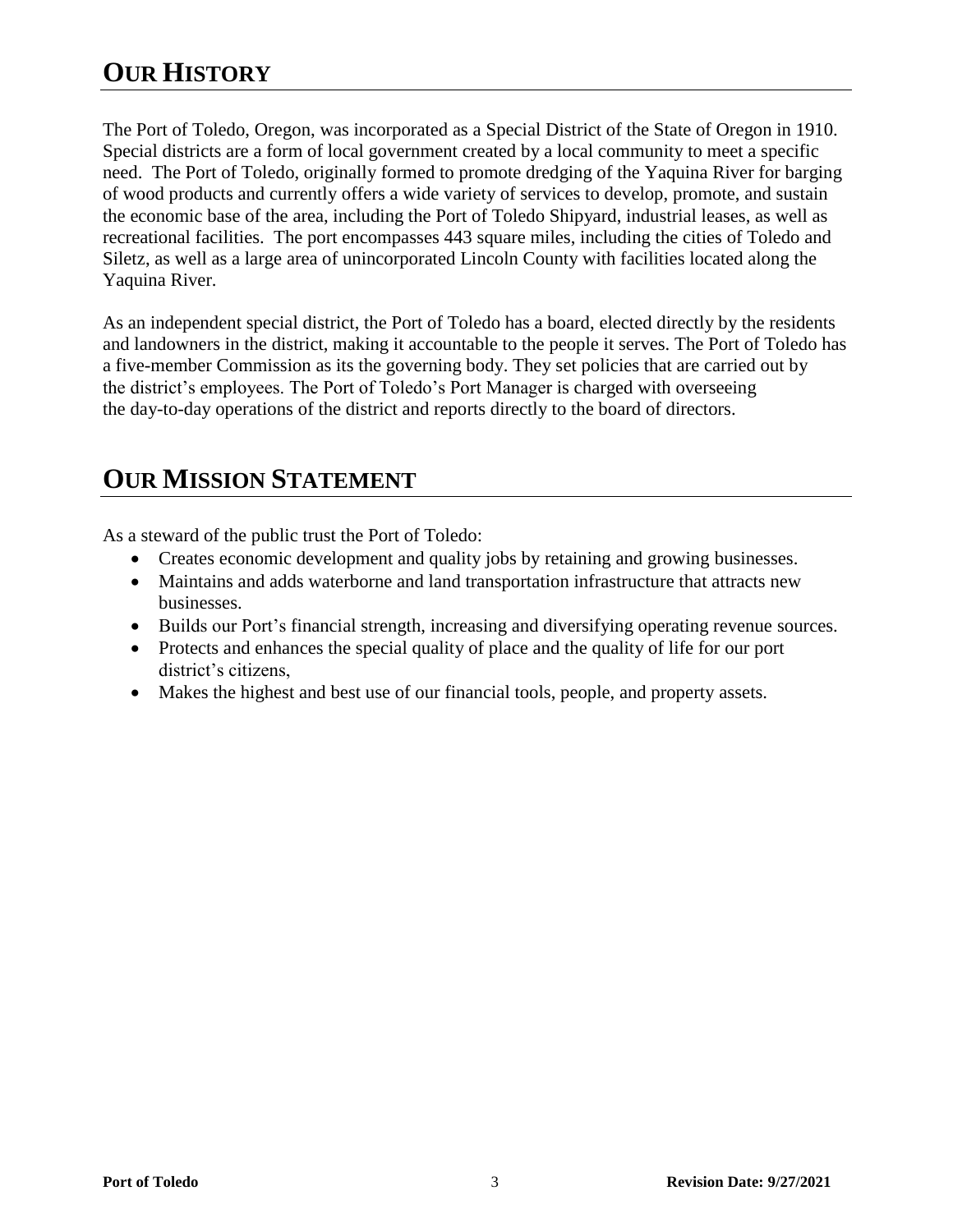# OUR HISTORY

The Port of Toledo, Oregon, was incorporated as a Special District of the State of Oregon in 1910. Special districts are a form of local government created by a local community to meet a specific need. The Port of Toledo, originally formed to promote dredging of the Yaquina River for barging of wood products and currently offers a wide variety of services to develop, promote, and sustain the economic base of the area, including the Port of Toledo Shipyard, industrial leases, as well as recreational facilities. The port encompasses 443 square miles, including the cities of Toledo and Siletz, as well as a large area of unincorporated Lincoln County with facilities located along the Yaquina River.

As an independent special district, the Port of Toledo has a board, elected directly by the residents and landowners in the district, making it accountable to the people it serves. The Port of Toledo has a five-member Commission as its the governing body. They set policies that are carried out by the district's employees. The Port of Toledo's Port Manager is charged with overseeing the day-to-day operations of the district and reports directly to the board of directors.

# OUR MISSION STATEMENT

As a steward of the public trust the Port of Toledo:

- Creates economic development and quality jobs by retaining and growing businesses.
- Maintains and adds waterborne and land transportation infrastructure that attracts new businesses.
- Builds our Port's financial strength, increasing and diversifying operating revenue sources.
- Protects and enhances the special quality of place and the quality of life for our port district's citizens,
- Makes the highest and best use of our financial tools, people, and property assets.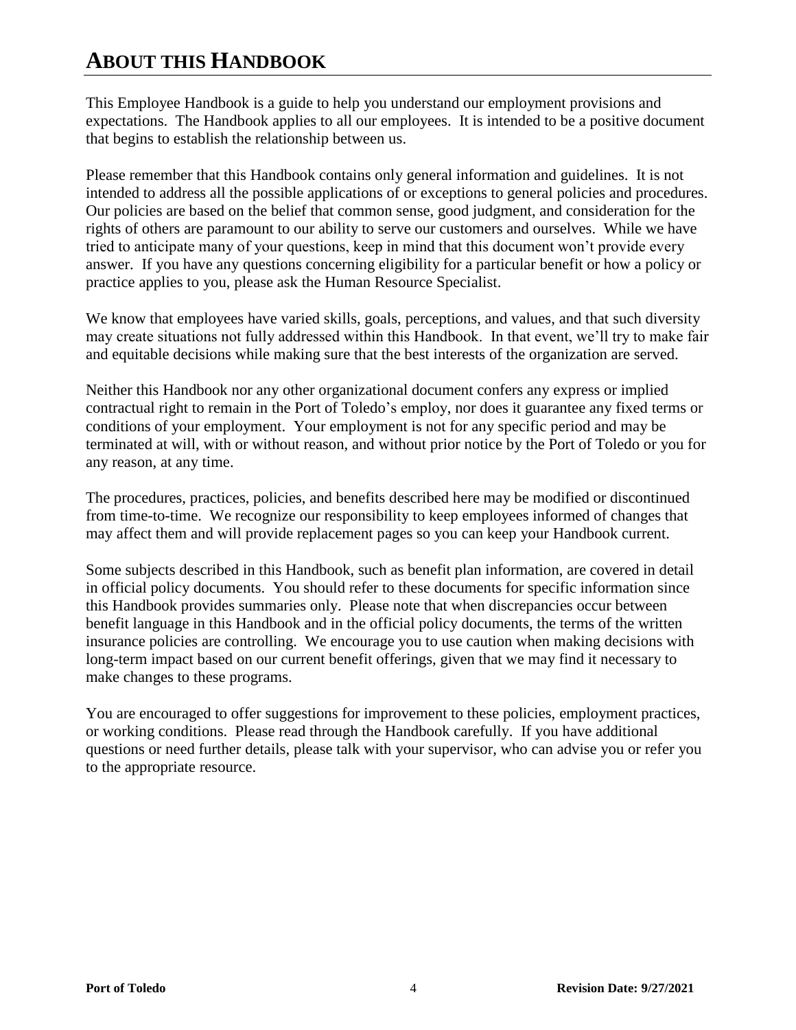# About this Handbook

This Employee Handbook is a guide to help you understand our employment provisions and expectations. The Handbook applies to all our employees. It is intended to be a positive document that begins to establish the relationship between us.

Please remember that this Handbook contains only general information and guidelines. It is not intended to address all the possible applications of or exceptions to general policies and procedures. Our policies are based on the belief that common sense, good judgment, and consideration for the rights of others are paramount to our ability to serve our customers and ourselves. While we have tried to anticipate many of your questions, keep in mind that this document won't provide every answer. If you have any questions concerning eligibility for a particular benefit or how a policy or practice applies to you, please ask the Human Resource Specialist.

We know that employees have varied skills, goals, perceptions, and values, and that such diversity may create situations not fully addressed within this Handbook. In that event, we'll try to make fair and equitable decisions while making sure that the best interests of the organization are served.

Neither this Handbook nor any other organizational document confers any express or implied contractual right to remain in the Port of Toledo's employ, nor does it guarantee any fixed terms or conditions of your employment. Your employment is not for any specific period and may be terminated at will, with or without reason, and without prior notice by the Port of Toledo or you for any reason, at any time.

The procedures, practices, policies, and benefits described here may be modified or discontinued from time-to-time. We recognize our responsibility to keep employees informed of changes that may affect them and will provide replacement pages so you can keep your Handbook current.

Some subjects described in this Handbook, such as benefit plan information, are covered in detail in official policy documents. You should refer to these documents for specific information since this Handbook provides summaries only. Please note that when discrepancies occur between benefit language in this Handbook and in the official policy documents, the terms of the written insurance policies are controlling. We encourage you to use caution when making decisions with long-term impact based on our current benefit offerings, given that we may find it necessary to make changes to these programs.

You are encouraged to offer suggestions for improvement to these policies, employment practices, or working conditions. Please read through the Handbook carefully. If you have additional questions or need further details, please talk with your supervisor, who can advise you or refer you to the appropriate resource.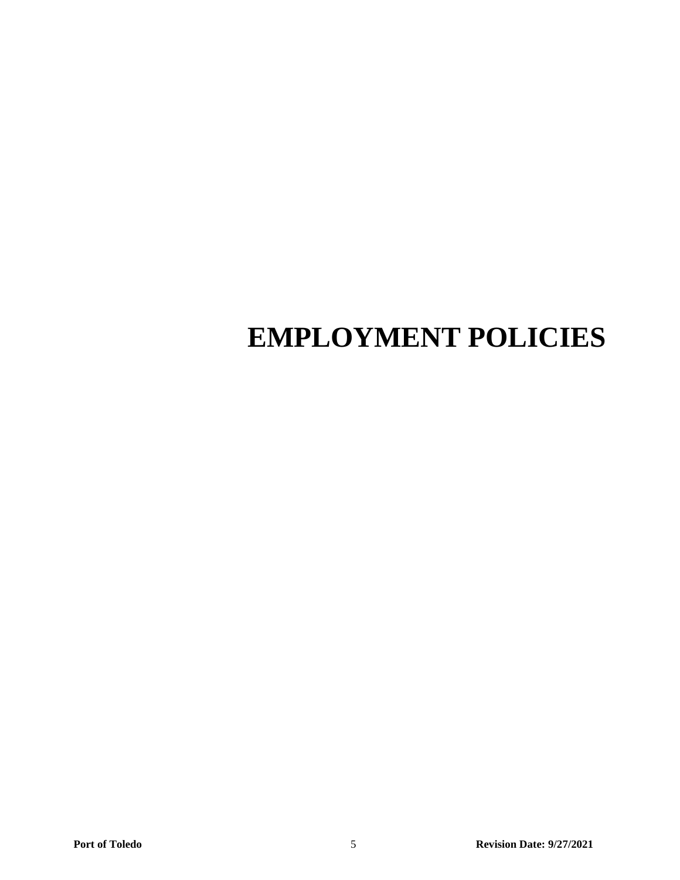# EMPLOYMENT POLICIES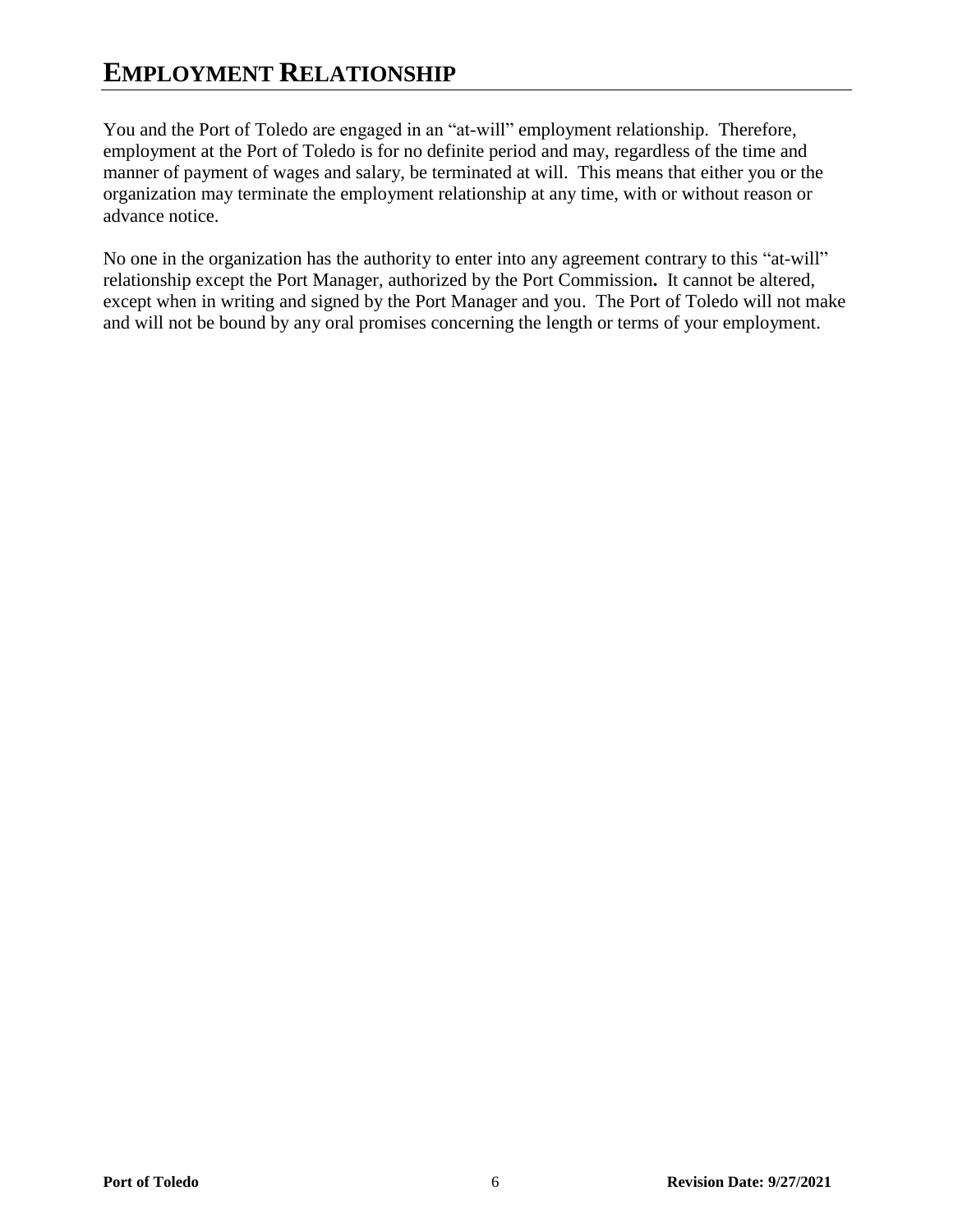# EMPLOYMENT RELATIONSHIP

You and the Port of Toledo are engaged in an "at-will" employment relationship. Therefore, employment at the Port of Toledo is for no definite period and may, regardless of the time and manner of payment of wages and salary, be terminated at will. This means that either you or the organization may terminate the employment relationship at any time, with or without reason or advance notice.

No one in the organization has the authority to enter into any agreement contrary to this "at-will" relationship except the Port Manager, authorized by the Port Commission**.** It cannot be altered, except when in writing and signed by the Port Manager and you. The Port of Toledo will not make and will not be bound by any oral promises concerning the length or terms of your employment.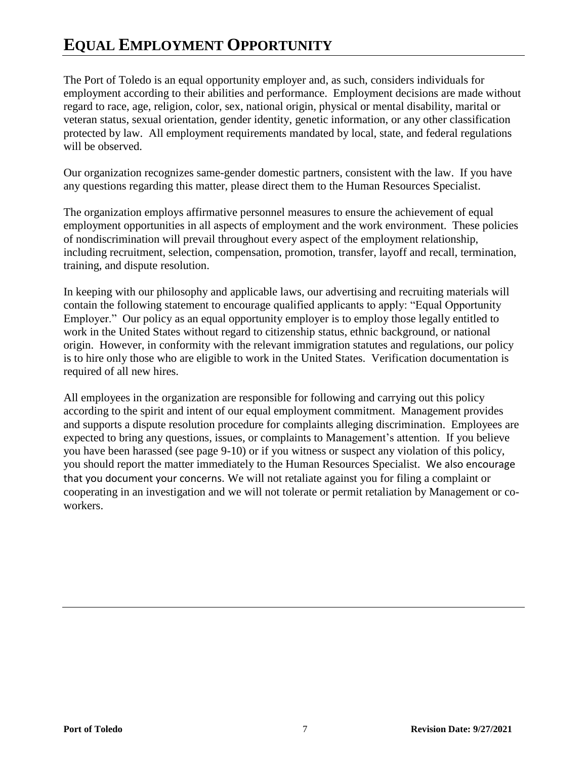# EQUAL EMPLOYMENT OPPORTUNITY

The Port of Toledo is an equal opportunity employer and, as such, considers individuals for employment according to their abilities and performance. Employment decisions are made without regard to race, age, religion, color, sex, national origin, physical or mental disability, marital or veteran status, sexual orientation, gender identity, genetic information, or any other classification protected by law. All employment requirements mandated by local, state, and federal regulations will be observed.

Our organization recognizes same-gender domestic partners, consistent with the law. If you have any questions regarding this matter, please direct them to the Human Resources Specialist.

The organization employs affirmative personnel measures to ensure the achievement of equal employment opportunities in all aspects of employment and the work environment. These policies of nondiscrimination will prevail throughout every aspect of the employment relationship, including recruitment, selection, compensation, promotion, transfer, layoff and recall, termination, training, and dispute resolution.

In keeping with our philosophy and applicable laws, our advertising and recruiting materials will contain the following statement to encourage qualified applicants to apply: "Equal Opportunity Employer." Our policy as an equal opportunity employer is to employ those legally entitled to work in the United States without regard to citizenship status, ethnic background, or national origin. However, in conformity with the relevant immigration statutes and regulations, our policy is to hire only those who are eligible to work in the United States. Verification documentation is required of all new hires.

All employees in the organization are responsible for following and carrying out this policy according to the spirit and intent of our equal employment commitment. Management provides and supports a dispute resolution procedure for complaints alleging discrimination. Employees are expected to bring any questions, issues, or complaints to Management's attention. If you believe you have been harassed (see page 9-10) or if you witness or suspect any violation of this policy, you should report the matter immediately to the Human Resources Specialist. We also encourage that you document your concerns. We will not retaliate against you for filing a complaint or cooperating in an investigation and we will not tolerate or permit retaliation by Management or co-workers.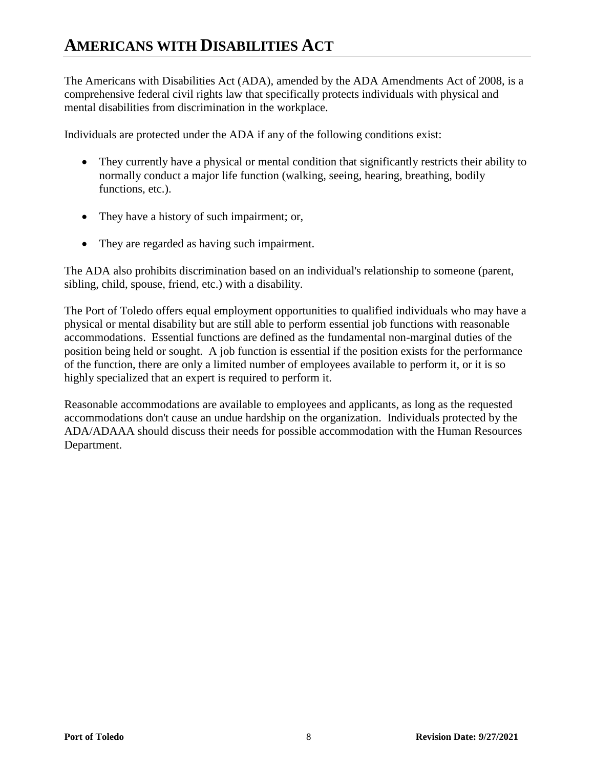# AMERICANS WITH DISABILITIES ACT

The Americans with Disabilities Act (ADA), amended by the ADA Amendments Act of 2008, is a comprehensive federal civil rights law that specifically protects individuals with physical and mental disabilities from discrimination in the workplace.

Individuals are protected under the ADA if any of the following conditions exist:

- They currently have a physical or mental condition that significantly restricts their ability to normally conduct a major life function (walking, seeing, hearing, breathing, bodily functions, etc.).
- They have a history of such impairment; or,
- They are regarded as having such impairment.

The ADA also prohibits discrimination based on an individual's relationship to someone (parent, sibling, child, spouse, friend, etc.) with a disability.

The Port of Toledo offers equal employment opportunities to qualified individuals who may have a physical or mental disability but are still able to perform essential job functions with reasonable accommodations. Essential functions are defined as the fundamental non-marginal duties of the position being held or sought. A job function is essential if the position exists for the performance of the function, there are only a limited number of employees available to perform it, or it is so highly specialized that an expert is required to perform it.

Reasonable accommodations are available to employees and applicants, as long as the requested accommodations don't cause an undue hardship on the organization. Individuals protected by the ADA/ADAAA should discuss their needs for possible accommodation with the Human Resources Department.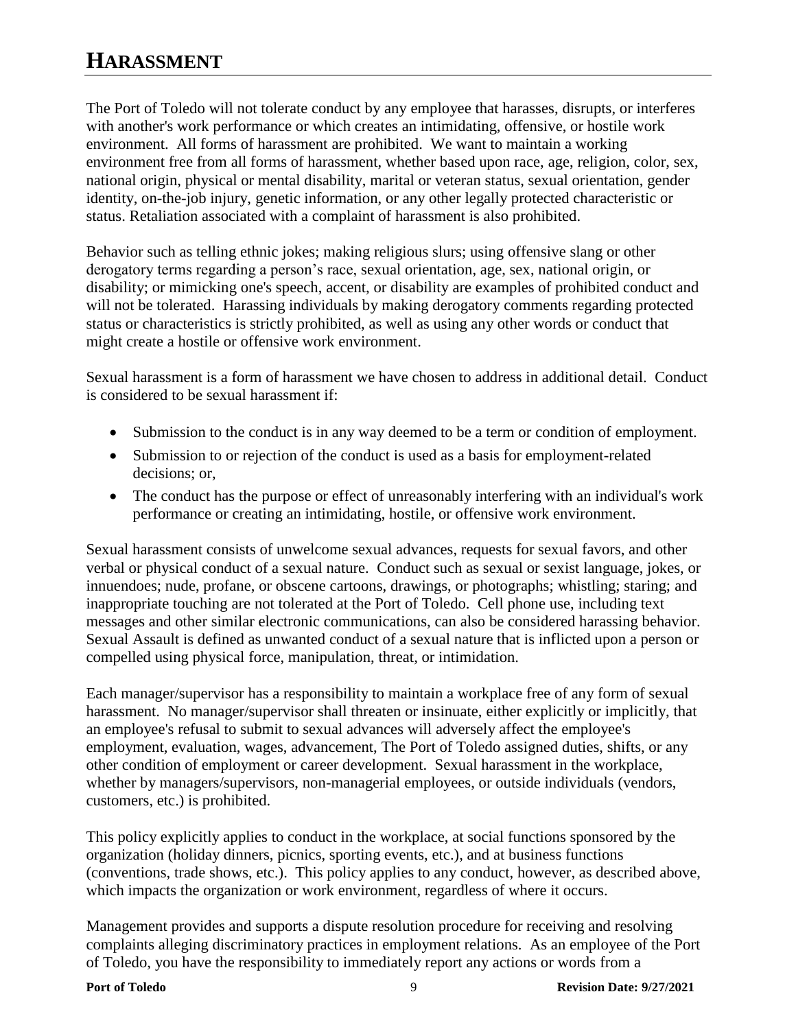# HARASSMENT

The Port of Toledo will not tolerate conduct by any employee that harasses, disrupts, or interferes with another's work performance or which creates an intimidating, offensive, or hostile work environment. All forms of harassment are prohibited. We want to maintain a working environment free from all forms of harassment, whether based upon race, age, religion, color, sex, national origin, physical or mental disability, marital or veteran status, sexual orientation, gender identity, on-the-job injury, genetic information, or any other legally protected characteristic or status. Retaliation associated with a complaint of harassment is also prohibited.

Behavior such as telling ethnic jokes; making religious slurs; using offensive slang or other derogatory terms regarding a person's race, sexual orientation, age, sex, national origin, or disability; or mimicking one's speech, accent, or disability are examples of prohibited conduct and will not be tolerated. Harassing individuals by making derogatory comments regarding protected status or characteristics is strictly prohibited, as well as using any other words or conduct that might create a hostile or offensive work environment.

Sexual harassment is a form of harassment we have chosen to address in additional detail. Conduct is considered to be sexual harassment if:

- Submission to the conduct is in any way deemed to be a term or condition of employment.
- Submission to or rejection of the conduct is used as a basis for employment-related decisions; or,
- The conduct has the purpose or effect of unreasonably interfering with an individual's work performance or creating an intimidating, hostile, or offensive work environment.

Sexual harassment consists of unwelcome sexual advances, requests for sexual favors, and other verbal or physical conduct of a sexual nature. Conduct such as sexual or sexist language, jokes, or innuendoes; nude, profane, or obscene cartoons, drawings, or photographs; whistling; staring; and inappropriate touching are not tolerated at the Port of Toledo. Cell phone use, including text messages and other similar electronic communications, can also be considered harassing behavior. Sexual Assault is defined as unwanted conduct of a sexual nature that is inflicted upon a person or compelled using physical force, manipulation, threat, or intimidation.

Each manager/supervisor has a responsibility to maintain a workplace free of any form of sexual harassment. No manager/supervisor shall threaten or insinuate, either explicitly or implicitly, that an employee's refusal to submit to sexual advances will adversely affect the employee's employment, evaluation, wages, advancement, The Port of Toledo assigned duties, shifts, or any other condition of employment or career development. Sexual harassment in the workplace, whether by managers/supervisors, non-managerial employees, or outside individuals (vendors, customers, etc.) is prohibited.

This policy explicitly applies to conduct in the workplace, at social functions sponsored by the organization (holiday dinners, picnics, sporting events, etc.), and at business functions (conventions, trade shows, etc.). This policy applies to any conduct, however, as described above, which impacts the organization or work environment, regardless of where it occurs.

Management provides and supports a dispute resolution procedure for receiving and resolving complaints alleging discriminatory practices in employment relations. As an employee of the Port of Toledo, you have the responsibility to immediately report any actions or words from a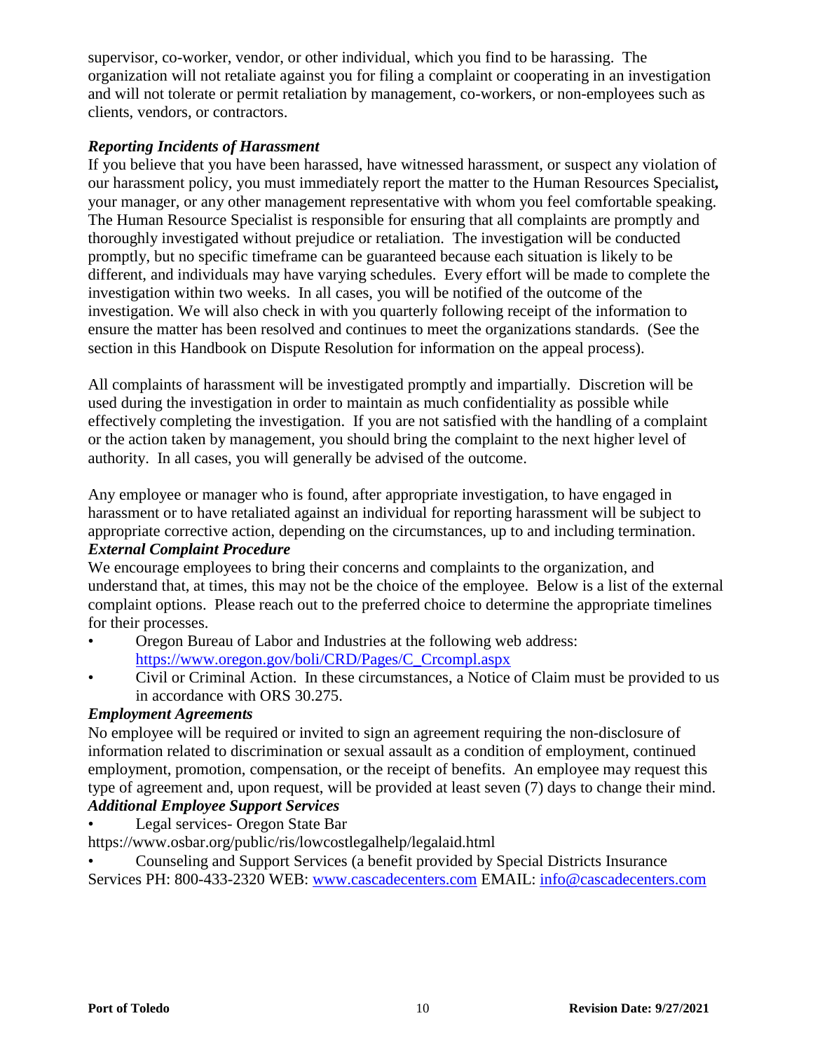supervisor, co-worker, vendor, or other individual, which you find to be harassing. The organization will not retaliate against you for filing a complaint or cooperating in an investigation and will not tolerate or permit retaliation by management, co-workers, or non-employees such as clients, vendors, or contractors.

***Reporting Incidents of Harassment***

If you believe that you have been harassed, have witnessed harassment, or suspect any violation of our harassment policy, you must immediately report the matter to the Human Resources Specialist**,** your manager, or any other management representative with whom you feel comfortable speaking. The Human Resource Specialist is responsible for ensuring that all complaints are promptly and thoroughly investigated without prejudice or retaliation. The investigation will be conducted promptly, but no specific timeframe can be guaranteed because each situation is likely to be different, and individuals may have varying schedules. Every effort will be made to complete the investigation within two weeks. In all cases, you will be notified of the outcome of the investigation. We will also check in with you quarterly following receipt of the information to ensure the matter has been resolved and continues to meet the organizations standards. (See the section in this Handbook on Dispute Resolution for information on the appeal process).

All complaints of harassment will be investigated promptly and impartially. Discretion will be used during the investigation in order to maintain as much confidentiality as possible while effectively completing the investigation. If you are not satisfied with the handling of a complaint or the action taken by management, you should bring the complaint to the next higher level of authority. In all cases, you will generally be advised of the outcome.

Any employee or manager who is found, after appropriate investigation, to have engaged in harassment or to have retaliated against an individual for reporting harassment will be subject to appropriate corrective action, depending on the circumstances, up to and including termination.

***External Complaint Procedure***

We encourage employees to bring their concerns and complaints to the organization, and understand that, at times, this may not be the choice of the employee. Below is a list of the external complaint options. Please reach out to the preferred choice to determine the appropriate timelines for their processes.

- Oregon Bureau of Labor and Industries at the following web address: https://www.oregon.gov/boli/CRD/Pages/C_Crcompl.aspx
- Civil or Criminal Action. In these circumstances, a Notice of Claim must be provided to us in accordance with ORS 30.275.

***Employment Agreements***

No employee will be required or invited to sign an agreement requiring the non-disclosure of information related to discrimination or sexual assault as a condition of employment, continued employment, promotion, compensation, or the receipt of benefits. An employee may request this type of agreement and, upon request, will be provided at least seven (7) days to change their mind.

***Additional Employee Support Services***

- Legal services- Oregon State Bar

https://www.osbar.org/public/ris/lowcostlegalhelp/legalaid.html

- Counseling and Support Services (a benefit provided by Special Districts Insurance

Services PH: 800-433-2320 WEB: www.cascadecenters.com EMAIL: info@cascadecenters.com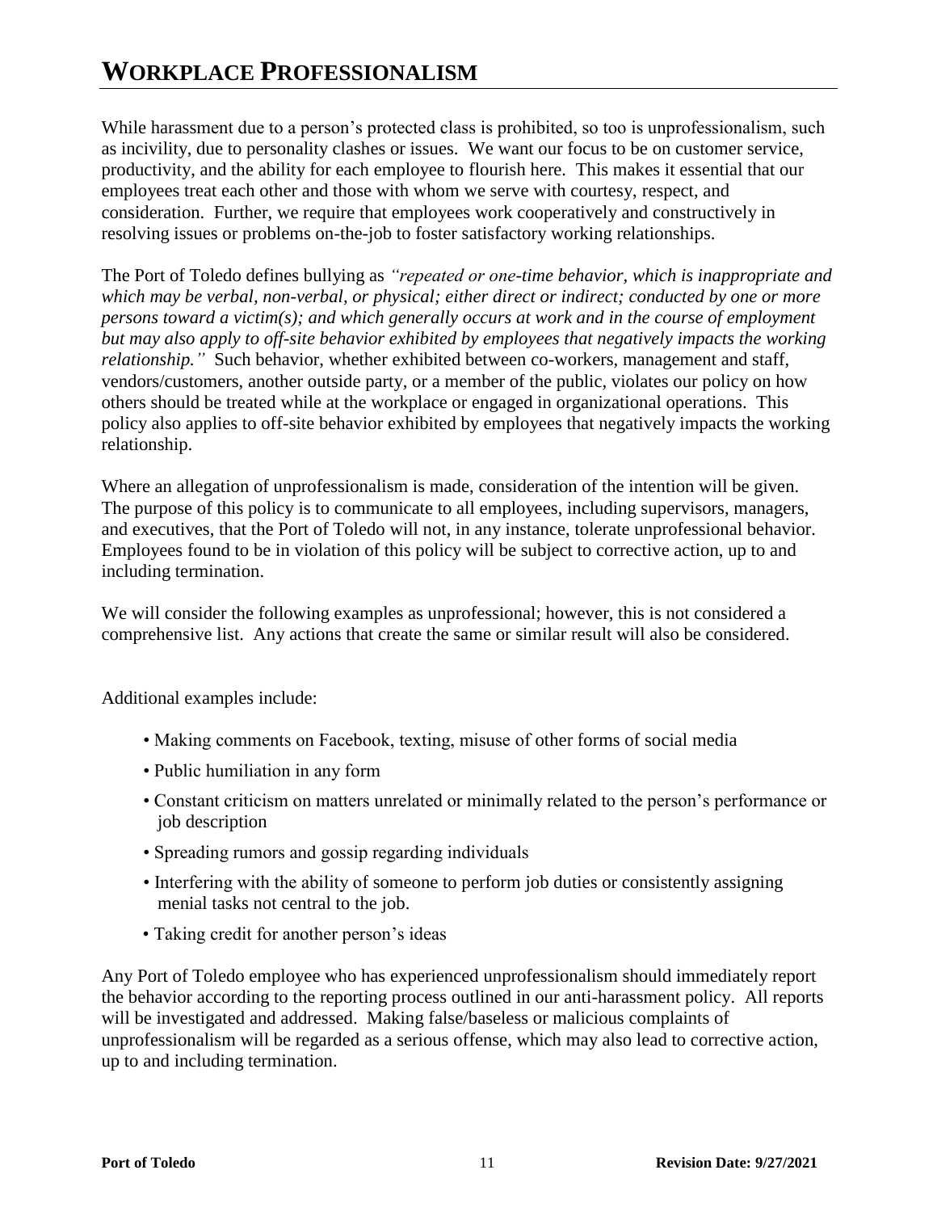# WORKPLACE PROFESSIONALISM

While harassment due to a person's protected class is prohibited, so too is unprofessionalism, such as incivility, due to personality clashes or issues. We want our focus to be on customer service, productivity, and the ability for each employee to flourish here. This makes it essential that our employees treat each other and those with whom we serve with courtesy, respect, and consideration. Further, we require that employees work cooperatively and constructively in resolving issues or problems on-the-job to foster satisfactory working relationships.

The Port of Toledo defines bullying as *"repeated or one-time behavior, which is inappropriate and which may be verbal, non-verbal, or physical; either direct or indirect; conducted by one or more persons toward a victim(s); and which generally occurs at work and in the course of employment but may also apply to off-site behavior exhibited by employees that negatively impacts the working relationship."* Such behavior, whether exhibited between co-workers, management and staff, vendors/customers, another outside party, or a member of the public, violates our policy on how others should be treated while at the workplace or engaged in organizational operations. This policy also applies to off-site behavior exhibited by employees that negatively impacts the working relationship.

Where an allegation of unprofessionalism is made, consideration of the intention will be given. The purpose of this policy is to communicate to all employees, including supervisors, managers, and executives, that the Port of Toledo will not, in any instance, tolerate unprofessional behavior. Employees found to be in violation of this policy will be subject to corrective action, up to and including termination.

We will consider the following examples as unprofessional; however, this is not considered a comprehensive list. Any actions that create the same or similar result will also be considered.

Additional examples include:

- Making comments on Facebook, texting, misuse of other forms of social media
- Public humiliation in any form
- Constant criticism on matters unrelated or minimally related to the person's performance or job description
- Spreading rumors and gossip regarding individuals
- Interfering with the ability of someone to perform job duties or consistently assigning menial tasks not central to the job.
- Taking credit for another person's ideas

Any Port of Toledo employee who has experienced unprofessionalism should immediately report the behavior according to the reporting process outlined in our anti-harassment policy. All reports will be investigated and addressed. Making false/baseless or malicious complaints of unprofessionalism will be regarded as a serious offense, which may also lead to corrective action, up to and including termination.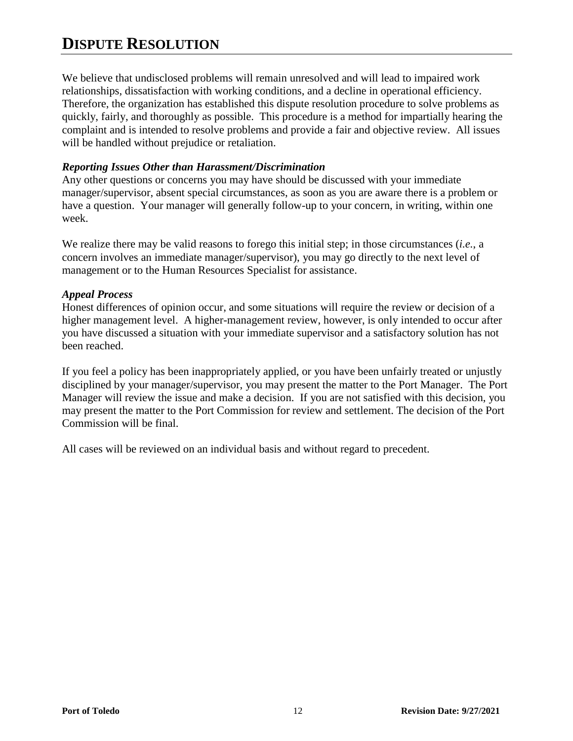# DISPUTE RESOLUTION

We believe that undisclosed problems will remain unresolved and will lead to impaired work relationships, dissatisfaction with working conditions, and a decline in operational efficiency. Therefore, the organization has established this dispute resolution procedure to solve problems as quickly, fairly, and thoroughly as possible. This procedure is a method for impartially hearing the complaint and is intended to resolve problems and provide a fair and objective review. All issues will be handled without prejudice or retaliation.

***Reporting Issues Other than Harassment/Discrimination***

Any other questions or concerns you may have should be discussed with your immediate manager/supervisor, absent special circumstances, as soon as you are aware there is a problem or have a question. Your manager will generally follow-up to your concern, in writing, within one week.

We realize there may be valid reasons to forego this initial step; in those circumstances (*i.e.*, a concern involves an immediate manager/supervisor), you may go directly to the next level of management or to the Human Resources Specialist for assistance.

***Appeal Process***

Honest differences of opinion occur, and some situations will require the review or decision of a higher management level. A higher-management review, however, is only intended to occur after you have discussed a situation with your immediate supervisor and a satisfactory solution has not been reached.

If you feel a policy has been inappropriately applied, or you have been unfairly treated or unjustly disciplined by your manager/supervisor, you may present the matter to the Port Manager. The Port Manager will review the issue and make a decision. If you are not satisfied with this decision, you may present the matter to the Port Commission for review and settlement. The decision of the Port Commission will be final.

All cases will be reviewed on an individual basis and without regard to precedent.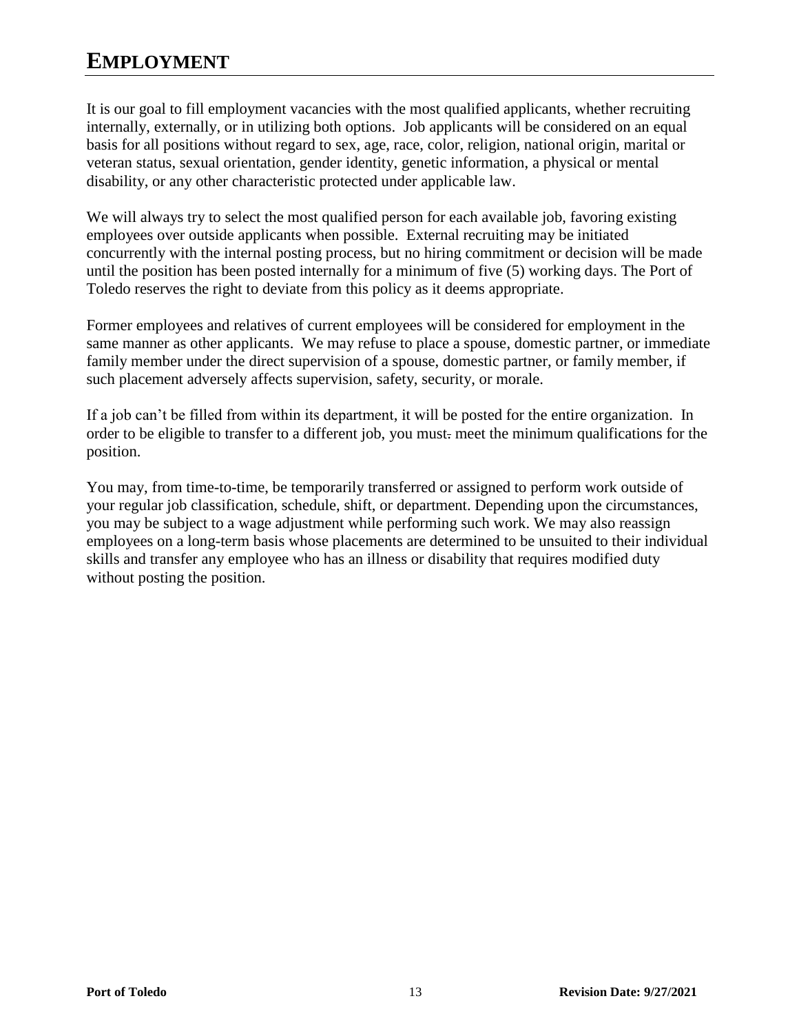# EMPLOYMENT

It is our goal to fill employment vacancies with the most qualified applicants, whether recruiting internally, externally, or in utilizing both options. Job applicants will be considered on an equal basis for all positions without regard to sex, age, race, color, religion, national origin, marital or veteran status, sexual orientation, gender identity, genetic information, a physical or mental disability, or any other characteristic protected under applicable law.

We will always try to select the most qualified person for each available job, favoring existing employees over outside applicants when possible. External recruiting may be initiated concurrently with the internal posting process, but no hiring commitment or decision will be made until the position has been posted internally for a minimum of five (5) working days. The Port of Toledo reserves the right to deviate from this policy as it deems appropriate.

Former employees and relatives of current employees will be considered for employment in the same manner as other applicants. We may refuse to place a spouse, domestic partner, or immediate family member under the direct supervision of a spouse, domestic partner, or family member, if such placement adversely affects supervision, safety, security, or morale.

If a job can't be filled from within its department, it will be posted for the entire organization. In order to be eligible to transfer to a different job, you must meet the minimum qualifications for the position.

You may, from time-to-time, be temporarily transferred or assigned to perform work outside of your regular job classification, schedule, shift, or department. Depending upon the circumstances, you may be subject to a wage adjustment while performing such work. We may also reassign employees on a long-term basis whose placements are determined to be unsuited to their individual skills and transfer any employee who has an illness or disability that requires modified duty without posting the position.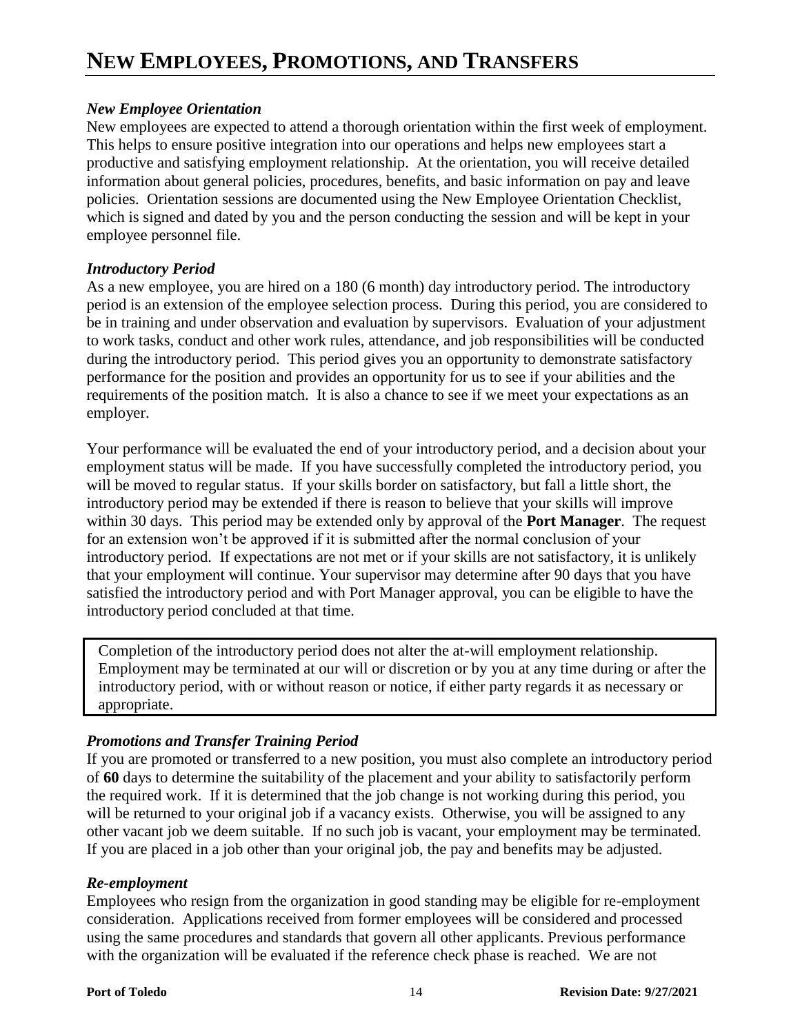# New Employees, Promotions, and Transfers

### *New Employee Orientation*

New employees are expected to attend a thorough orientation within the first week of employment. This helps to ensure positive integration into our operations and helps new employees start a productive and satisfying employment relationship. At the orientation, you will receive detailed information about general policies, procedures, benefits, and basic information on pay and leave policies. Orientation sessions are documented using the New Employee Orientation Checklist, which is signed and dated by you and the person conducting the session and will be kept in your employee personnel file.

### *Introductory Period*

As a new employee, you are hired on a 180 (6 month) day introductory period. The introductory period is an extension of the employee selection process. During this period, you are considered to be in training and under observation and evaluation by supervisors. Evaluation of your adjustment to work tasks, conduct and other work rules, attendance, and job responsibilities will be conducted during the introductory period. This period gives you an opportunity to demonstrate satisfactory performance for the position and provides an opportunity for us to see if your abilities and the requirements of the position match. It is also a chance to see if we meet your expectations as an employer.

Your performance will be evaluated the end of your introductory period, and a decision about your employment status will be made. If you have successfully completed the introductory period, you will be moved to regular status. If your skills border on satisfactory, but fall a little short, the introductory period may be extended if there is reason to believe that your skills will improve within 30 days. This period may be extended only by approval of the **Port Manager**. The request for an extension won't be approved if it is submitted after the normal conclusion of your introductory period. If expectations are not met or if your skills are not satisfactory, it is unlikely that your employment will continue. Your supervisor may determine after 90 days that you have satisfied the introductory period and with Port Manager approval, you can be eligible to have the introductory period concluded at that time.

Completion of the introductory period does not alter the at-will employment relationship. Employment may be terminated at our will or discretion or by you at any time during or after the introductory period, with or without reason or notice, if either party regards it as necessary or appropriate.

### *Promotions and Transfer Training Period*

If you are promoted or transferred to a new position, you must also complete an introductory period of **60** days to determine the suitability of the placement and your ability to satisfactorily perform the required work. If it is determined that the job change is not working during this period, you will be returned to your original job if a vacancy exists. Otherwise, you will be assigned to any other vacant job we deem suitable. If no such job is vacant, your employment may be terminated. If you are placed in a job other than your original job, the pay and benefits may be adjusted.

### *Re-employment*

Employees who resign from the organization in good standing may be eligible for re-employment consideration. Applications received from former employees will be considered and processed using the same procedures and standards that govern all other applicants. Previous performance with the organization will be evaluated if the reference check phase is reached. We are not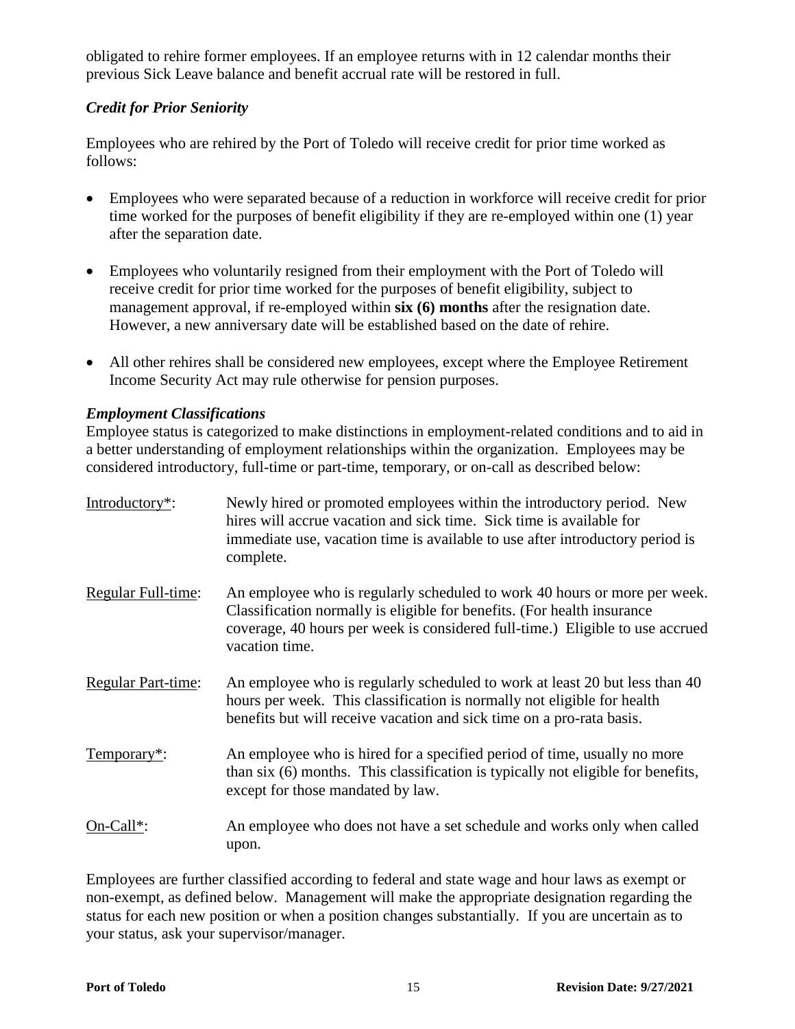obligated to rehire former employees. If an employee returns with in 12 calendar months their previous Sick Leave balance and benefit accrual rate will be restored in full.

### *Credit for Prior Seniority*

Employees who are rehired by the Port of Toledo will receive credit for prior time worked as follows:

- Employees who were separated because of a reduction in workforce will receive credit for prior time worked for the purposes of benefit eligibility if they are re-employed within one (1) year after the separation date.
- Employees who voluntarily resigned from their employment with the Port of Toledo will receive credit for prior time worked for the purposes of benefit eligibility, subject to management approval, if re-employed within **six (6) months** after the resignation date. However, a new anniversary date will be established based on the date of rehire.
- All other rehires shall be considered new employees, except where the Employee Retirement Income Security Act may rule otherwise for pension purposes.

### *Employment Classifications*

Employee status is categorized to make distinctions in employment-related conditions and to aid in a better understanding of employment relationships within the organization. Employees may be considered introductory, full-time or part-time, temporary, or on-call as described below:

| | |
|---|---|
| Introductory*: | Newly hired or promoted employees within the introductory period. New hires will accrue vacation and sick time. Sick time is available for immediate use, vacation time is available to use after introductory period is complete. |
| Regular Full-time: | An employee who is regularly scheduled to work 40 hours or more per week. Classification normally is eligible for benefits. (For health insurance coverage, 40 hours per week is considered full-time.) Eligible to use accrued vacation time. |
| Regular Part-time: | An employee who is regularly scheduled to work at least 20 but less than 40 hours per week. This classification is normally not eligible for health benefits but will receive vacation and sick time on a pro-rata basis. |
| Temporary*: | An employee who is hired for a specified period of time, usually no more than six (6) months. This classification is typically not eligible for benefits, except for those mandated by law. |
| On-Call*: | An employee who does not have a set schedule and works only when called upon. |

Employees are further classified according to federal and state wage and hour laws as exempt or non-exempt, as defined below. Management will make the appropriate designation regarding the status for each new position or when a position changes substantially. If you are uncertain as to your status, ask your supervisor/manager.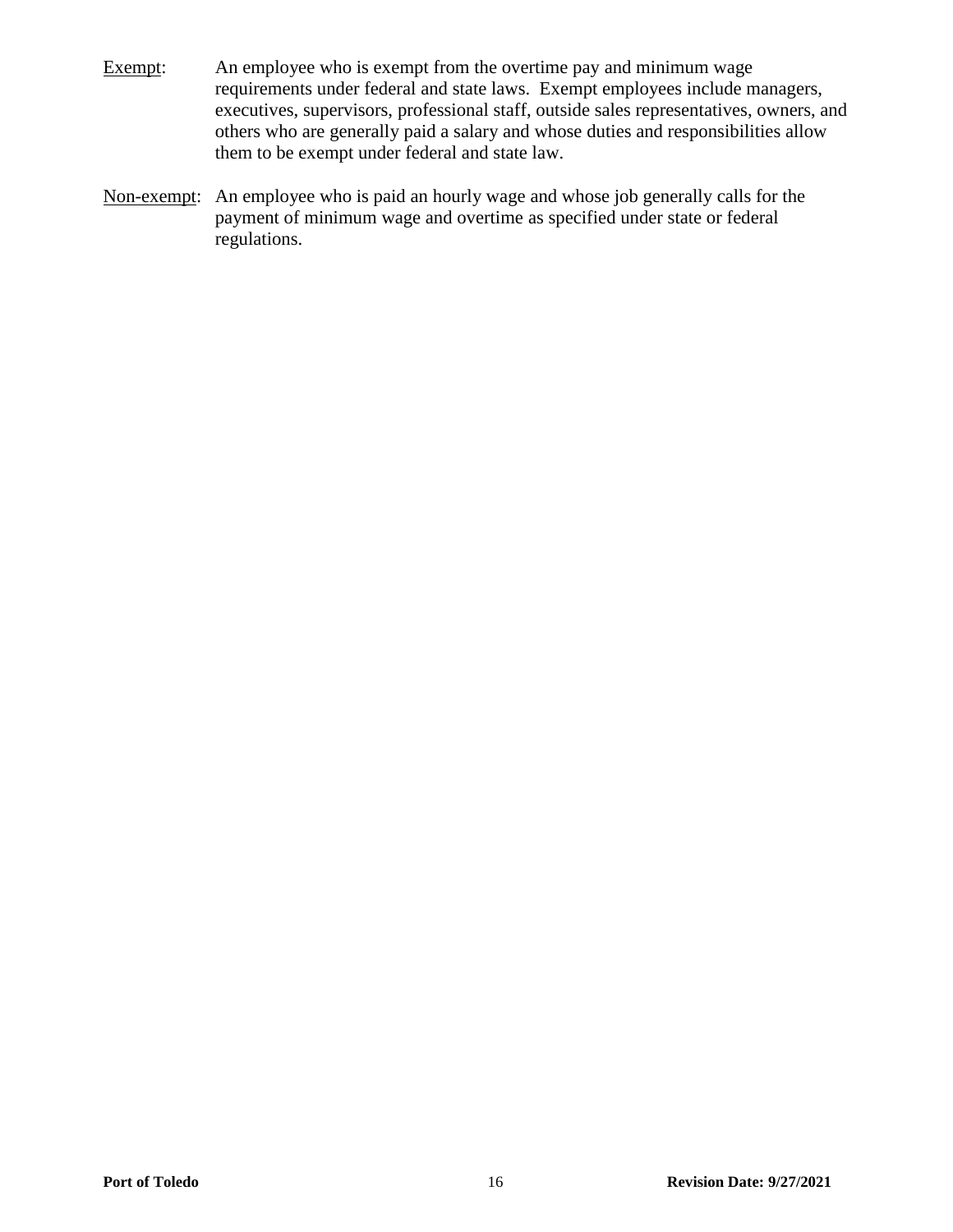<u>Exempt</u>: An employee who is exempt from the overtime pay and minimum wage requirements under federal and state laws. Exempt employees include managers, executives, supervisors, professional staff, outside sales representatives, owners, and others who are generally paid a salary and whose duties and responsibilities allow them to be exempt under federal and state law.

<u>Non-exempt</u>: An employee who is paid an hourly wage and whose job generally calls for the payment of minimum wage and overtime as specified under state or federal regulations.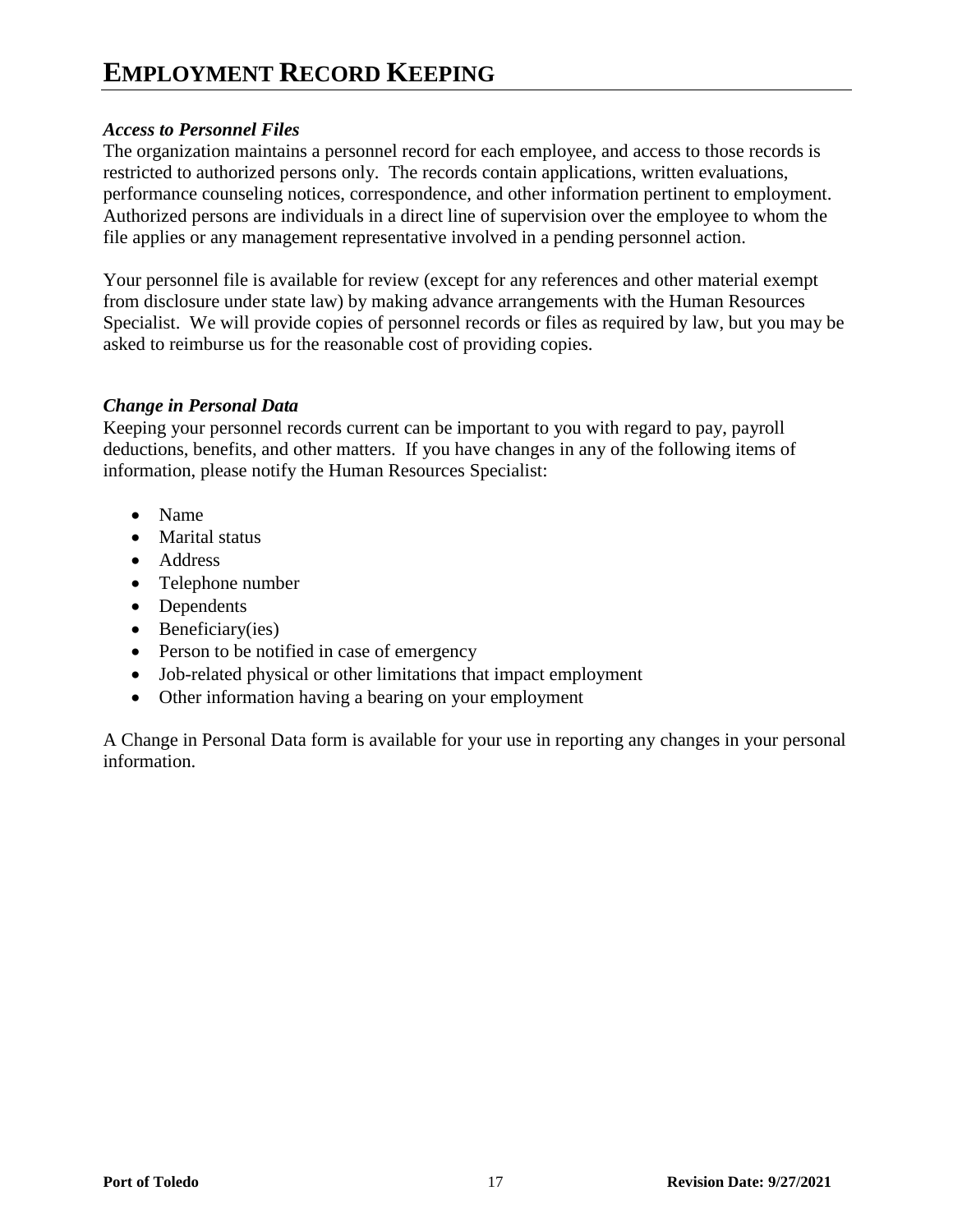# EMPLOYMENT RECORD KEEPING

### *Access to Personnel Files*

The organization maintains a personnel record for each employee, and access to those records is restricted to authorized persons only. The records contain applications, written evaluations, performance counseling notices, correspondence, and other information pertinent to employment. Authorized persons are individuals in a direct line of supervision over the employee to whom the file applies or any management representative involved in a pending personnel action.

Your personnel file is available for review (except for any references and other material exempt from disclosure under state law) by making advance arrangements with the Human Resources Specialist. We will provide copies of personnel records or files as required by law, but you may be asked to reimburse us for the reasonable cost of providing copies.

### *Change in Personal Data*

Keeping your personnel records current can be important to you with regard to pay, payroll deductions, benefits, and other matters. If you have changes in any of the following items of information, please notify the Human Resources Specialist:

- Name
- Marital status
- Address
- Telephone number
- Dependents
- Beneficiary(ies)
- Person to be notified in case of emergency
- Job-related physical or other limitations that impact employment
- Other information having a bearing on your employment

A Change in Personal Data form is available for your use in reporting any changes in your personal information.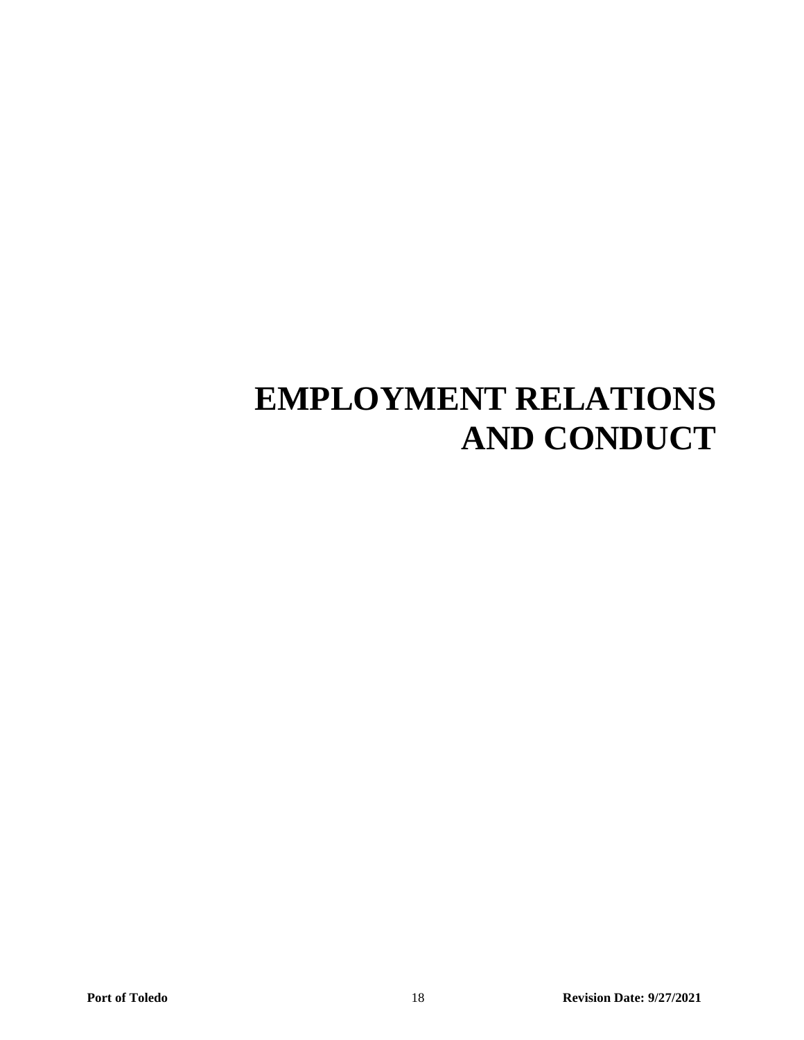# EMPLOYMENT RELATIONS AND CONDUCT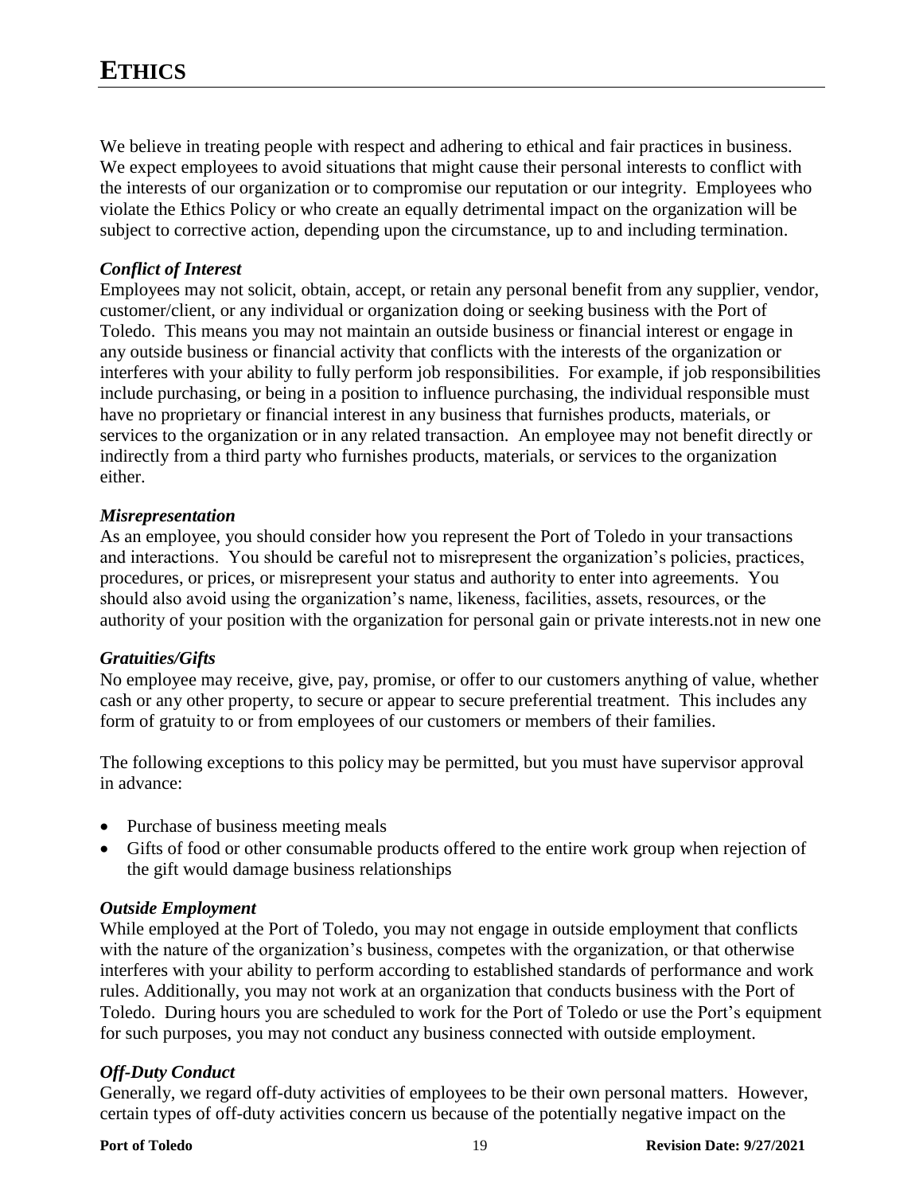# ETHICS

We believe in treating people with respect and adhering to ethical and fair practices in business. We expect employees to avoid situations that might cause their personal interests to conflict with the interests of our organization or to compromise our reputation or our integrity. Employees who violate the Ethics Policy or who create an equally detrimental impact on the organization will be subject to corrective action, depending upon the circumstance, up to and including termination.

### *Conflict of Interest*

Employees may not solicit, obtain, accept, or retain any personal benefit from any supplier, vendor, customer/client, or any individual or organization doing or seeking business with the Port of Toledo. This means you may not maintain an outside business or financial interest or engage in any outside business or financial activity that conflicts with the interests of the organization or interferes with your ability to fully perform job responsibilities. For example, if job responsibilities include purchasing, or being in a position to influence purchasing, the individual responsible must have no proprietary or financial interest in any business that furnishes products, materials, or services to the organization or in any related transaction. An employee may not benefit directly or indirectly from a third party who furnishes products, materials, or services to the organization either.

### *Misrepresentation*

As an employee, you should consider how you represent the Port of Toledo in your transactions and interactions. You should be careful not to misrepresent the organization's policies, practices, procedures, or prices, or misrepresent your status and authority to enter into agreements. You should also avoid using the organization's name, likeness, facilities, assets, resources, or the authority of your position with the organization for personal gain or private interests.not in new one

### *Gratuities/Gifts*

No employee may receive, give, pay, promise, or offer to our customers anything of value, whether cash or any other property, to secure or appear to secure preferential treatment. This includes any form of gratuity to or from employees of our customers or members of their families.

The following exceptions to this policy may be permitted, but you must have supervisor approval in advance:

- Purchase of business meeting meals
- Gifts of food or other consumable products offered to the entire work group when rejection of the gift would damage business relationships

### *Outside Employment*

While employed at the Port of Toledo, you may not engage in outside employment that conflicts with the nature of the organization's business, competes with the organization, or that otherwise interferes with your ability to perform according to established standards of performance and work rules. Additionally, you may not work at an organization that conducts business with the Port of Toledo. During hours you are scheduled to work for the Port of Toledo or use the Port's equipment for such purposes, you may not conduct any business connected with outside employment.

### *Off-Duty Conduct*

Generally, we regard off-duty activities of employees to be their own personal matters. However, certain types of off-duty activities concern us because of the potentially negative impact on the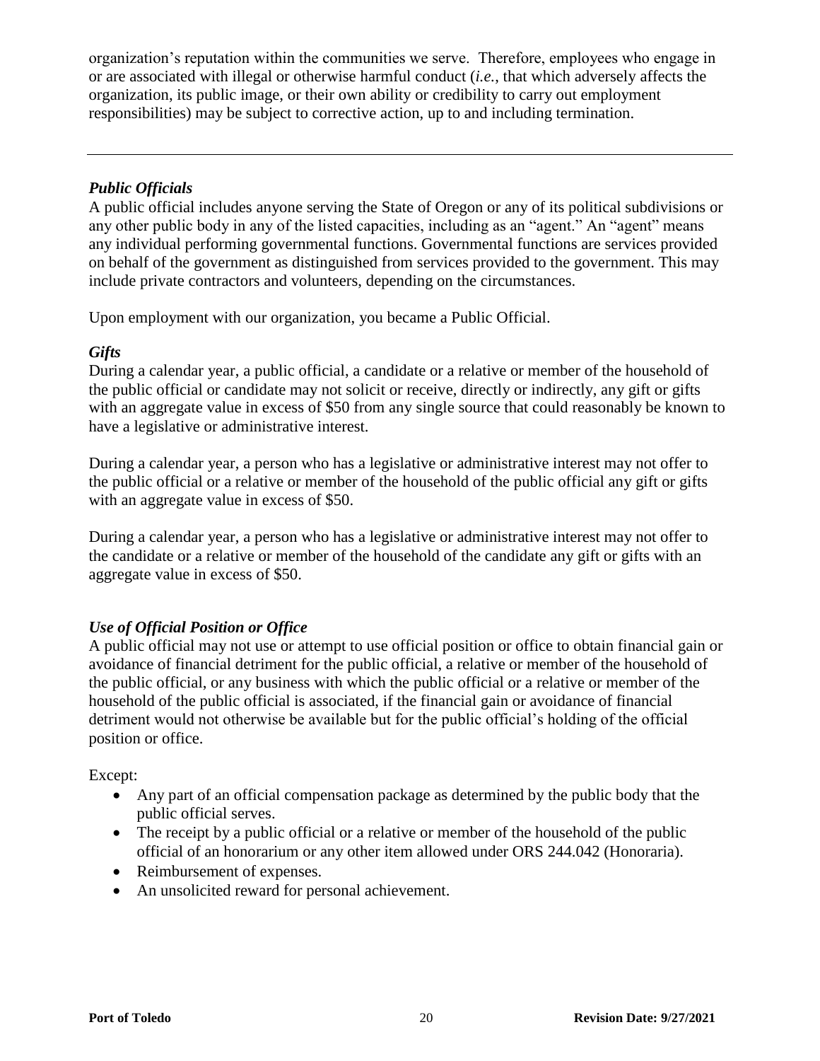organization's reputation within the communities we serve. Therefore, employees who engage in or are associated with illegal or otherwise harmful conduct (*i.e.*, that which adversely affects the organization, its public image, or their own ability or credibility to carry out employment responsibilities) may be subject to corrective action, up to and including termination.

---

### *Public Officials*

A public official includes anyone serving the State of Oregon or any of its political subdivisions or any other public body in any of the listed capacities, including as an "agent." An "agent" means any individual performing governmental functions. Governmental functions are services provided on behalf of the government as distinguished from services provided to the government. This may include private contractors and volunteers, depending on the circumstances.

Upon employment with our organization, you became a Public Official.

### *Gifts*

During a calendar year, a public official, a candidate or a relative or member of the household of the public official or candidate may not solicit or receive, directly or indirectly, any gift or gifts with an aggregate value in excess of $50 from any single source that could reasonably be known to have a legislative or administrative interest.

During a calendar year, a person who has a legislative or administrative interest may not offer to the public official or a relative or member of the household of the public official any gift or gifts with an aggregate value in excess of $50.

During a calendar year, a person who has a legislative or administrative interest may not offer to the candidate or a relative or member of the household of the candidate any gift or gifts with an aggregate value in excess of $50.

### *Use of Official Position or Office*

A public official may not use or attempt to use official position or office to obtain financial gain or avoidance of financial detriment for the public official, a relative or member of the household of the public official, or any business with which the public official or a relative or member of the household of the public official is associated, if the financial gain or avoidance of financial detriment would not otherwise be available but for the public official's holding of the official position or office.

Except:

- Any part of an official compensation package as determined by the public body that the public official serves.
- The receipt by a public official or a relative or member of the household of the public official of an honorarium or any other item allowed under ORS 244.042 (Honoraria).
- Reimbursement of expenses.
- An unsolicited reward for personal achievement.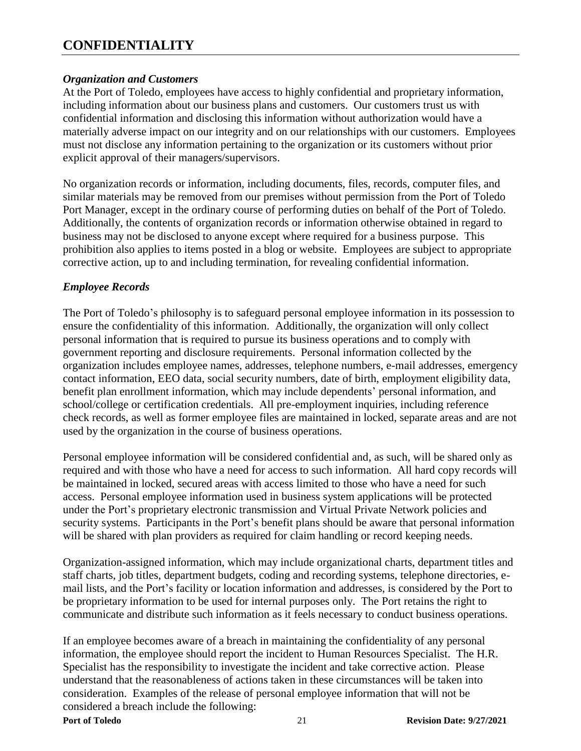# CONFIDENTIALITY

### *Organization and Customers*

At the Port of Toledo, employees have access to highly confidential and proprietary information, including information about our business plans and customers. Our customers trust us with confidential information and disclosing this information without authorization would have a materially adverse impact on our integrity and on our relationships with our customers. Employees must not disclose any information pertaining to the organization or its customers without prior explicit approval of their managers/supervisors.

No organization records or information, including documents, files, records, computer files, and similar materials may be removed from our premises without permission from the Port of Toledo Port Manager, except in the ordinary course of performing duties on behalf of the Port of Toledo. Additionally, the contents of organization records or information otherwise obtained in regard to business may not be disclosed to anyone except where required for a business purpose. This prohibition also applies to items posted in a blog or website. Employees are subject to appropriate corrective action, up to and including termination, for revealing confidential information.

### *Employee Records*

The Port of Toledo's philosophy is to safeguard personal employee information in its possession to ensure the confidentiality of this information. Additionally, the organization will only collect personal information that is required to pursue its business operations and to comply with government reporting and disclosure requirements. Personal information collected by the organization includes employee names, addresses, telephone numbers, e-mail addresses, emergency contact information, EEO data, social security numbers, date of birth, employment eligibility data, benefit plan enrollment information, which may include dependents' personal information, and school/college or certification credentials. All pre-employment inquiries, including reference check records, as well as former employee files are maintained in locked, separate areas and are not used by the organization in the course of business operations.

Personal employee information will be considered confidential and, as such, will be shared only as required and with those who have a need for access to such information. All hard copy records will be maintained in locked, secured areas with access limited to those who have a need for such access. Personal employee information used in business system applications will be protected under the Port's proprietary electronic transmission and Virtual Private Network policies and security systems. Participants in the Port's benefit plans should be aware that personal information will be shared with plan providers as required for claim handling or record keeping needs.

Organization-assigned information, which may include organizational charts, department titles and staff charts, job titles, department budgets, coding and recording systems, telephone directories, e-mail lists, and the Port's facility or location information and addresses, is considered by the Port to be proprietary information to be used for internal purposes only. The Port retains the right to communicate and distribute such information as it feels necessary to conduct business operations.

If an employee becomes aware of a breach in maintaining the confidentiality of any personal information, the employee should report the incident to Human Resources Specialist. The H.R. Specialist has the responsibility to investigate the incident and take corrective action. Please understand that the reasonableness of actions taken in these circumstances will be taken into consideration. Examples of the release of personal employee information that will not be considered a breach include the following: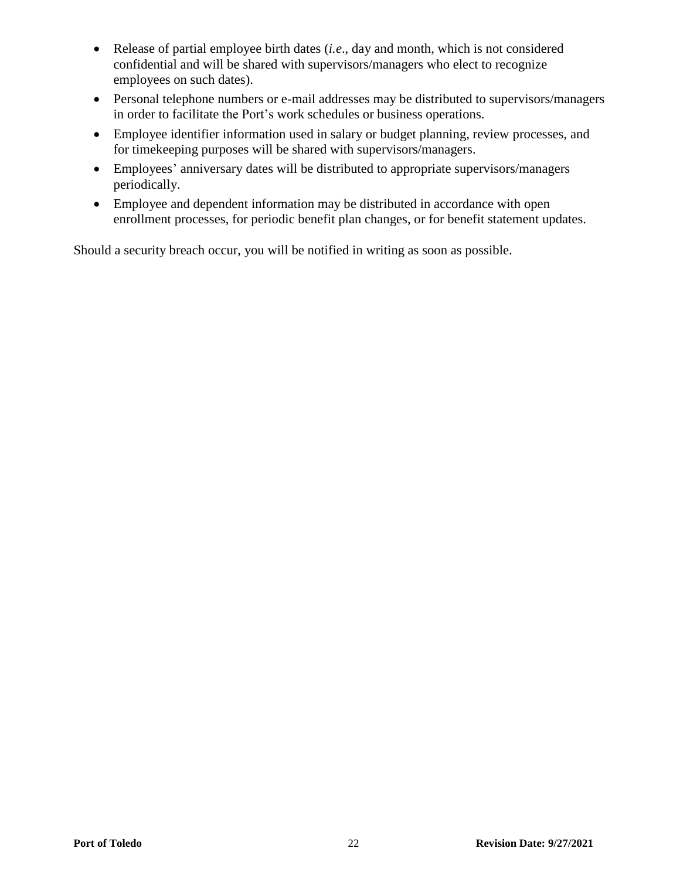- Release of partial employee birth dates (*i.e*., day and month, which is not considered confidential and will be shared with supervisors/managers who elect to recognize employees on such dates).
- Personal telephone numbers or e-mail addresses may be distributed to supervisors/managers in order to facilitate the Port's work schedules or business operations.
- Employee identifier information used in salary or budget planning, review processes, and for timekeeping purposes will be shared with supervisors/managers.
- Employees' anniversary dates will be distributed to appropriate supervisors/managers periodically.
- Employee and dependent information may be distributed in accordance with open enrollment processes, for periodic benefit plan changes, or for benefit statement updates.

Should a security breach occur, you will be notified in writing as soon as possible.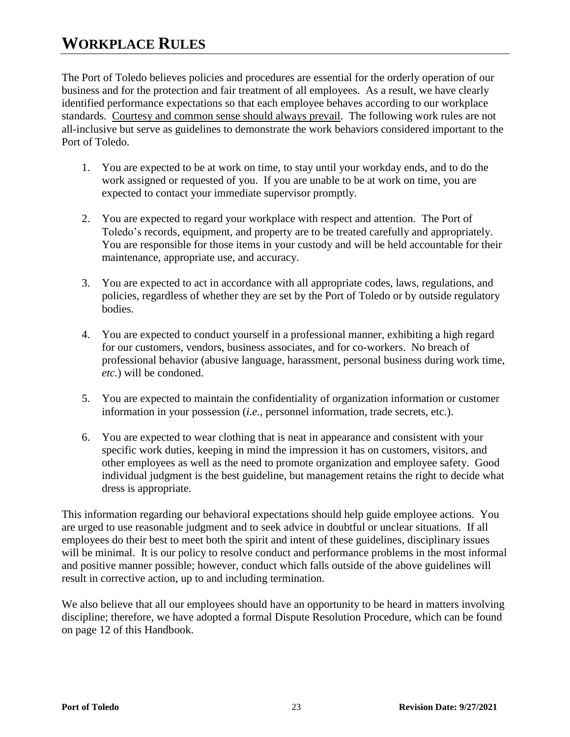# WORKPLACE RULES

The Port of Toledo believes policies and procedures are essential for the orderly operation of our business and for the protection and fair treatment of all employees. As a result, we have clearly identified performance expectations so that each employee behaves according to our workplace standards. <u>Courtesy and common sense should always prevail</u>. The following work rules are not all-inclusive but serve as guidelines to demonstrate the work behaviors considered important to the Port of Toledo.

1. You are expected to be at work on time, to stay until your workday ends, and to do the work assigned or requested of you. If you are unable to be at work on time, you are expected to contact your immediate supervisor promptly.

2. You are expected to regard your workplace with respect and attention. The Port of Toledo's records, equipment, and property are to be treated carefully and appropriately. You are responsible for those items in your custody and will be held accountable for their maintenance, appropriate use, and accuracy.

3. You are expected to act in accordance with all appropriate codes, laws, regulations, and policies, regardless of whether they are set by the Port of Toledo or by outside regulatory bodies.

4. You are expected to conduct yourself in a professional manner, exhibiting a high regard for our customers, vendors, business associates, and for co-workers. No breach of professional behavior (abusive language, harassment, personal business during work time, *etc.*) will be condoned.

5. You are expected to maintain the confidentiality of organization information or customer information in your possession (*i.e.*, personnel information, trade secrets, etc.).

6. You are expected to wear clothing that is neat in appearance and consistent with your specific work duties, keeping in mind the impression it has on customers, visitors, and other employees as well as the need to promote organization and employee safety. Good individual judgment is the best guideline, but management retains the right to decide what dress is appropriate.

This information regarding our behavioral expectations should help guide employee actions. You are urged to use reasonable judgment and to seek advice in doubtful or unclear situations. If all employees do their best to meet both the spirit and intent of these guidelines, disciplinary issues will be minimal. It is our policy to resolve conduct and performance problems in the most informal and positive manner possible; however, conduct which falls outside of the above guidelines will result in corrective action, up to and including termination.

We also believe that all our employees should have an opportunity to be heard in matters involving discipline; therefore, we have adopted a formal Dispute Resolution Procedure, which can be found on page 12 of this Handbook.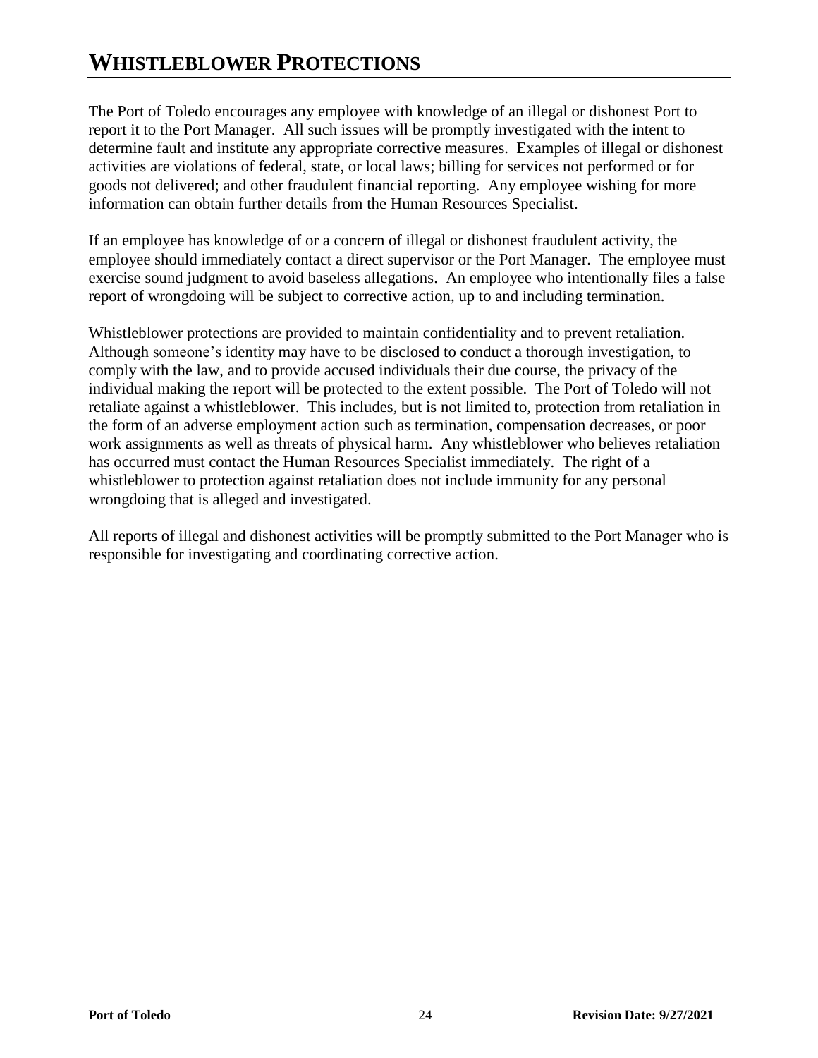# WHISTLEBLOWER PROTECTIONS

The Port of Toledo encourages any employee with knowledge of an illegal or dishonest Port to report it to the Port Manager. All such issues will be promptly investigated with the intent to determine fault and institute any appropriate corrective measures. Examples of illegal or dishonest activities are violations of federal, state, or local laws; billing for services not performed or for goods not delivered; and other fraudulent financial reporting. Any employee wishing for more information can obtain further details from the Human Resources Specialist.

If an employee has knowledge of or a concern of illegal or dishonest fraudulent activity, the employee should immediately contact a direct supervisor or the Port Manager. The employee must exercise sound judgment to avoid baseless allegations. An employee who intentionally files a false report of wrongdoing will be subject to corrective action, up to and including termination.

Whistleblower protections are provided to maintain confidentiality and to prevent retaliation. Although someone's identity may have to be disclosed to conduct a thorough investigation, to comply with the law, and to provide accused individuals their due course, the privacy of the individual making the report will be protected to the extent possible. The Port of Toledo will not retaliate against a whistleblower. This includes, but is not limited to, protection from retaliation in the form of an adverse employment action such as termination, compensation decreases, or poor work assignments as well as threats of physical harm. Any whistleblower who believes retaliation has occurred must contact the Human Resources Specialist immediately. The right of a whistleblower to protection against retaliation does not include immunity for any personal wrongdoing that is alleged and investigated.

All reports of illegal and dishonest activities will be promptly submitted to the Port Manager who is responsible for investigating and coordinating corrective action.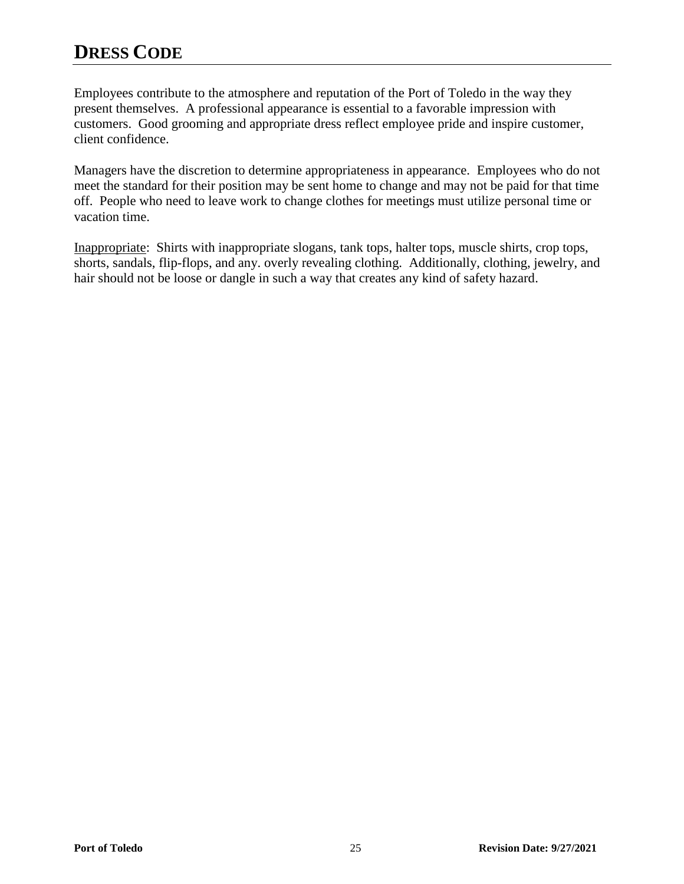# DRESS CODE

Employees contribute to the atmosphere and reputation of the Port of Toledo in the way they present themselves. A professional appearance is essential to a favorable impression with customers. Good grooming and appropriate dress reflect employee pride and inspire customer, client confidence.

Managers have the discretion to determine appropriateness in appearance. Employees who do not meet the standard for their position may be sent home to change and may not be paid for that time off. People who need to leave work to change clothes for meetings must utilize personal time or vacation time.

<u>Inappropriate</u>: Shirts with inappropriate slogans, tank tops, halter tops, muscle shirts, crop tops, shorts, sandals, flip-flops, and any. overly revealing clothing. Additionally, clothing, jewelry, and hair should not be loose or dangle in such a way that creates any kind of safety hazard.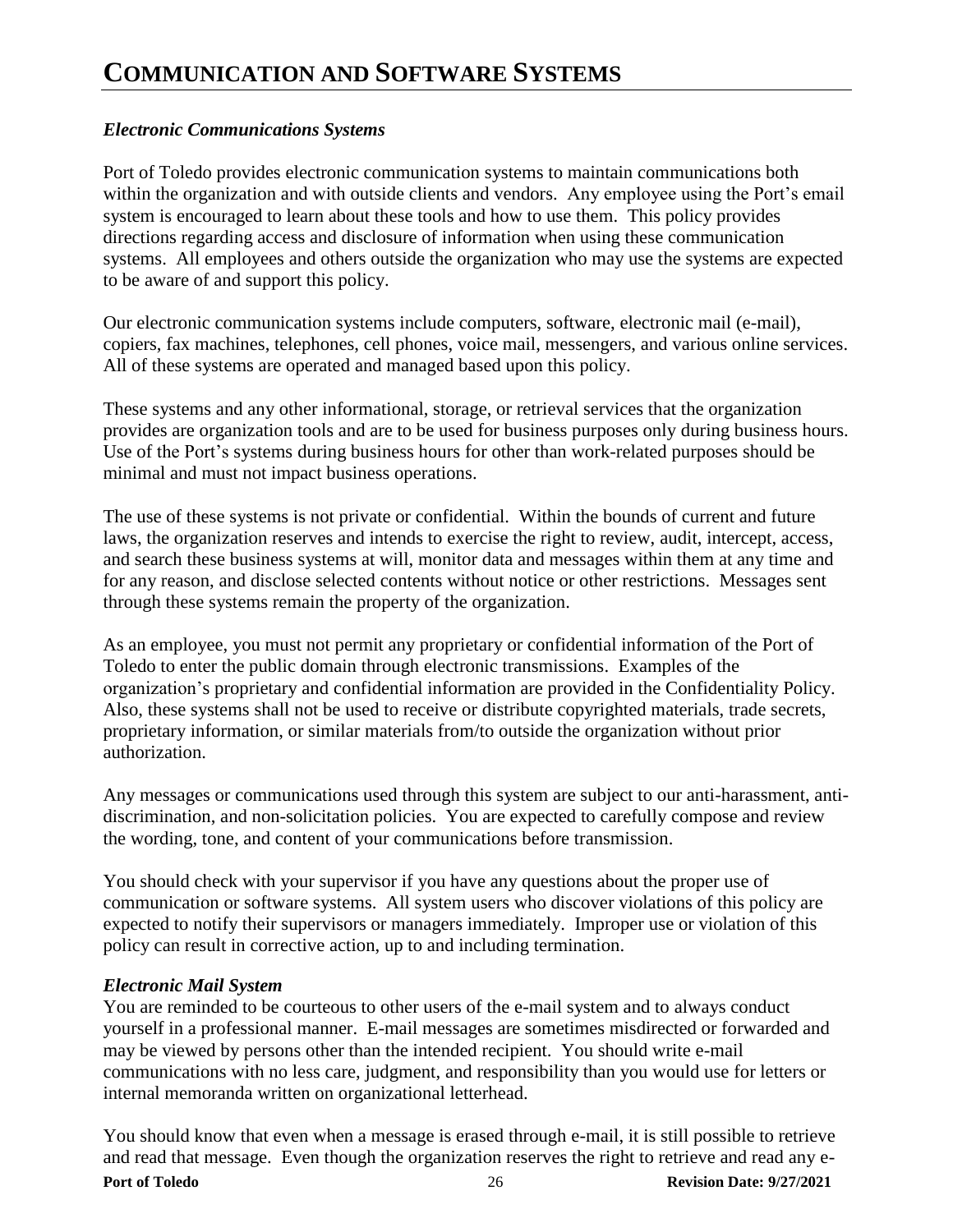# COMMUNICATION AND SOFTWARE SYSTEMS

### *Electronic Communications Systems*

Port of Toledo provides electronic communication systems to maintain communications both within the organization and with outside clients and vendors. Any employee using the Port's email system is encouraged to learn about these tools and how to use them. This policy provides directions regarding access and disclosure of information when using these communication systems. All employees and others outside the organization who may use the systems are expected to be aware of and support this policy.

Our electronic communication systems include computers, software, electronic mail (e-mail), copiers, fax machines, telephones, cell phones, voice mail, messengers, and various online services. All of these systems are operated and managed based upon this policy.

These systems and any other informational, storage, or retrieval services that the organization provides are organization tools and are to be used for business purposes only during business hours. Use of the Port's systems during business hours for other than work-related purposes should be minimal and must not impact business operations.

The use of these systems is not private or confidential. Within the bounds of current and future laws, the organization reserves and intends to exercise the right to review, audit, intercept, access, and search these business systems at will, monitor data and messages within them at any time and for any reason, and disclose selected contents without notice or other restrictions. Messages sent through these systems remain the property of the organization.

As an employee, you must not permit any proprietary or confidential information of the Port of Toledo to enter the public domain through electronic transmissions. Examples of the organization's proprietary and confidential information are provided in the Confidentiality Policy. Also, these systems shall not be used to receive or distribute copyrighted materials, trade secrets, proprietary information, or similar materials from/to outside the organization without prior authorization.

Any messages or communications used through this system are subject to our anti-harassment, anti-discrimination, and non-solicitation policies. You are expected to carefully compose and review the wording, tone, and content of your communications before transmission.

You should check with your supervisor if you have any questions about the proper use of communication or software systems. All system users who discover violations of this policy are expected to notify their supervisors or managers immediately. Improper use or violation of this policy can result in corrective action, up to and including termination.

### *Electronic Mail System*

You are reminded to be courteous to other users of the e-mail system and to always conduct yourself in a professional manner. E-mail messages are sometimes misdirected or forwarded and may be viewed by persons other than the intended recipient. You should write e-mail communications with no less care, judgment, and responsibility than you would use for letters or internal memoranda written on organizational letterhead.

You should know that even when a message is erased through e-mail, it is still possible to retrieve and read that message. Even though the organization reserves the right to retrieve and read any e-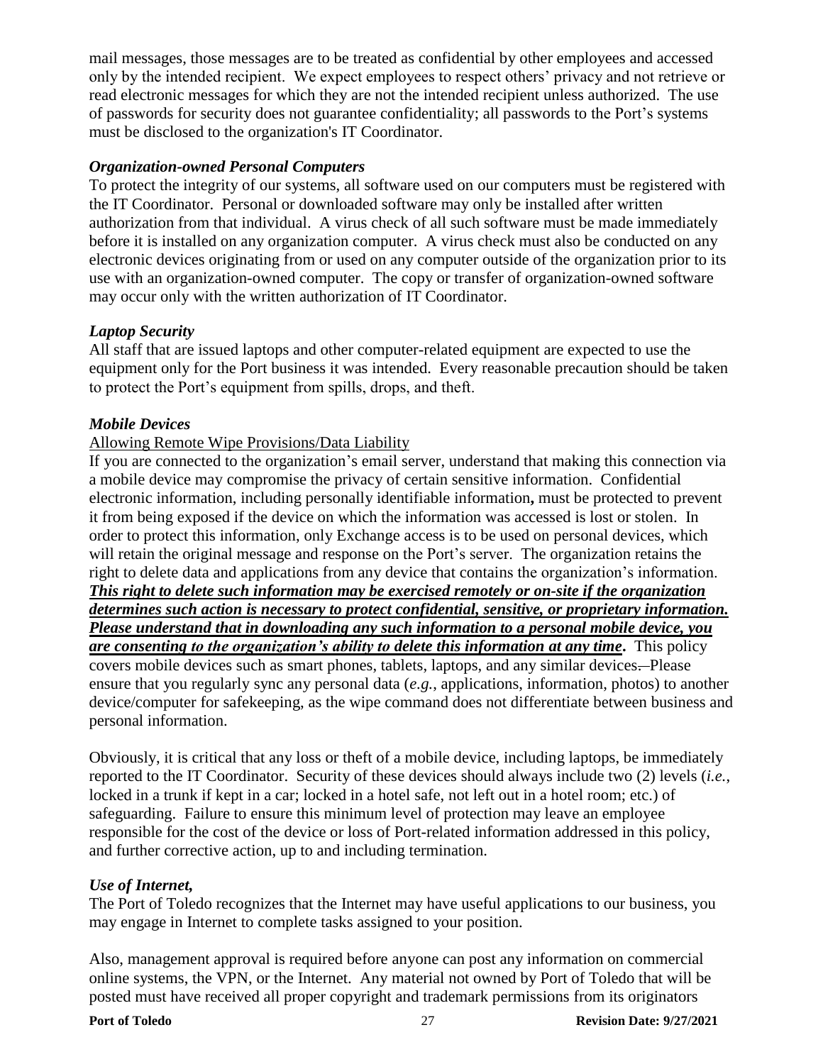mail messages, those messages are to be treated as confidential by other employees and accessed only by the intended recipient. We expect employees to respect others' privacy and not retrieve or read electronic messages for which they are not the intended recipient unless authorized. The use of passwords for security does not guarantee confidentiality; all passwords to the Port's systems must be disclosed to the organization's IT Coordinator.

***Organization-owned Personal Computers***

To protect the integrity of our systems, all software used on our computers must be registered with the IT Coordinator. Personal or downloaded software may only be installed after written authorization from that individual. A virus check of all such software must be made immediately before it is installed on any organization computer. A virus check must also be conducted on any electronic devices originating from or used on any computer outside of the organization prior to its use with an organization-owned computer. The copy or transfer of organization-owned software may occur only with the written authorization of IT Coordinator.

***Laptop Security***

All staff that are issued laptops and other computer-related equipment are expected to use the equipment only for the Port business it was intended. Every reasonable precaution should be taken to protect the Port's equipment from spills, drops, and theft.

***Mobile Devices***

<u>Allowing Remote Wipe Provisions/Data Liability</u>

If you are connected to the organization's email server, understand that making this connection via a mobile device may compromise the privacy of certain sensitive information. Confidential electronic information, including personally identifiable information**,** must be protected to prevent it from being exposed if the device on which the information was accessed is lost or stolen. In order to protect this information, only Exchange access is to be used on personal devices, which will retain the original message and response on the Port's server. The organization retains the right to delete data and applications from any device that contains the organization's information. ***<u>This right to delete such information may be exercised remotely or on-site if the organization determines such action is necessary to protect confidential, sensitive, or proprietary information. Please understand that in downloading any such information to a personal mobile device, you are consenting to the organization's ability to delete this information at any time</u>*****.** This policy covers mobile devices such as smart phones, tablets, laptops, and any similar devices. Please ensure that you regularly sync any personal data (*e.g.*, applications, information, photos) to another device/computer for safekeeping, as the wipe command does not differentiate between business and personal information.

Obviously, it is critical that any loss or theft of a mobile device, including laptops, be immediately reported to the IT Coordinator. Security of these devices should always include two (2) levels (*i.e.*, locked in a trunk if kept in a car; locked in a hotel safe, not left out in a hotel room; etc.) of safeguarding. Failure to ensure this minimum level of protection may leave an employee responsible for the cost of the device or loss of Port-related information addressed in this policy, and further corrective action, up to and including termination.

***Use of Internet,***

The Port of Toledo recognizes that the Internet may have useful applications to our business, you may engage in Internet to complete tasks assigned to your position.

Also, management approval is required before anyone can post any information on commercial online systems, the VPN, or the Internet. Any material not owned by Port of Toledo that will be posted must have received all proper copyright and trademark permissions from its originators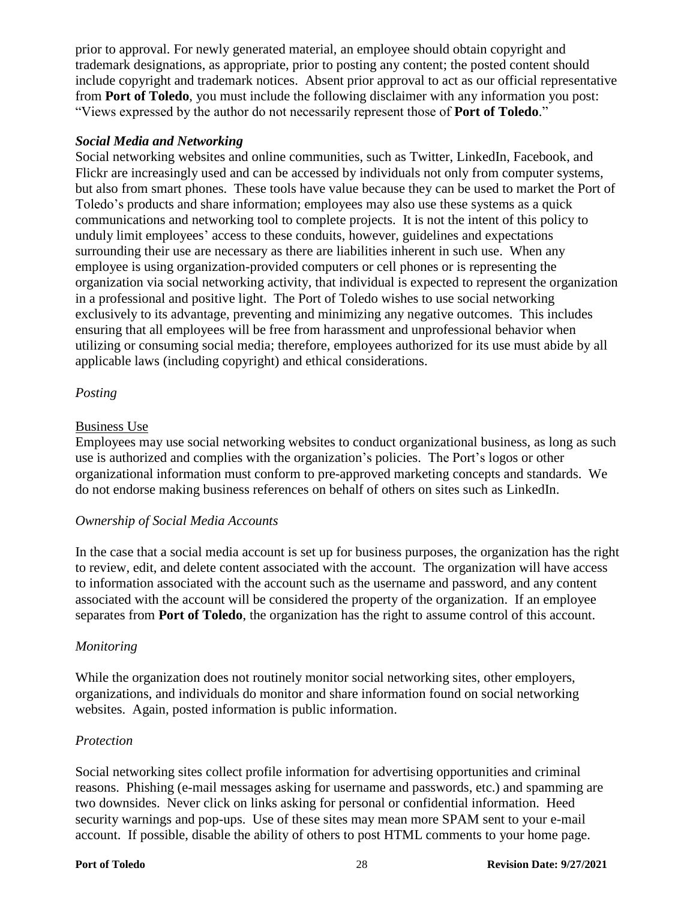prior to approval. For newly generated material, an employee should obtain copyright and trademark designations, as appropriate, prior to posting any content; the posted content should include copyright and trademark notices. Absent prior approval to act as our official representative from **Port of Toledo**, you must include the following disclaimer with any information you post: "Views expressed by the author do not necessarily represent those of **Port of Toledo**."

### *Social Media and Networking*

Social networking websites and online communities, such as Twitter, LinkedIn, Facebook, and Flickr are increasingly used and can be accessed by individuals not only from computer systems, but also from smart phones. These tools have value because they can be used to market the Port of Toledo's products and share information; employees may also use these systems as a quick communications and networking tool to complete projects. It is not the intent of this policy to unduly limit employees' access to these conduits, however, guidelines and expectations surrounding their use are necessary as there are liabilities inherent in such use. When any employee is using organization-provided computers or cell phones or is representing the organization via social networking activity, that individual is expected to represent the organization in a professional and positive light. The Port of Toledo wishes to use social networking exclusively to its advantage, preventing and minimizing any negative outcomes. This includes ensuring that all employees will be free from harassment and unprofessional behavior when utilizing or consuming social media; therefore, employees authorized for its use must abide by all applicable laws (including copyright) and ethical considerations.

#### *Posting*

<u>Business Use</u>

Employees may use social networking websites to conduct organizational business, as long as such use is authorized and complies with the organization's policies. The Port's logos or other organizational information must conform to pre-approved marketing concepts and standards. We do not endorse making business references on behalf of others on sites such as LinkedIn.

#### *Ownership of Social Media Accounts*

In the case that a social media account is set up for business purposes, the organization has the right to review, edit, and delete content associated with the account. The organization will have access to information associated with the account such as the username and password, and any content associated with the account will be considered the property of the organization. If an employee separates from **Port of Toledo**, the organization has the right to assume control of this account.

#### *Monitoring*

While the organization does not routinely monitor social networking sites, other employers, organizations, and individuals do monitor and share information found on social networking websites. Again, posted information is public information.

#### *Protection*

Social networking sites collect profile information for advertising opportunities and criminal reasons. Phishing (e-mail messages asking for username and passwords, etc.) and spamming are two downsides. Never click on links asking for personal or confidential information. Heed security warnings and pop-ups. Use of these sites may mean more SPAM sent to your e-mail account. If possible, disable the ability of others to post HTML comments to your home page.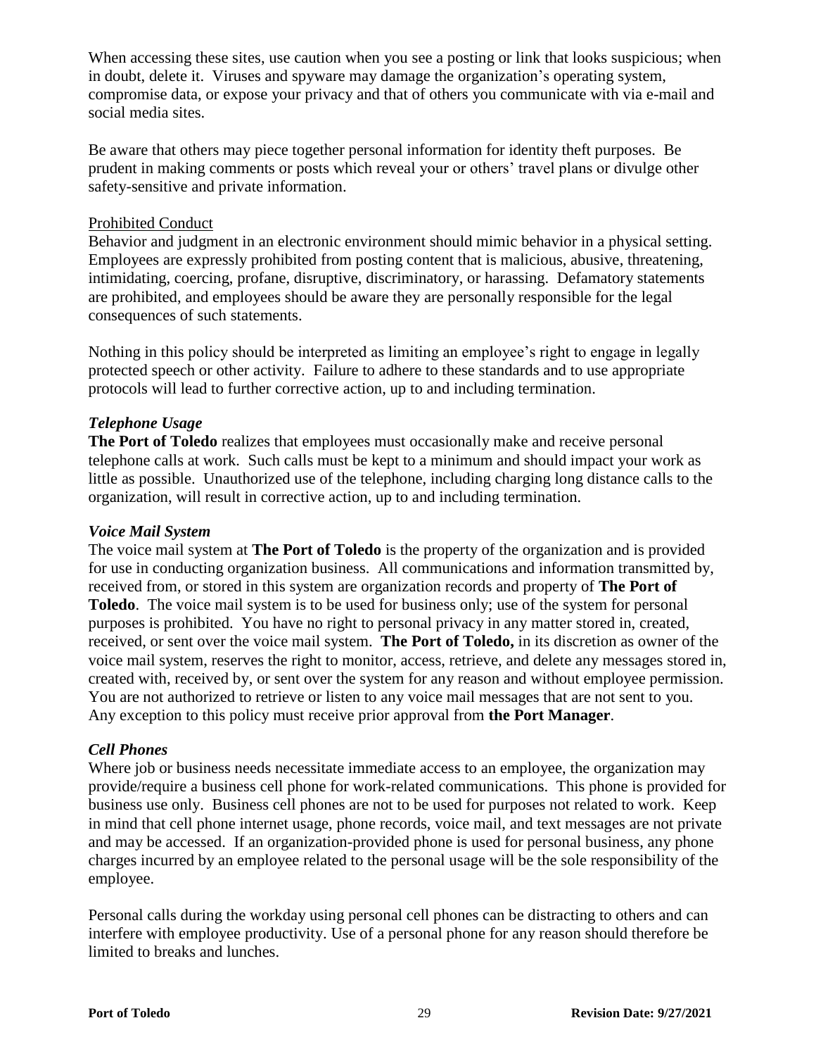When accessing these sites, use caution when you see a posting or link that looks suspicious; when in doubt, delete it. Viruses and spyware may damage the organization's operating system, compromise data, or expose your privacy and that of others you communicate with via e-mail and social media sites.

Be aware that others may piece together personal information for identity theft purposes. Be prudent in making comments or posts which reveal your or others' travel plans or divulge other safety-sensitive and private information.

Prohibited Conduct

Behavior and judgment in an electronic environment should mimic behavior in a physical setting. Employees are expressly prohibited from posting content that is malicious, abusive, threatening, intimidating, coercing, profane, disruptive, discriminatory, or harassing. Defamatory statements are prohibited, and employees should be aware they are personally responsible for the legal consequences of such statements.

Nothing in this policy should be interpreted as limiting an employee's right to engage in legally protected speech or other activity. Failure to adhere to these standards and to use appropriate protocols will lead to further corrective action, up to and including termination.

### *Telephone Usage*

**The Port of Toledo** realizes that employees must occasionally make and receive personal telephone calls at work. Such calls must be kept to a minimum and should impact your work as little as possible. Unauthorized use of the telephone, including charging long distance calls to the organization, will result in corrective action, up to and including termination.

### *Voice Mail System*

The voice mail system at **The Port of Toledo** is the property of the organization and is provided for use in conducting organization business. All communications and information transmitted by, received from, or stored in this system are organization records and property of **The Port of Toledo**. The voice mail system is to be used for business only; use of the system for personal purposes is prohibited. You have no right to personal privacy in any matter stored in, created, received, or sent over the voice mail system. **The Port of Toledo,** in its discretion as owner of the voice mail system, reserves the right to monitor, access, retrieve, and delete any messages stored in, created with, received by, or sent over the system for any reason and without employee permission. You are not authorized to retrieve or listen to any voice mail messages that are not sent to you. Any exception to this policy must receive prior approval from **the Port Manager**.

### *Cell Phones*

Where job or business needs necessitate immediate access to an employee, the organization may provide/require a business cell phone for work-related communications. This phone is provided for business use only. Business cell phones are not to be used for purposes not related to work. Keep in mind that cell phone internet usage, phone records, voice mail, and text messages are not private and may be accessed. If an organization-provided phone is used for personal business, any phone charges incurred by an employee related to the personal usage will be the sole responsibility of the employee.

Personal calls during the workday using personal cell phones can be distracting to others and can interfere with employee productivity. Use of a personal phone for any reason should therefore be limited to breaks and lunches.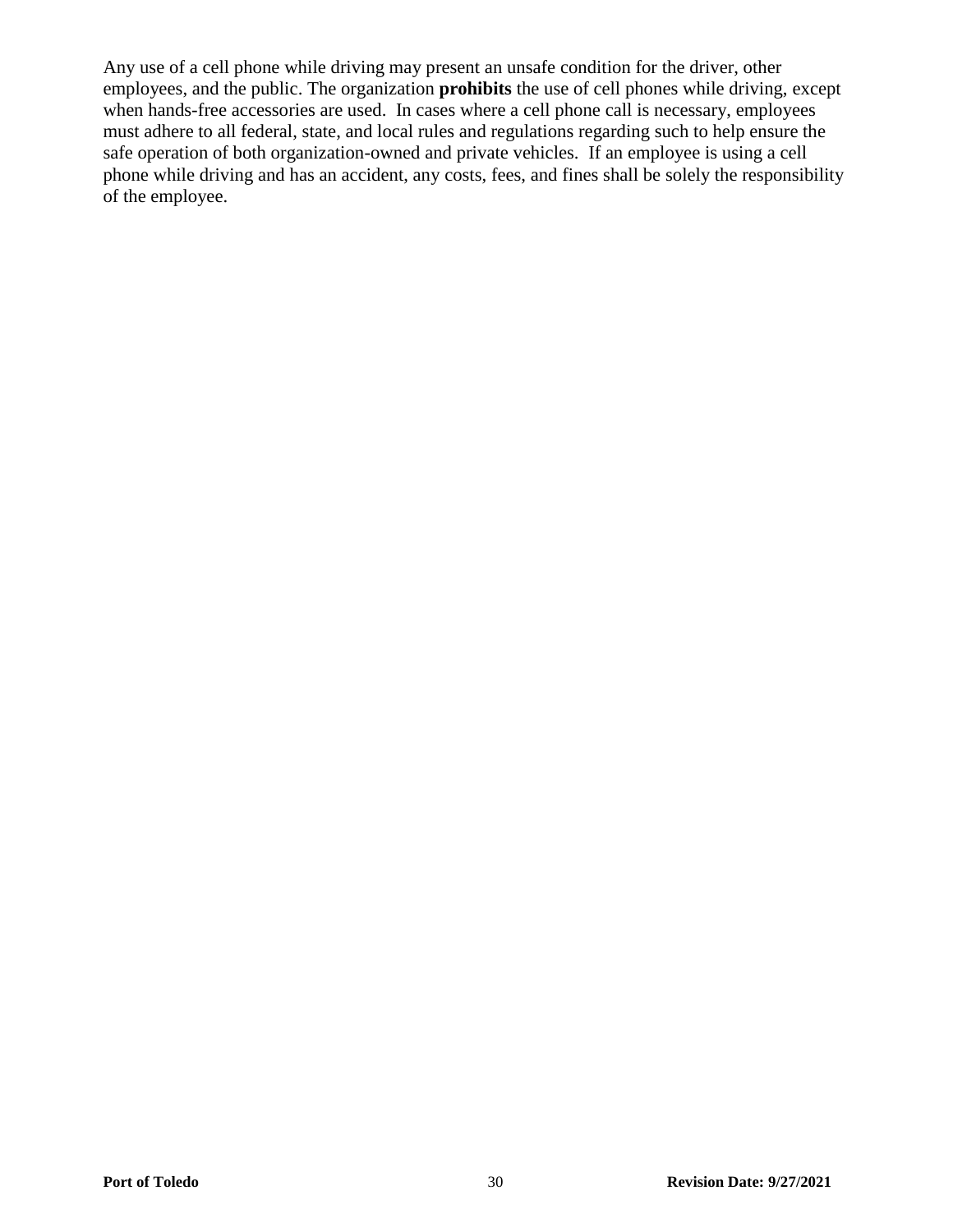Any use of a cell phone while driving may present an unsafe condition for the driver, other employees, and the public. The organization **prohibits** the use of cell phones while driving, except when hands-free accessories are used. In cases where a cell phone call is necessary, employees must adhere to all federal, state, and local rules and regulations regarding such to help ensure the safe operation of both organization-owned and private vehicles. If an employee is using a cell phone while driving and has an accident, any costs, fees, and fines shall be solely the responsibility of the employee.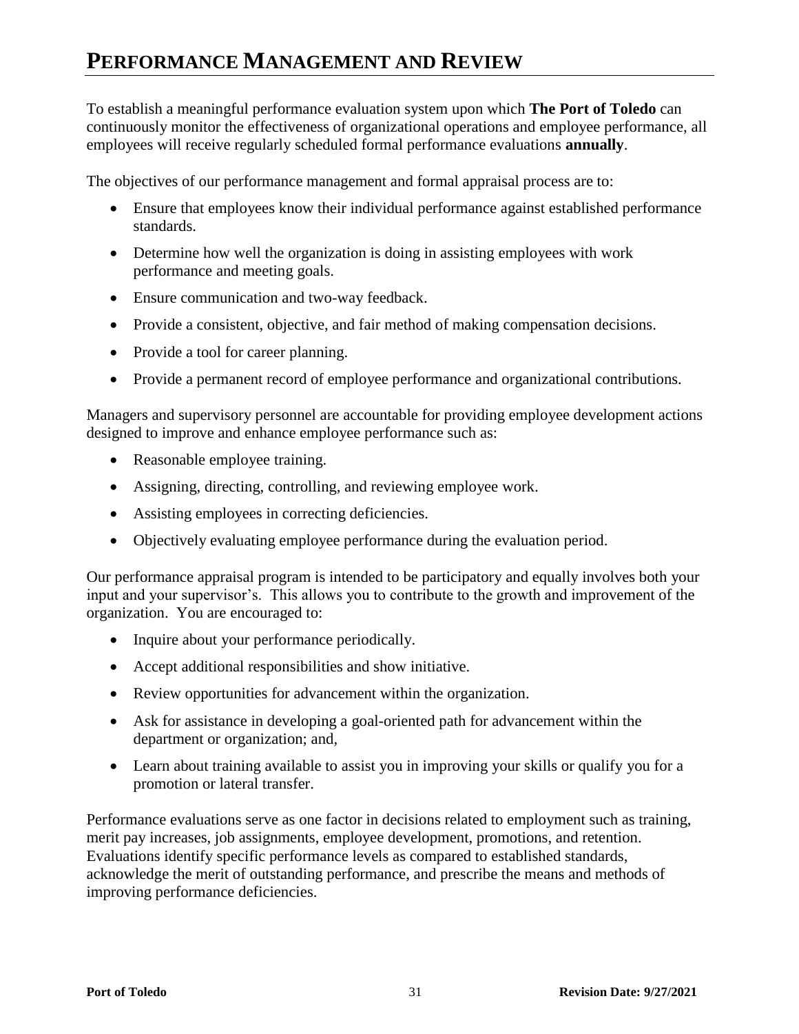# PERFORMANCE MANAGEMENT AND REVIEW

To establish a meaningful performance evaluation system upon which **The Port of Toledo** can continuously monitor the effectiveness of organizational operations and employee performance, all employees will receive regularly scheduled formal performance evaluations **annually**.

The objectives of our performance management and formal appraisal process are to:

- Ensure that employees know their individual performance against established performance standards.
- Determine how well the organization is doing in assisting employees with work performance and meeting goals.
- Ensure communication and two-way feedback.
- Provide a consistent, objective, and fair method of making compensation decisions.
- Provide a tool for career planning.
- Provide a permanent record of employee performance and organizational contributions.

Managers and supervisory personnel are accountable for providing employee development actions designed to improve and enhance employee performance such as:

- Reasonable employee training.
- Assigning, directing, controlling, and reviewing employee work.
- Assisting employees in correcting deficiencies.
- Objectively evaluating employee performance during the evaluation period.

Our performance appraisal program is intended to be participatory and equally involves both your input and your supervisor's. This allows you to contribute to the growth and improvement of the organization. You are encouraged to:

- Inquire about your performance periodically.
- Accept additional responsibilities and show initiative.
- Review opportunities for advancement within the organization.
- Ask for assistance in developing a goal-oriented path for advancement within the department or organization; and,
- Learn about training available to assist you in improving your skills or qualify you for a promotion or lateral transfer.

Performance evaluations serve as one factor in decisions related to employment such as training, merit pay increases, job assignments, employee development, promotions, and retention. Evaluations identify specific performance levels as compared to established standards, acknowledge the merit of outstanding performance, and prescribe the means and methods of improving performance deficiencies.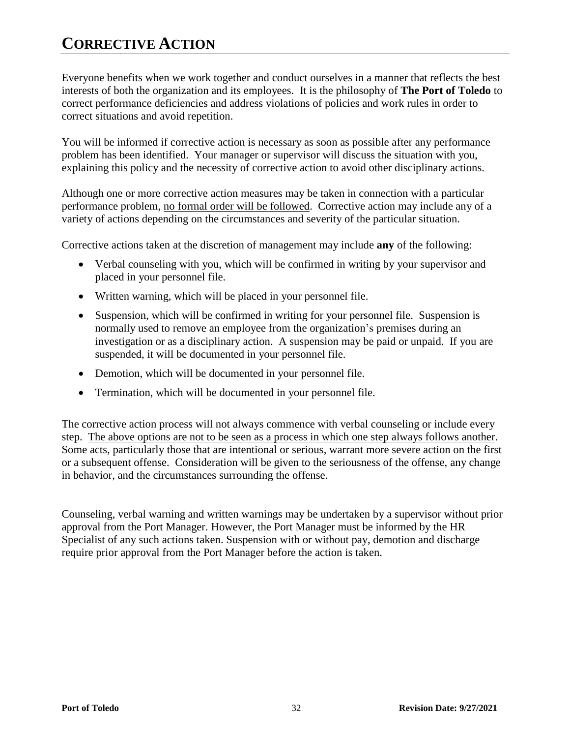# CORRECTIVE ACTION

Everyone benefits when we work together and conduct ourselves in a manner that reflects the best interests of both the organization and its employees. It is the philosophy of **The Port of Toledo** to correct performance deficiencies and address violations of policies and work rules in order to correct situations and avoid repetition.

You will be informed if corrective action is necessary as soon as possible after any performance problem has been identified. Your manager or supervisor will discuss the situation with you, explaining this policy and the necessity of corrective action to avoid other disciplinary actions.

Although one or more corrective action measures may be taken in connection with a particular performance problem, <u>no formal order will be followed</u>. Corrective action may include any of a variety of actions depending on the circumstances and severity of the particular situation.

Corrective actions taken at the discretion of management may include **any** of the following:

- Verbal counseling with you, which will be confirmed in writing by your supervisor and placed in your personnel file.
- Written warning, which will be placed in your personnel file.
- Suspension, which will be confirmed in writing for your personnel file. Suspension is normally used to remove an employee from the organization's premises during an investigation or as a disciplinary action. A suspension may be paid or unpaid. If you are suspended, it will be documented in your personnel file.
- Demotion, which will be documented in your personnel file.
- Termination, which will be documented in your personnel file.

The corrective action process will not always commence with verbal counseling or include every step. <u>The above options are not to be seen as a process in which one step always follows another</u>. Some acts, particularly those that are intentional or serious, warrant more severe action on the first or a subsequent offense. Consideration will be given to the seriousness of the offense, any change in behavior, and the circumstances surrounding the offense.

Counseling, verbal warning and written warnings may be undertaken by a supervisor without prior approval from the Port Manager. However, the Port Manager must be informed by the HR Specialist of any such actions taken. Suspension with or without pay, demotion and discharge require prior approval from the Port Manager before the action is taken.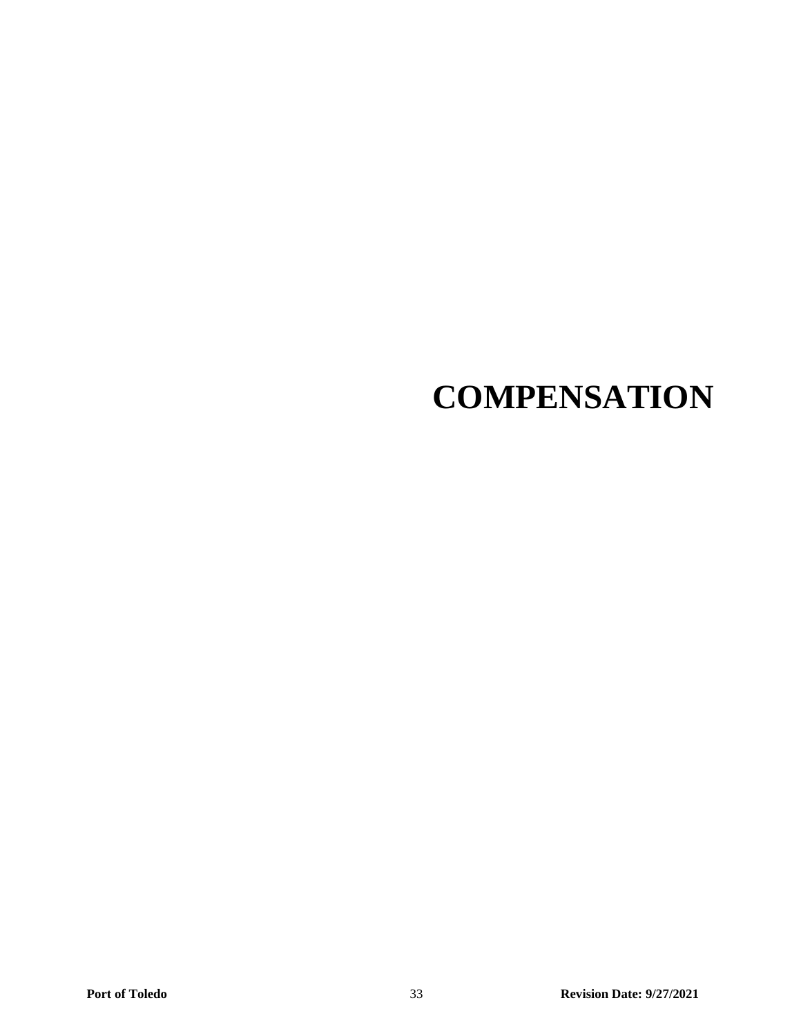# COMPENSATION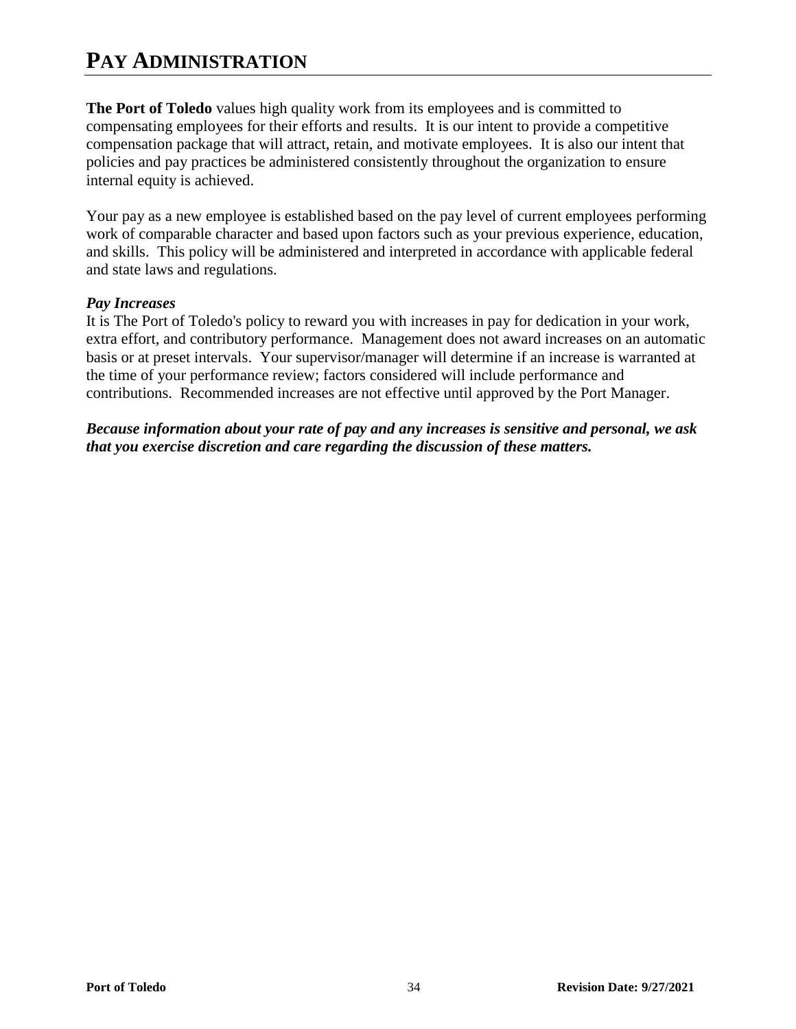# PAY ADMINISTRATION

**The Port of Toledo** values high quality work from its employees and is committed to compensating employees for their efforts and results. It is our intent to provide a competitive compensation package that will attract, retain, and motivate employees. It is also our intent that policies and pay practices be administered consistently throughout the organization to ensure internal equity is achieved.

Your pay as a new employee is established based on the pay level of current employees performing work of comparable character and based upon factors such as your previous experience, education, and skills. This policy will be administered and interpreted in accordance with applicable federal and state laws and regulations.

***Pay Increases***

It is The Port of Toledo's policy to reward you with increases in pay for dedication in your work, extra effort, and contributory performance. Management does not award increases on an automatic basis or at preset intervals. Your supervisor/manager will determine if an increase is warranted at the time of your performance review; factors considered will include performance and contributions. Recommended increases are not effective until approved by the Port Manager.

***Because information about your rate of pay and any increases is sensitive and personal, we ask that you exercise discretion and care regarding the discussion of these matters.***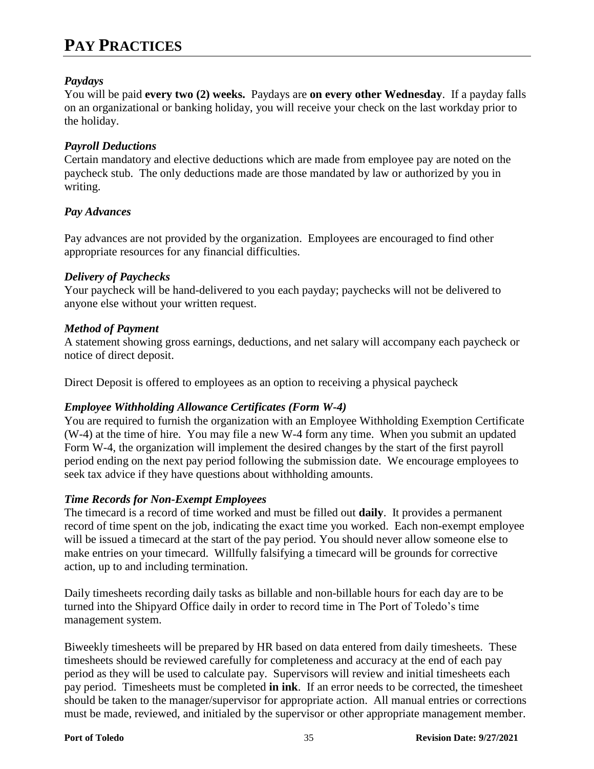# PAY PRACTICES

### *Paydays*

You will be paid **every two (2) weeks.** Paydays are **on every other Wednesday**. If a payday falls on an organizational or banking holiday, you will receive your check on the last workday prior to the holiday.

### *Payroll Deductions*

Certain mandatory and elective deductions which are made from employee pay are noted on the paycheck stub. The only deductions made are those mandated by law or authorized by you in writing.

### *Pay Advances*

Pay advances are not provided by the organization. Employees are encouraged to find other appropriate resources for any financial difficulties.

### *Delivery of Paychecks*

Your paycheck will be hand-delivered to you each payday; paychecks will not be delivered to anyone else without your written request.

### *Method of Payment*

A statement showing gross earnings, deductions, and net salary will accompany each paycheck or notice of direct deposit.

Direct Deposit is offered to employees as an option to receiving a physical paycheck

### *Employee Withholding Allowance Certificates (Form W-4)*

You are required to furnish the organization with an Employee Withholding Exemption Certificate (W-4) at the time of hire. You may file a new W-4 form any time. When you submit an updated Form W-4, the organization will implement the desired changes by the start of the first payroll period ending on the next pay period following the submission date. We encourage employees to seek tax advice if they have questions about withholding amounts.

### *Time Records for Non-Exempt Employees*

The timecard is a record of time worked and must be filled out **daily**. It provides a permanent record of time spent on the job, indicating the exact time you worked. Each non-exempt employee will be issued a timecard at the start of the pay period. You should never allow someone else to make entries on your timecard. Willfully falsifying a timecard will be grounds for corrective action, up to and including termination.

Daily timesheets recording daily tasks as billable and non-billable hours for each day are to be turned into the Shipyard Office daily in order to record time in The Port of Toledo's time management system.

Biweekly timesheets will be prepared by HR based on data entered from daily timesheets. These timesheets should be reviewed carefully for completeness and accuracy at the end of each pay period as they will be used to calculate pay. Supervisors will review and initial timesheets each pay period. Timesheets must be completed **in ink**. If an error needs to be corrected, the timesheet should be taken to the manager/supervisor for appropriate action. All manual entries or corrections must be made, reviewed, and initialed by the supervisor or other appropriate management member.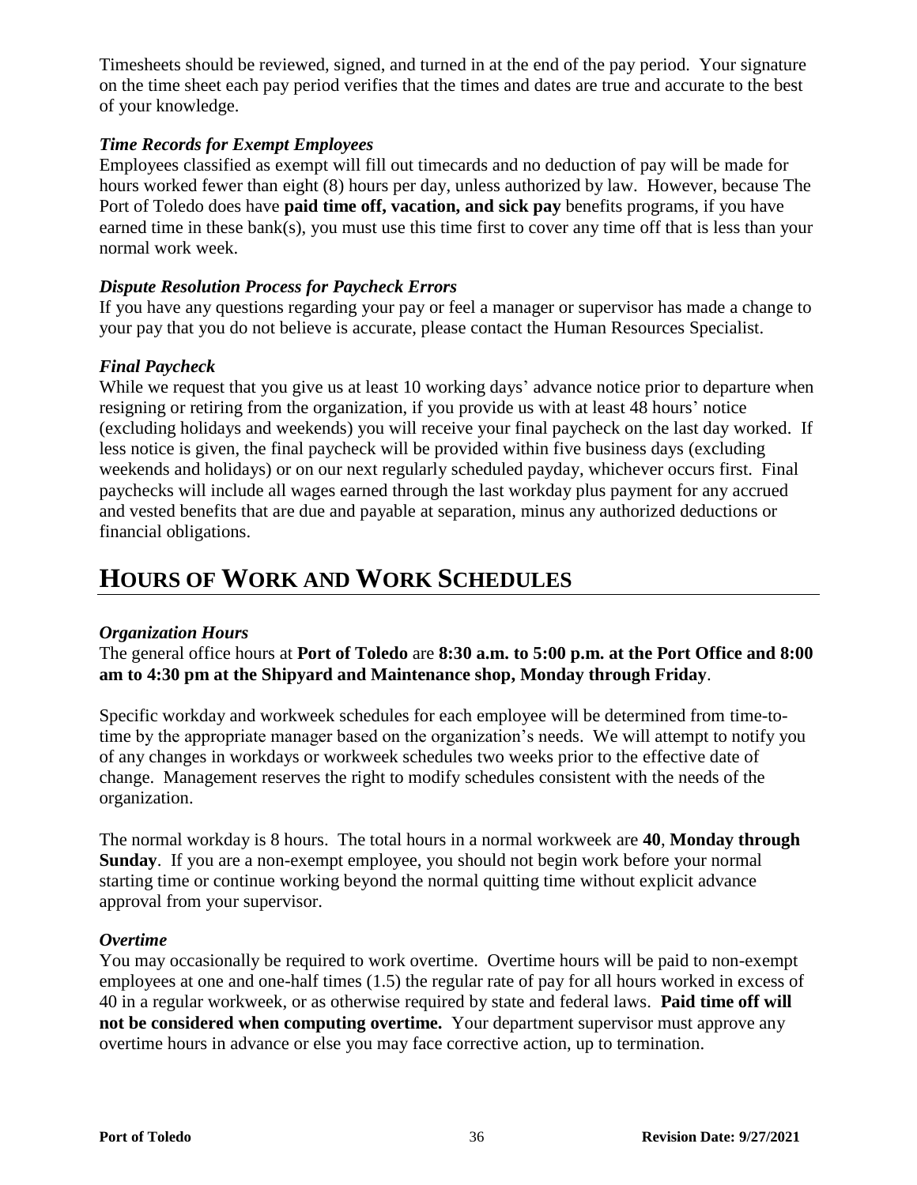Timesheets should be reviewed, signed, and turned in at the end of the pay period. Your signature on the time sheet each pay period verifies that the times and dates are true and accurate to the best of your knowledge.

### *Time Records for Exempt Employees*

Employees classified as exempt will fill out timecards and no deduction of pay will be made for hours worked fewer than eight (8) hours per day, unless authorized by law. However, because The Port of Toledo does have **paid time off, vacation, and sick pay** benefits programs, if you have earned time in these bank(s), you must use this time first to cover any time off that is less than your normal work week.

### *Dispute Resolution Process for Paycheck Errors*

If you have any questions regarding your pay or feel a manager or supervisor has made a change to your pay that you do not believe is accurate, please contact the Human Resources Specialist.

### *Final Paycheck*

While we request that you give us at least 10 working days' advance notice prior to departure when resigning or retiring from the organization, if you provide us with at least 48 hours' notice (excluding holidays and weekends) you will receive your final paycheck on the last day worked. If less notice is given, the final paycheck will be provided within five business days (excluding weekends and holidays) or on our next regularly scheduled payday, whichever occurs first. Final paychecks will include all wages earned through the last workday plus payment for any accrued and vested benefits that are due and payable at separation, minus any authorized deductions or financial obligations.

# HOURS OF WORK AND WORK SCHEDULES

### *Organization Hours*

The general office hours at **Port of Toledo** are **8:30 a.m. to 5:00 p.m. at the Port Office and 8:00 am to 4:30 pm at the Shipyard and Maintenance shop, Monday through Friday**.

Specific workday and workweek schedules for each employee will be determined from time-to-time by the appropriate manager based on the organization's needs. We will attempt to notify you of any changes in workdays or workweek schedules two weeks prior to the effective date of change. Management reserves the right to modify schedules consistent with the needs of the organization.

The normal workday is 8 hours. The total hours in a normal workweek are **40**, **Monday through Sunday**. If you are a non-exempt employee, you should not begin work before your normal starting time or continue working beyond the normal quitting time without explicit advance approval from your supervisor.

### *Overtime*

You may occasionally be required to work overtime. Overtime hours will be paid to non-exempt employees at one and one-half times (1.5) the regular rate of pay for all hours worked in excess of 40 in a regular workweek, or as otherwise required by state and federal laws. **Paid time off will not be considered when computing overtime.** Your department supervisor must approve any overtime hours in advance or else you may face corrective action, up to termination.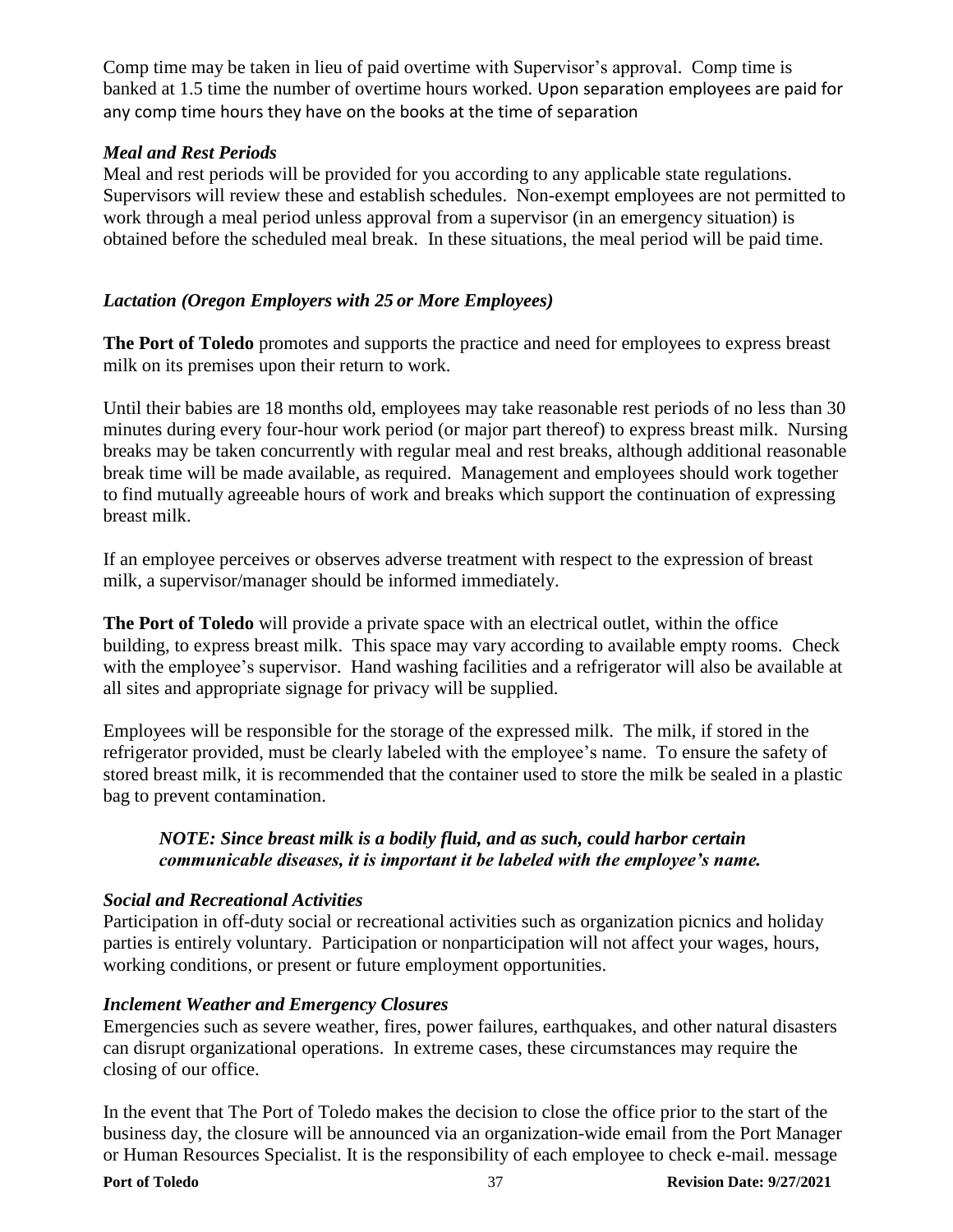Comp time may be taken in lieu of paid overtime with Supervisor's approval. Comp time is banked at 1.5 time the number of overtime hours worked. Upon separation employees are paid for any comp time hours they have on the books at the time of separation

### *Meal and Rest Periods*

Meal and rest periods will be provided for you according to any applicable state regulations. Supervisors will review these and establish schedules. Non-exempt employees are not permitted to work through a meal period unless approval from a supervisor (in an emergency situation) is obtained before the scheduled meal break. In these situations, the meal period will be paid time.

### *Lactation (Oregon Employers with 25 or More Employees)*

**The Port of Toledo** promotes and supports the practice and need for employees to express breast milk on its premises upon their return to work.

Until their babies are 18 months old, employees may take reasonable rest periods of no less than 30 minutes during every four-hour work period (or major part thereof) to express breast milk. Nursing breaks may be taken concurrently with regular meal and rest breaks, although additional reasonable break time will be made available, as required. Management and employees should work together to find mutually agreeable hours of work and breaks which support the continuation of expressing breast milk.

If an employee perceives or observes adverse treatment with respect to the expression of breast milk, a supervisor/manager should be informed immediately.

**The Port of Toledo** will provide a private space with an electrical outlet, within the office building, to express breast milk. This space may vary according to available empty rooms. Check with the employee's supervisor. Hand washing facilities and a refrigerator will also be available at all sites and appropriate signage for privacy will be supplied.

Employees will be responsible for the storage of the expressed milk. The milk, if stored in the refrigerator provided, must be clearly labeled with the employee's name. To ensure the safety of stored breast milk, it is recommended that the container used to store the milk be sealed in a plastic bag to prevent contamination.

> ***NOTE: Since breast milk is a bodily fluid, and as such, could harbor certain communicable diseases, it is important it be labeled with the employee's name.***

### *Social and Recreational Activities*

Participation in off-duty social or recreational activities such as organization picnics and holiday parties is entirely voluntary. Participation or nonparticipation will not affect your wages, hours, working conditions, or present or future employment opportunities.

### *Inclement Weather and Emergency Closures*

Emergencies such as severe weather, fires, power failures, earthquakes, and other natural disasters can disrupt organizational operations. In extreme cases, these circumstances may require the closing of our office.

In the event that The Port of Toledo makes the decision to close the office prior to the start of the business day, the closure will be announced via an organization-wide email from the Port Manager or Human Resources Specialist. It is the responsibility of each employee to check e-mail. message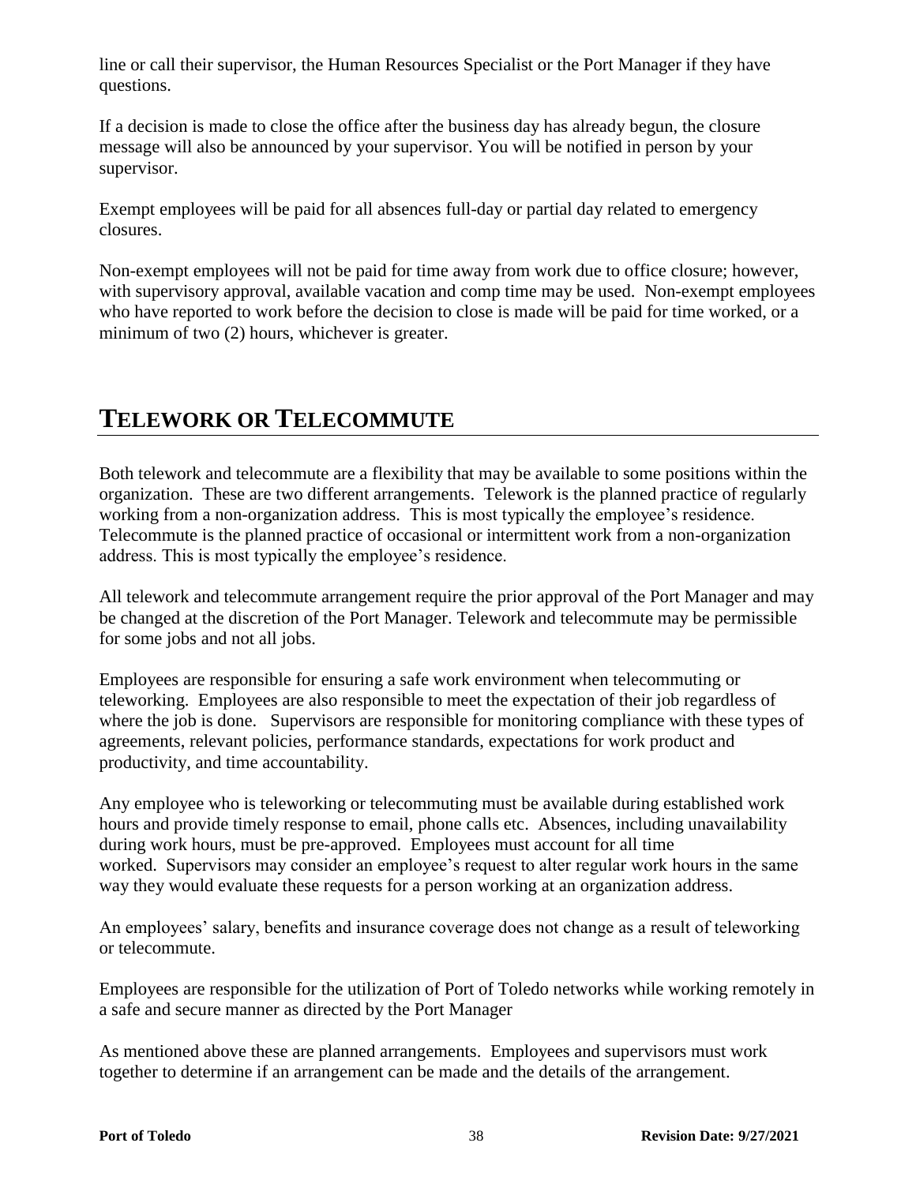line or call their supervisor, the Human Resources Specialist or the Port Manager if they have questions.

If a decision is made to close the office after the business day has already begun, the closure message will also be announced by your supervisor. You will be notified in person by your supervisor.

Exempt employees will be paid for all absences full-day or partial day related to emergency closures.

Non-exempt employees will not be paid for time away from work due to office closure; however, with supervisory approval, available vacation and comp time may be used. Non-exempt employees who have reported to work before the decision to close is made will be paid for time worked, or a minimum of two (2) hours, whichever is greater.

# TELEWORK OR TELECOMMUTE

Both telework and telecommute are a flexibility that may be available to some positions within the organization. These are two different arrangements. Telework is the planned practice of regularly working from a non-organization address. This is most typically the employee's residence. Telecommute is the planned practice of occasional or intermittent work from a non-organization address. This is most typically the employee's residence.

All telework and telecommute arrangement require the prior approval of the Port Manager and may be changed at the discretion of the Port Manager. Telework and telecommute may be permissible for some jobs and not all jobs.

Employees are responsible for ensuring a safe work environment when telecommuting or teleworking. Employees are also responsible to meet the expectation of their job regardless of where the job is done. Supervisors are responsible for monitoring compliance with these types of agreements, relevant policies, performance standards, expectations for work product and productivity, and time accountability.

Any employee who is teleworking or telecommuting must be available during established work hours and provide timely response to email, phone calls etc. Absences, including unavailability during work hours, must be pre-approved. Employees must account for all time worked. Supervisors may consider an employee's request to alter regular work hours in the same way they would evaluate these requests for a person working at an organization address.

An employees' salary, benefits and insurance coverage does not change as a result of teleworking or telecommute.

Employees are responsible for the utilization of Port of Toledo networks while working remotely in a safe and secure manner as directed by the Port Manager

As mentioned above these are planned arrangements. Employees and supervisors must work together to determine if an arrangement can be made and the details of the arrangement.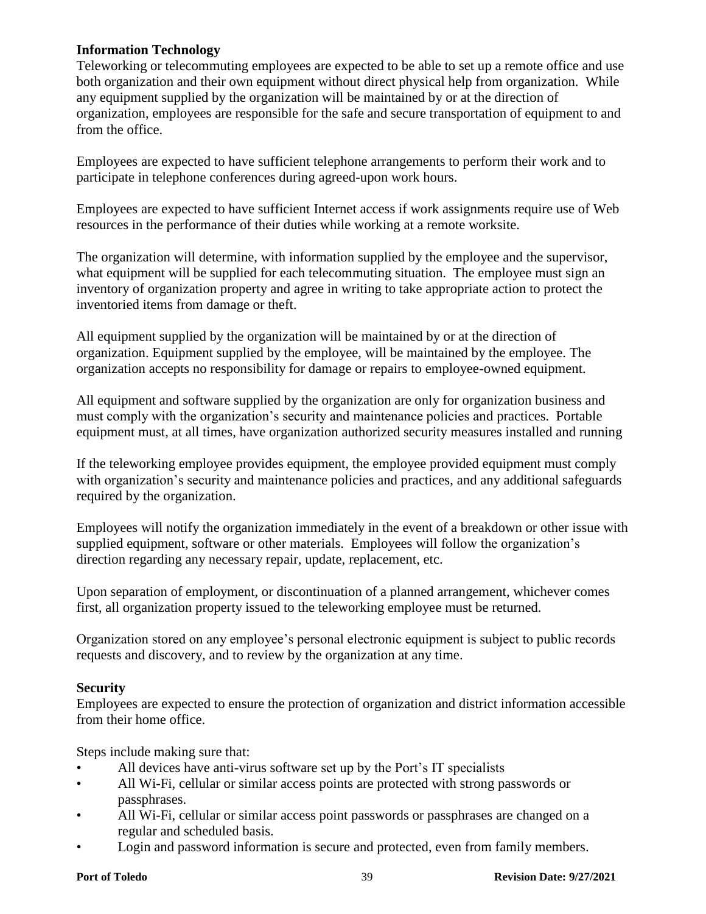### Information Technology

Teleworking or telecommuting employees are expected to be able to set up a remote office and use both organization and their own equipment without direct physical help from organization. While any equipment supplied by the organization will be maintained by or at the direction of organization, employees are responsible for the safe and secure transportation of equipment to and from the office.

Employees are expected to have sufficient telephone arrangements to perform their work and to participate in telephone conferences during agreed-upon work hours.

Employees are expected to have sufficient Internet access if work assignments require use of Web resources in the performance of their duties while working at a remote worksite.

The organization will determine, with information supplied by the employee and the supervisor, what equipment will be supplied for each telecommuting situation. The employee must sign an inventory of organization property and agree in writing to take appropriate action to protect the inventoried items from damage or theft.

All equipment supplied by the organization will be maintained by or at the direction of organization. Equipment supplied by the employee, will be maintained by the employee. The organization accepts no responsibility for damage or repairs to employee-owned equipment.

All equipment and software supplied by the organization are only for organization business and must comply with the organization's security and maintenance policies and practices. Portable equipment must, at all times, have organization authorized security measures installed and running

If the teleworking employee provides equipment, the employee provided equipment must comply with organization's security and maintenance policies and practices, and any additional safeguards required by the organization.

Employees will notify the organization immediately in the event of a breakdown or other issue with supplied equipment, software or other materials. Employees will follow the organization's direction regarding any necessary repair, update, replacement, etc.

Upon separation of employment, or discontinuation of a planned arrangement, whichever comes first, all organization property issued to the teleworking employee must be returned.

Organization stored on any employee's personal electronic equipment is subject to public records requests and discovery, and to review by the organization at any time.

### Security

Employees are expected to ensure the protection of organization and district information accessible from their home office.

Steps include making sure that:

- All devices have anti-virus software set up by the Port's IT specialists
- All Wi-Fi, cellular or similar access points are protected with strong passwords or passphrases.
- All Wi-Fi, cellular or similar access point passwords or passphrases are changed on a regular and scheduled basis.
- Login and password information is secure and protected, even from family members.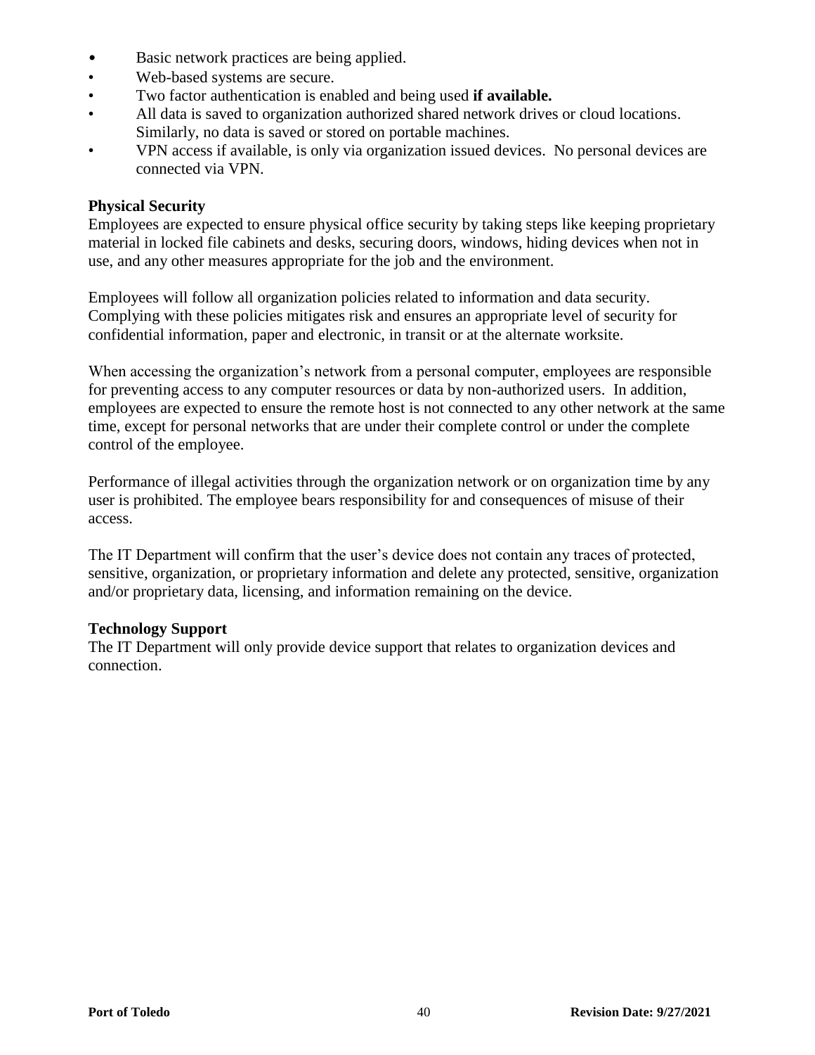- Basic network practices are being applied.
- Web-based systems are secure.
- Two factor authentication is enabled and being used **if available.**
- All data is saved to organization authorized shared network drives or cloud locations. Similarly, no data is saved or stored on portable machines.
- VPN access if available, is only via organization issued devices. No personal devices are connected via VPN.

**Physical Security**

Employees are expected to ensure physical office security by taking steps like keeping proprietary material in locked file cabinets and desks, securing doors, windows, hiding devices when not in use, and any other measures appropriate for the job and the environment.

Employees will follow all organization policies related to information and data security. Complying with these policies mitigates risk and ensures an appropriate level of security for confidential information, paper and electronic, in transit or at the alternate worksite.

When accessing the organization's network from a personal computer, employees are responsible for preventing access to any computer resources or data by non-authorized users. In addition, employees are expected to ensure the remote host is not connected to any other network at the same time, except for personal networks that are under their complete control or under the complete control of the employee.

Performance of illegal activities through the organization network or on organization time by any user is prohibited. The employee bears responsibility for and consequences of misuse of their access.

The IT Department will confirm that the user's device does not contain any traces of protected, sensitive, organization, or proprietary information and delete any protected, sensitive, organization and/or proprietary data, licensing, and information remaining on the device.

**Technology Support**

The IT Department will only provide device support that relates to organization devices and connection.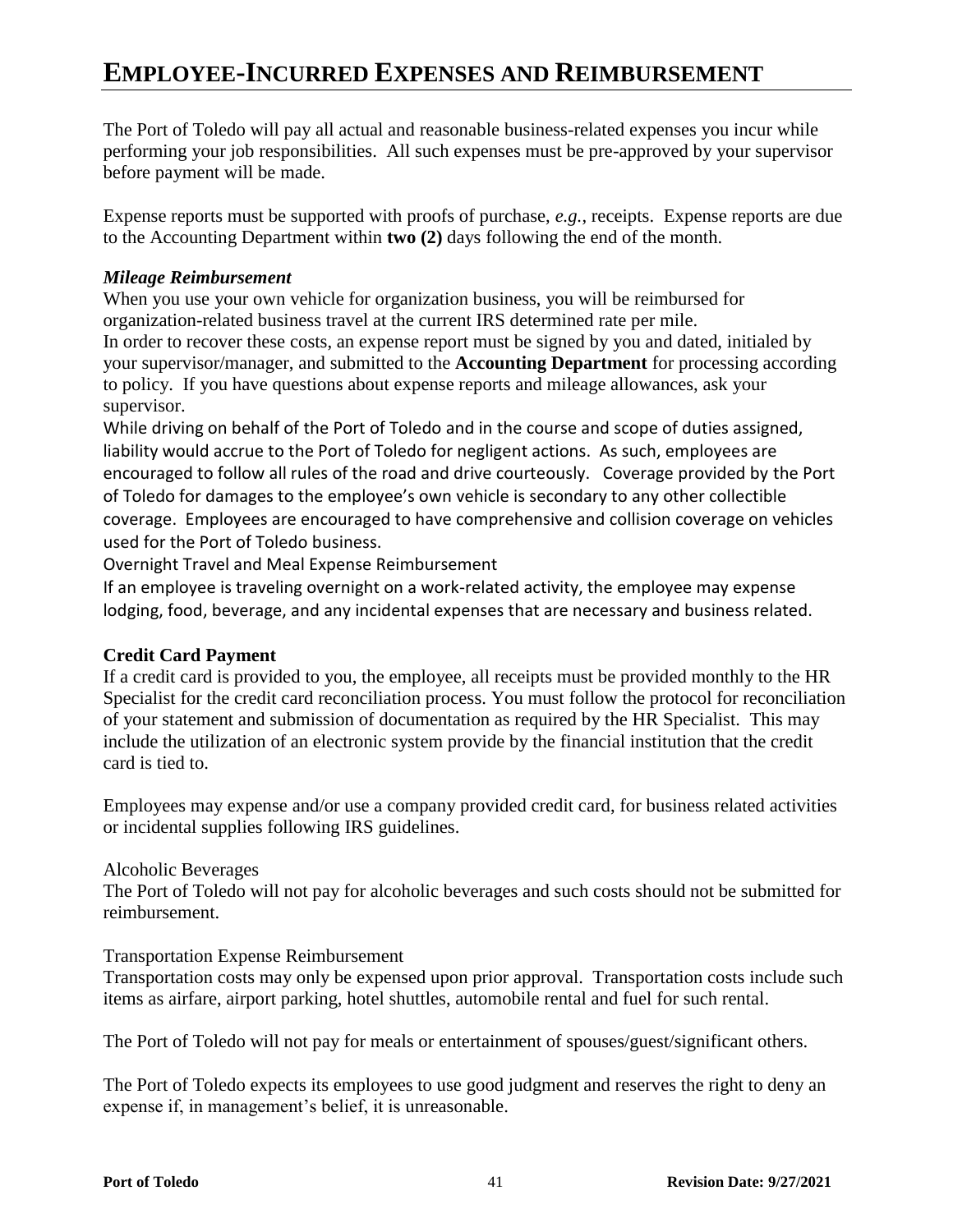# EMPLOYEE-INCURRED EXPENSES AND REIMBURSEMENT

The Port of Toledo will pay all actual and reasonable business-related expenses you incur while performing your job responsibilities. All such expenses must be pre-approved by your supervisor before payment will be made.

Expense reports must be supported with proofs of purchase, *e.g.*, receipts. Expense reports are due to the Accounting Department within **two (2)** days following the end of the month.

***Mileage Reimbursement***

When you use your own vehicle for organization business, you will be reimbursed for organization-related business travel at the current IRS determined rate per mile.

In order to recover these costs, an expense report must be signed by you and dated, initialed by your supervisor/manager, and submitted to the **Accounting Department** for processing according to policy. If you have questions about expense reports and mileage allowances, ask your supervisor.

While driving on behalf of the Port of Toledo and in the course and scope of duties assigned, liability would accrue to the Port of Toledo for negligent actions. As such, employees are encouraged to follow all rules of the road and drive courteously. Coverage provided by the Port of Toledo for damages to the employee's own vehicle is secondary to any other collectible coverage. Employees are encouraged to have comprehensive and collision coverage on vehicles used for the Port of Toledo business.

Overnight Travel and Meal Expense Reimbursement

If an employee is traveling overnight on a work-related activity, the employee may expense lodging, food, beverage, and any incidental expenses that are necessary and business related.

**Credit Card Payment**

If a credit card is provided to you, the employee, all receipts must be provided monthly to the HR Specialist for the credit card reconciliation process. You must follow the protocol for reconciliation of your statement and submission of documentation as required by the HR Specialist. This may include the utilization of an electronic system provide by the financial institution that the credit card is tied to.

Employees may expense and/or use a company provided credit card, for business related activities or incidental supplies following IRS guidelines.

Alcoholic Beverages

The Port of Toledo will not pay for alcoholic beverages and such costs should not be submitted for reimbursement.

Transportation Expense Reimbursement

Transportation costs may only be expensed upon prior approval. Transportation costs include such items as airfare, airport parking, hotel shuttles, automobile rental and fuel for such rental.

The Port of Toledo will not pay for meals or entertainment of spouses/guest/significant others.

The Port of Toledo expects its employees to use good judgment and reserves the right to deny an expense if, in management's belief, it is unreasonable.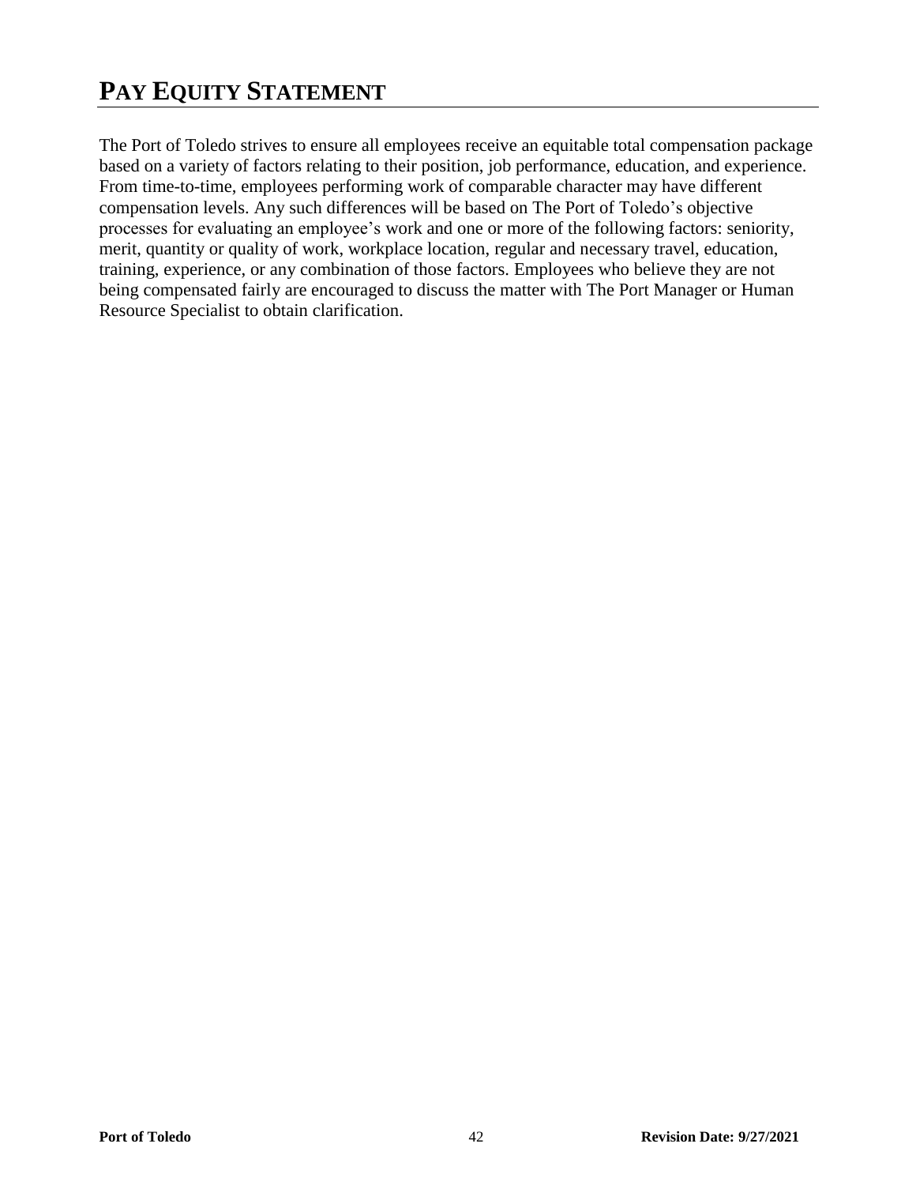# PAY EQUITY STATEMENT

The Port of Toledo strives to ensure all employees receive an equitable total compensation package based on a variety of factors relating to their position, job performance, education, and experience. From time-to-time, employees performing work of comparable character may have different compensation levels. Any such differences will be based on The Port of Toledo's objective processes for evaluating an employee's work and one or more of the following factors: seniority, merit, quantity or quality of work, workplace location, regular and necessary travel, education, training, experience, or any combination of those factors. Employees who believe they are not being compensated fairly are encouraged to discuss the matter with The Port Manager or Human Resource Specialist to obtain clarification.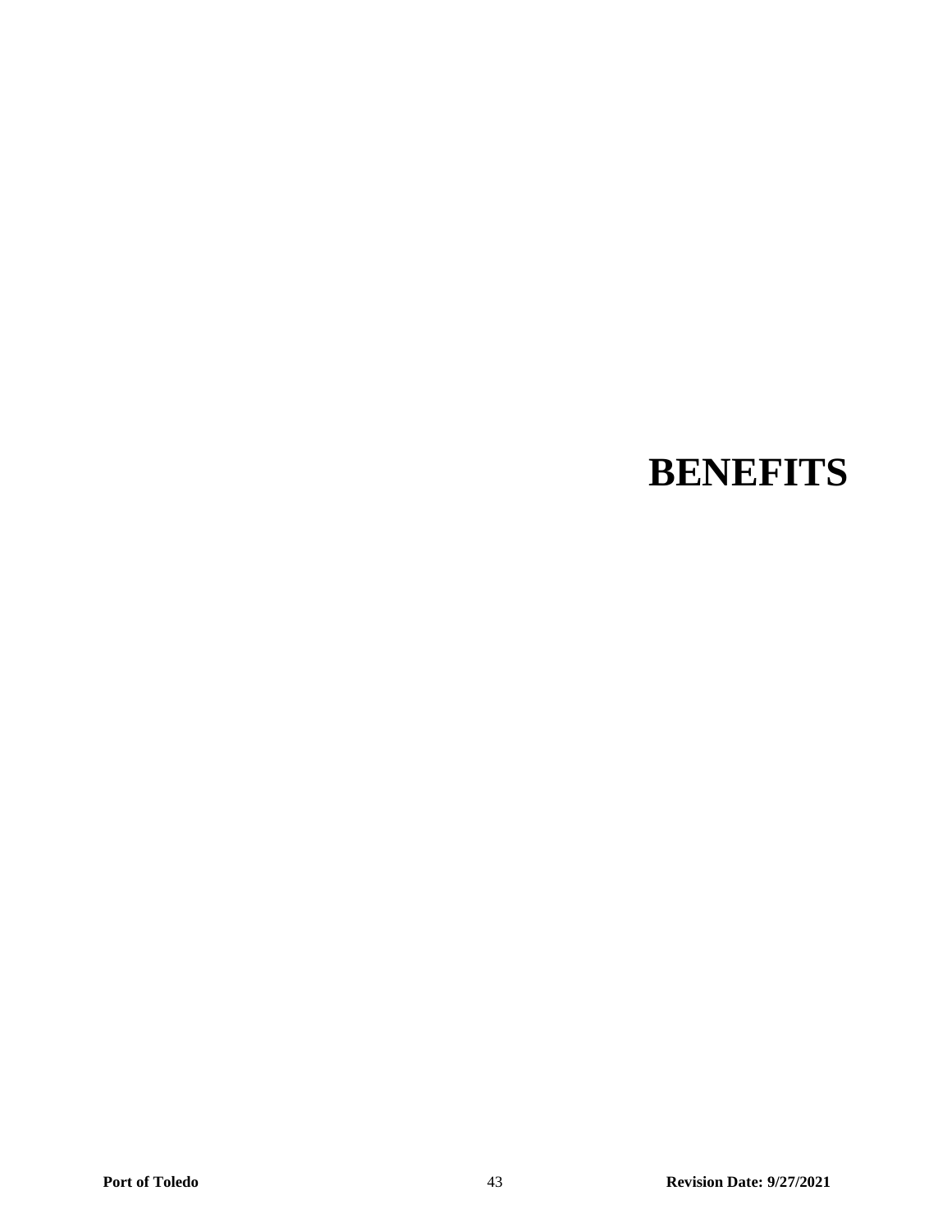# BENEFITS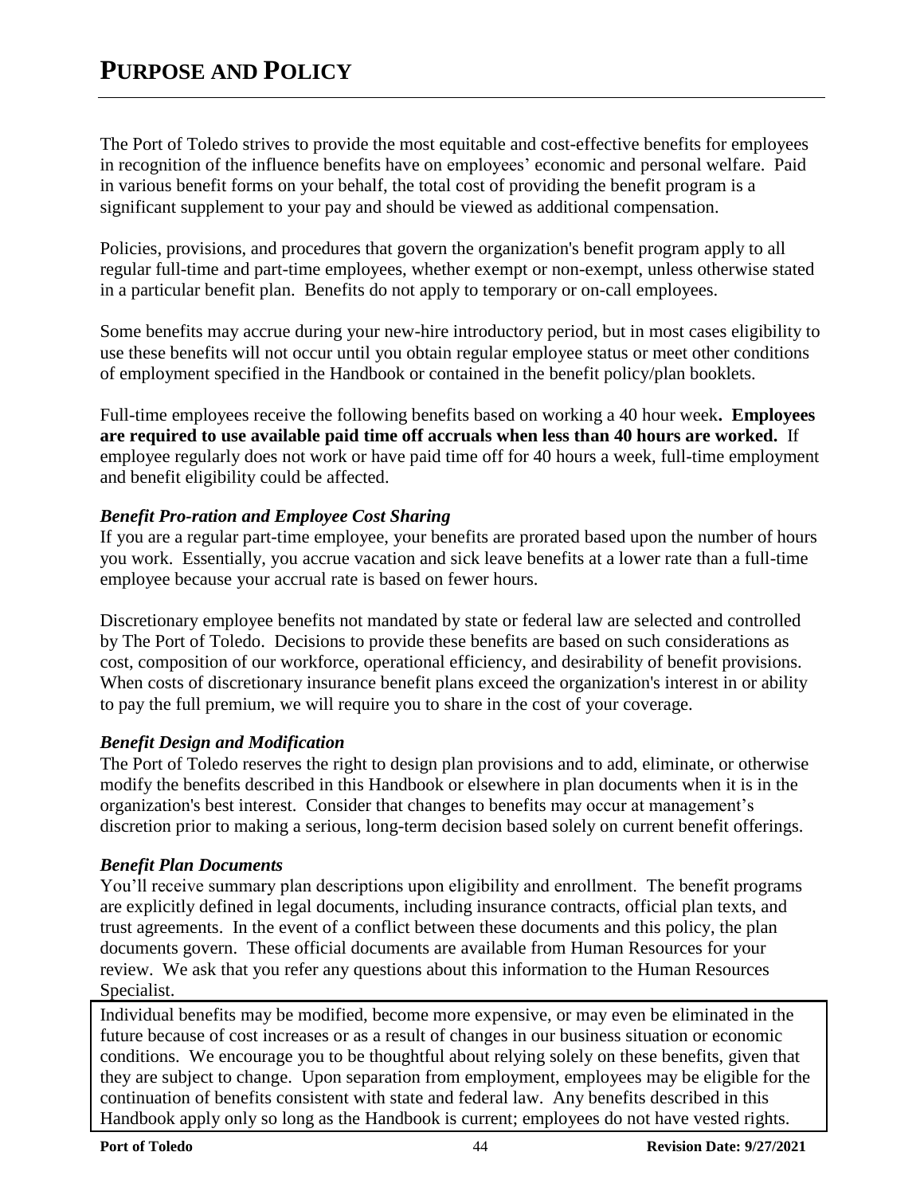# PURPOSE AND POLICY

The Port of Toledo strives to provide the most equitable and cost-effective benefits for employees in recognition of the influence benefits have on employees' economic and personal welfare. Paid in various benefit forms on your behalf, the total cost of providing the benefit program is a significant supplement to your pay and should be viewed as additional compensation.

Policies, provisions, and procedures that govern the organization's benefit program apply to all regular full-time and part-time employees, whether exempt or non-exempt, unless otherwise stated in a particular benefit plan. Benefits do not apply to temporary or on-call employees.

Some benefits may accrue during your new-hire introductory period, but in most cases eligibility to use these benefits will not occur until you obtain regular employee status or meet other conditions of employment specified in the Handbook or contained in the benefit policy/plan booklets.

Full-time employees receive the following benefits based on working a 40 hour week**. Employees are required to use available paid time off accruals when less than 40 hours are worked.** If employee regularly does not work or have paid time off for 40 hours a week, full-time employment and benefit eligibility could be affected.

### *Benefit Pro-ration and Employee Cost Sharing*

If you are a regular part-time employee, your benefits are prorated based upon the number of hours you work. Essentially, you accrue vacation and sick leave benefits at a lower rate than a full-time employee because your accrual rate is based on fewer hours.

Discretionary employee benefits not mandated by state or federal law are selected and controlled by The Port of Toledo. Decisions to provide these benefits are based on such considerations as cost, composition of our workforce, operational efficiency, and desirability of benefit provisions. When costs of discretionary insurance benefit plans exceed the organization's interest in or ability to pay the full premium, we will require you to share in the cost of your coverage.

### *Benefit Design and Modification*

The Port of Toledo reserves the right to design plan provisions and to add, eliminate, or otherwise modify the benefits described in this Handbook or elsewhere in plan documents when it is in the organization's best interest. Consider that changes to benefits may occur at management's discretion prior to making a serious, long-term decision based solely on current benefit offerings.

### *Benefit Plan Documents*

You'll receive summary plan descriptions upon eligibility and enrollment. The benefit programs are explicitly defined in legal documents, including insurance contracts, official plan texts, and trust agreements. In the event of a conflict between these documents and this policy, the plan documents govern. These official documents are available from Human Resources for your review. We ask that you refer any questions about this information to the Human Resources Specialist.

Individual benefits may be modified, become more expensive, or may even be eliminated in the future because of cost increases or as a result of changes in our business situation or economic conditions. We encourage you to be thoughtful about relying solely on these benefits, given that they are subject to change. Upon separation from employment, employees may be eligible for the continuation of benefits consistent with state and federal law. Any benefits described in this Handbook apply only so long as the Handbook is current; employees do not have vested rights.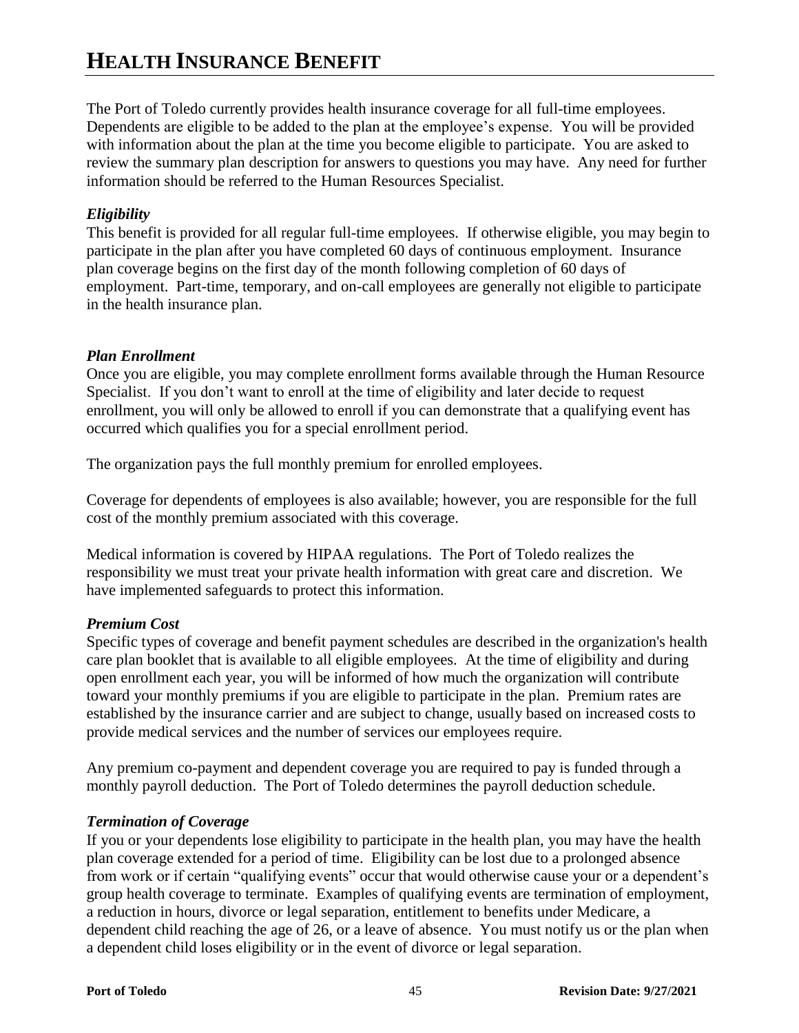# HEALTH INSURANCE BENEFIT

The Port of Toledo currently provides health insurance coverage for all full-time employees. Dependents are eligible to be added to the plan at the employee's expense. You will be provided with information about the plan at the time you become eligible to participate. You are asked to review the summary plan description for answers to questions you may have. Any need for further information should be referred to the Human Resources Specialist.

### *Eligibility*

This benefit is provided for all regular full-time employees. If otherwise eligible, you may begin to participate in the plan after you have completed 60 days of continuous employment. Insurance plan coverage begins on the first day of the month following completion of 60 days of employment. Part-time, temporary, and on-call employees are generally not eligible to participate in the health insurance plan.

### *Plan Enrollment*

Once you are eligible, you may complete enrollment forms available through the Human Resource Specialist. If you don't want to enroll at the time of eligibility and later decide to request enrollment, you will only be allowed to enroll if you can demonstrate that a qualifying event has occurred which qualifies you for a special enrollment period.

The organization pays the full monthly premium for enrolled employees.

Coverage for dependents of employees is also available; however, you are responsible for the full cost of the monthly premium associated with this coverage.

Medical information is covered by HIPAA regulations. The Port of Toledo realizes the responsibility we must treat your private health information with great care and discretion. We have implemented safeguards to protect this information.

### *Premium Cost*

Specific types of coverage and benefit payment schedules are described in the organization's health care plan booklet that is available to all eligible employees. At the time of eligibility and during open enrollment each year, you will be informed of how much the organization will contribute toward your monthly premiums if you are eligible to participate in the plan. Premium rates are established by the insurance carrier and are subject to change, usually based on increased costs to provide medical services and the number of services our employees require.

Any premium co-payment and dependent coverage you are required to pay is funded through a monthly payroll deduction. The Port of Toledo determines the payroll deduction schedule.

### *Termination of Coverage*

If you or your dependents lose eligibility to participate in the health plan, you may have the health plan coverage extended for a period of time. Eligibility can be lost due to a prolonged absence from work or if certain "qualifying events" occur that would otherwise cause your or a dependent's group health coverage to terminate. Examples of qualifying events are termination of employment, a reduction in hours, divorce or legal separation, entitlement to benefits under Medicare, a dependent child reaching the age of 26, or a leave of absence. You must notify us or the plan when a dependent child loses eligibility or in the event of divorce or legal separation.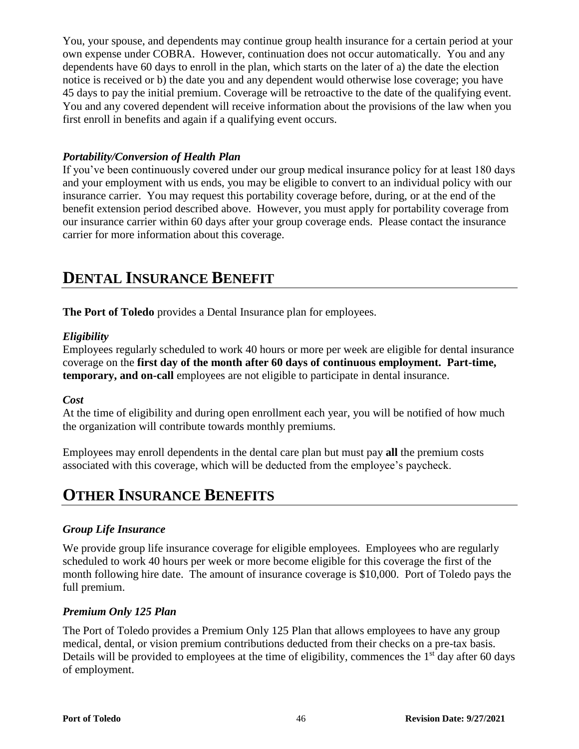You, your spouse, and dependents may continue group health insurance for a certain period at your own expense under COBRA. However, continuation does not occur automatically. You and any dependents have 60 days to enroll in the plan, which starts on the later of a) the date the election notice is received or b) the date you and any dependent would otherwise lose coverage; you have 45 days to pay the initial premium. Coverage will be retroactive to the date of the qualifying event. You and any covered dependent will receive information about the provisions of the law when you first enroll in benefits and again if a qualifying event occurs.

### *Portability/Conversion of Health Plan*

If you've been continuously covered under our group medical insurance policy for at least 180 days and your employment with us ends, you may be eligible to convert to an individual policy with our insurance carrier. You may request this portability coverage before, during, or at the end of the benefit extension period described above. However, you must apply for portability coverage from our insurance carrier within 60 days after your group coverage ends. Please contact the insurance carrier for more information about this coverage.

## DENTAL INSURANCE BENEFIT

**The Port of Toledo** provides a Dental Insurance plan for employees.

### *Eligibility*

Employees regularly scheduled to work 40 hours or more per week are eligible for dental insurance coverage on the **first day of the month after 60 days of continuous employment. Part-time, temporary, and on-call** employees are not eligible to participate in dental insurance.

### *Cost*

At the time of eligibility and during open enrollment each year, you will be notified of how much the organization will contribute towards monthly premiums.

Employees may enroll dependents in the dental care plan but must pay **all** the premium costs associated with this coverage, which will be deducted from the employee's paycheck.

## OTHER INSURANCE BENEFITS

### *Group Life Insurance*

We provide group life insurance coverage for eligible employees. Employees who are regularly scheduled to work 40 hours per week or more become eligible for this coverage the first of the month following hire date. The amount of insurance coverage is $10,000. Port of Toledo pays the full premium.

### *Premium Only 125 Plan*

The Port of Toledo provides a Premium Only 125 Plan that allows employees to have any group medical, dental, or vision premium contributions deducted from their checks on a pre-tax basis. Details will be provided to employees at the time of eligibility, commences the 1st day after 60 days of employment.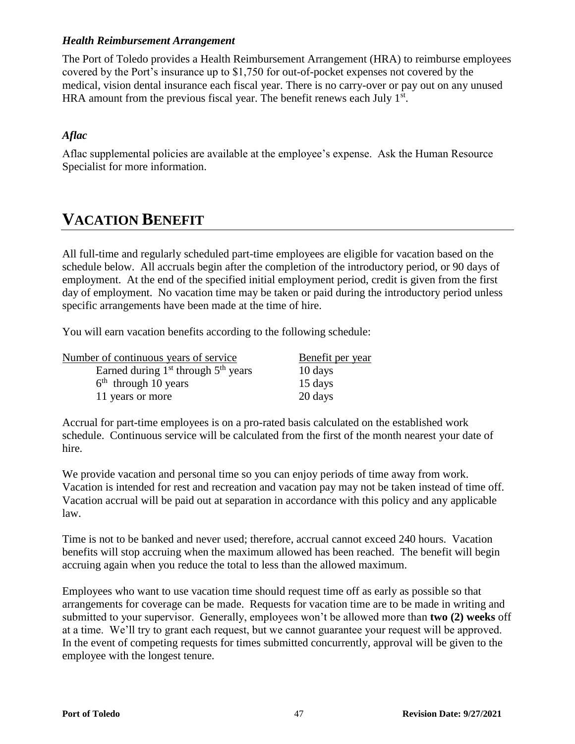### *Health Reimbursement Arrangement*

The Port of Toledo provides a Health Reimbursement Arrangement (HRA) to reimburse employees covered by the Port's insurance up to $1,750 for out-of-pocket expenses not covered by the medical, vision dental insurance each fiscal year. There is no carry-over or pay out on any unused HRA amount from the previous fiscal year. The benefit renews each July 1st.

### *Aflac*

Aflac supplemental policies are available at the employee's expense. Ask the Human Resource Specialist for more information.

# VACATION BENEFIT

All full-time and regularly scheduled part-time employees are eligible for vacation based on the schedule below. All accruals begin after the completion of the introductory period, or 90 days of employment. At the end of the specified initial employment period, credit is given from the first day of employment. No vacation time may be taken or paid during the introductory period unless specific arrangements have been made at the time of hire.

You will earn vacation benefits according to the following schedule:

| Number of continuous years of service | Benefit per year |
|---|---|
| Earned during 1st through 5th years | 10 days |
| 6th through 10 years | 15 days |
| 11 years or more | 20 days |

Accrual for part-time employees is on a pro-rated basis calculated on the established work schedule. Continuous service will be calculated from the first of the month nearest your date of hire.

We provide vacation and personal time so you can enjoy periods of time away from work. Vacation is intended for rest and recreation and vacation pay may not be taken instead of time off. Vacation accrual will be paid out at separation in accordance with this policy and any applicable law.

Time is not to be banked and never used; therefore, accrual cannot exceed 240 hours. Vacation benefits will stop accruing when the maximum allowed has been reached. The benefit will begin accruing again when you reduce the total to less than the allowed maximum.

Employees who want to use vacation time should request time off as early as possible so that arrangements for coverage can be made. Requests for vacation time are to be made in writing and submitted to your supervisor. Generally, employees won't be allowed more than **two (2) weeks** off at a time. We'll try to grant each request, but we cannot guarantee your request will be approved. In the event of competing requests for times submitted concurrently, approval will be given to the employee with the longest tenure.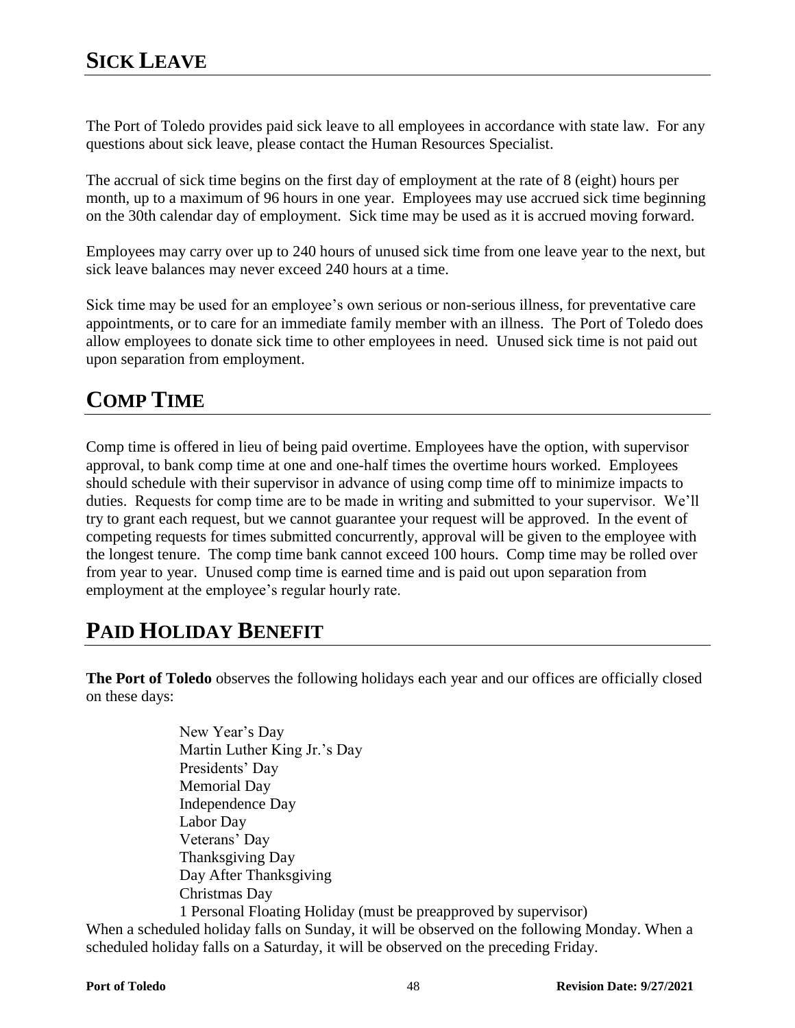## SICK LEAVE

The Port of Toledo provides paid sick leave to all employees in accordance with state law. For any questions about sick leave, please contact the Human Resources Specialist.

The accrual of sick time begins on the first day of employment at the rate of 8 (eight) hours per month, up to a maximum of 96 hours in one year. Employees may use accrued sick time beginning on the 30th calendar day of employment. Sick time may be used as it is accrued moving forward.

Employees may carry over up to 240 hours of unused sick time from one leave year to the next, but sick leave balances may never exceed 240 hours at a time.

Sick time may be used for an employee's own serious or non-serious illness, for preventative care appointments, or to care for an immediate family member with an illness. The Port of Toledo does allow employees to donate sick time to other employees in need. Unused sick time is not paid out upon separation from employment.

## COMP TIME

Comp time is offered in lieu of being paid overtime. Employees have the option, with supervisor approval, to bank comp time at one and one-half times the overtime hours worked. Employees should schedule with their supervisor in advance of using comp time off to minimize impacts to duties. Requests for comp time are to be made in writing and submitted to your supervisor. We'll try to grant each request, but we cannot guarantee your request will be approved. In the event of competing requests for times submitted concurrently, approval will be given to the employee with the longest tenure. The comp time bank cannot exceed 100 hours. Comp time may be rolled over from year to year. Unused comp time is earned time and is paid out upon separation from employment at the employee's regular hourly rate.

## PAID HOLIDAY BENEFIT

**The Port of Toledo** observes the following holidays each year and our offices are officially closed on these days:

New Year's Day
Martin Luther King Jr.'s Day
Presidents' Day
Memorial Day
Independence Day
Labor Day
Veterans' Day
Thanksgiving Day
Day After Thanksgiving
Christmas Day
1 Personal Floating Holiday (must be preapproved by supervisor)

When a scheduled holiday falls on Sunday, it will be observed on the following Monday. When a scheduled holiday falls on a Saturday, it will be observed on the preceding Friday.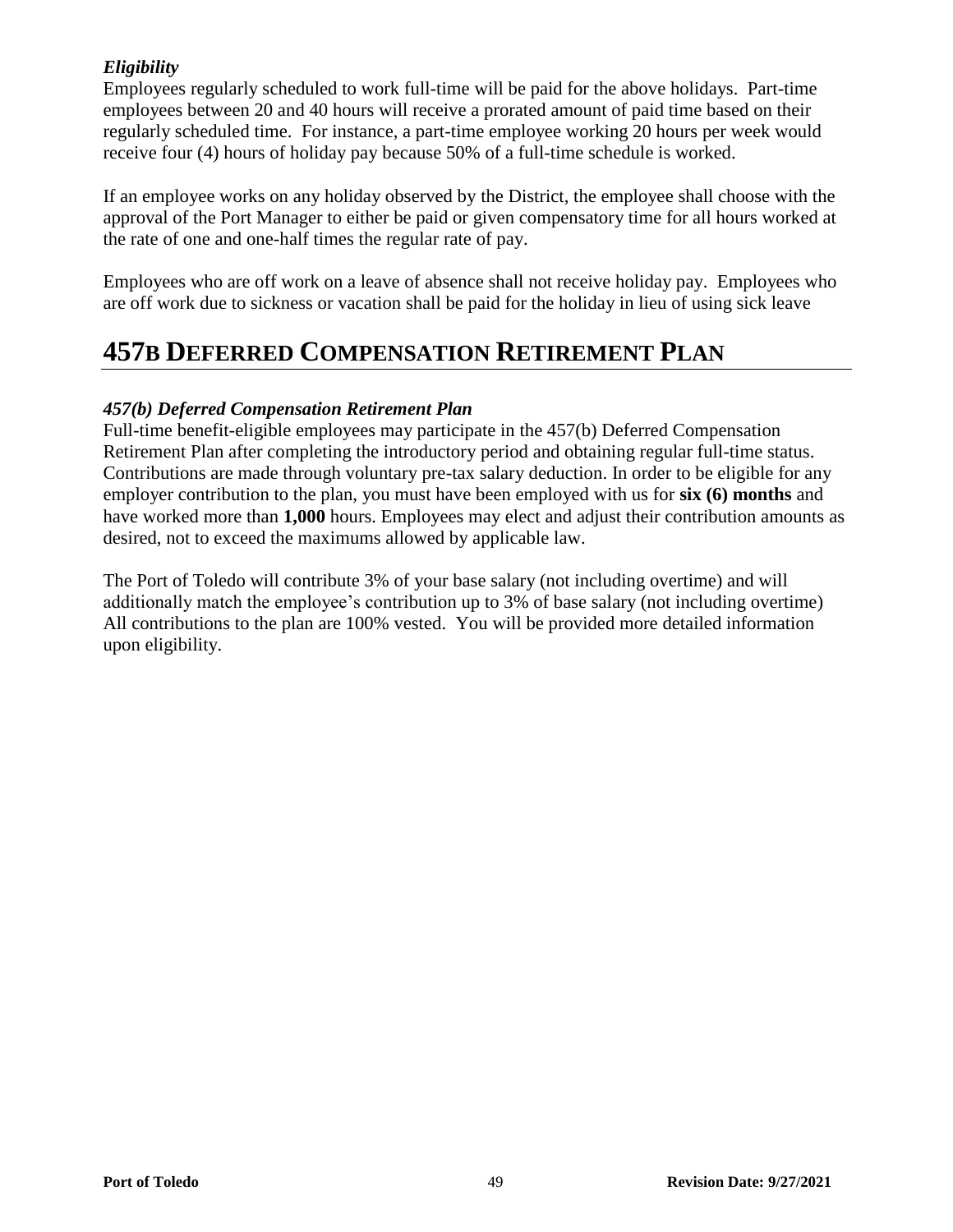### *Eligibility*

Employees regularly scheduled to work full-time will be paid for the above holidays. Part-time employees between 20 and 40 hours will receive a prorated amount of paid time based on their regularly scheduled time. For instance, a part-time employee working 20 hours per week would receive four (4) hours of holiday pay because 50% of a full-time schedule is worked.

If an employee works on any holiday observed by the District, the employee shall choose with the approval of the Port Manager to either be paid or given compensatory time for all hours worked at the rate of one and one-half times the regular rate of pay.

Employees who are off work on a leave of absence shall not receive holiday pay. Employees who are off work due to sickness or vacation shall be paid for the holiday in lieu of using sick leave

# 457B DEFERRED COMPENSATION RETIREMENT PLAN

### *457(b) Deferred Compensation Retirement Plan*

Full-time benefit-eligible employees may participate in the 457(b) Deferred Compensation Retirement Plan after completing the introductory period and obtaining regular full-time status. Contributions are made through voluntary pre-tax salary deduction. In order to be eligible for any employer contribution to the plan, you must have been employed with us for **six (6) months** and have worked more than **1,000** hours. Employees may elect and adjust their contribution amounts as desired, not to exceed the maximums allowed by applicable law.

The Port of Toledo will contribute 3% of your base salary (not including overtime) and will additionally match the employee's contribution up to 3% of base salary (not including overtime) All contributions to the plan are 100% vested. You will be provided more detailed information upon eligibility.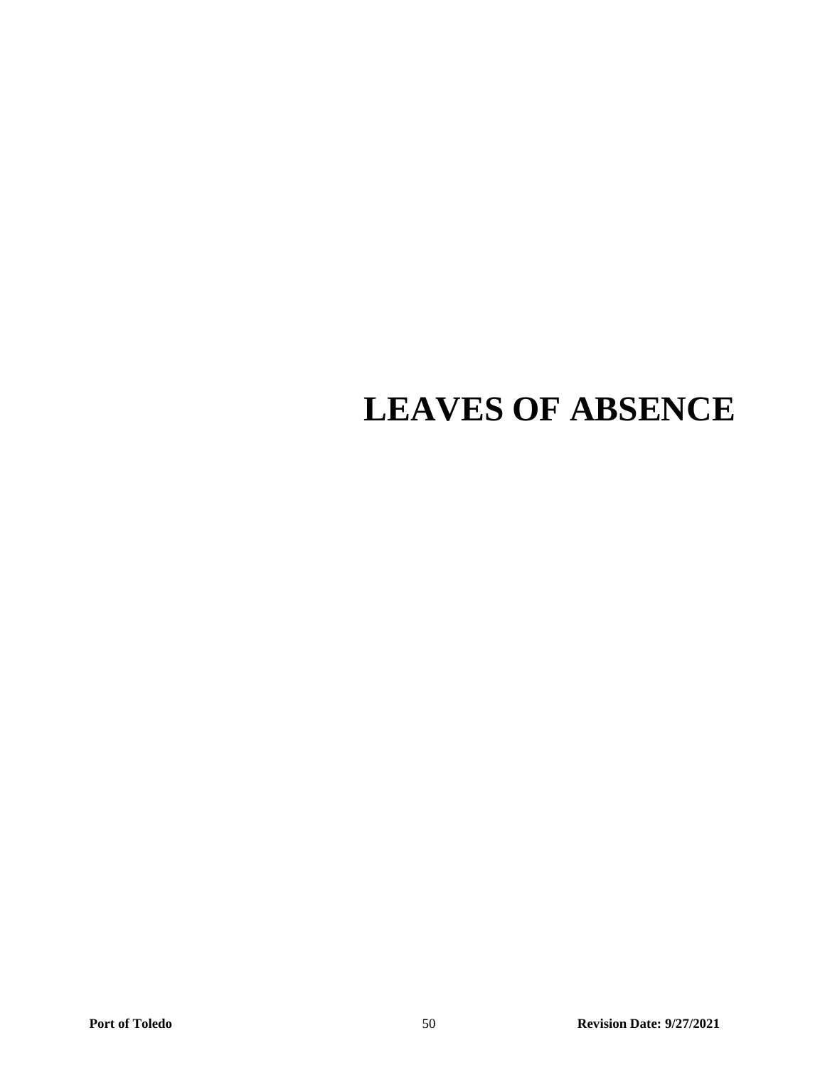# LEAVES OF ABSENCE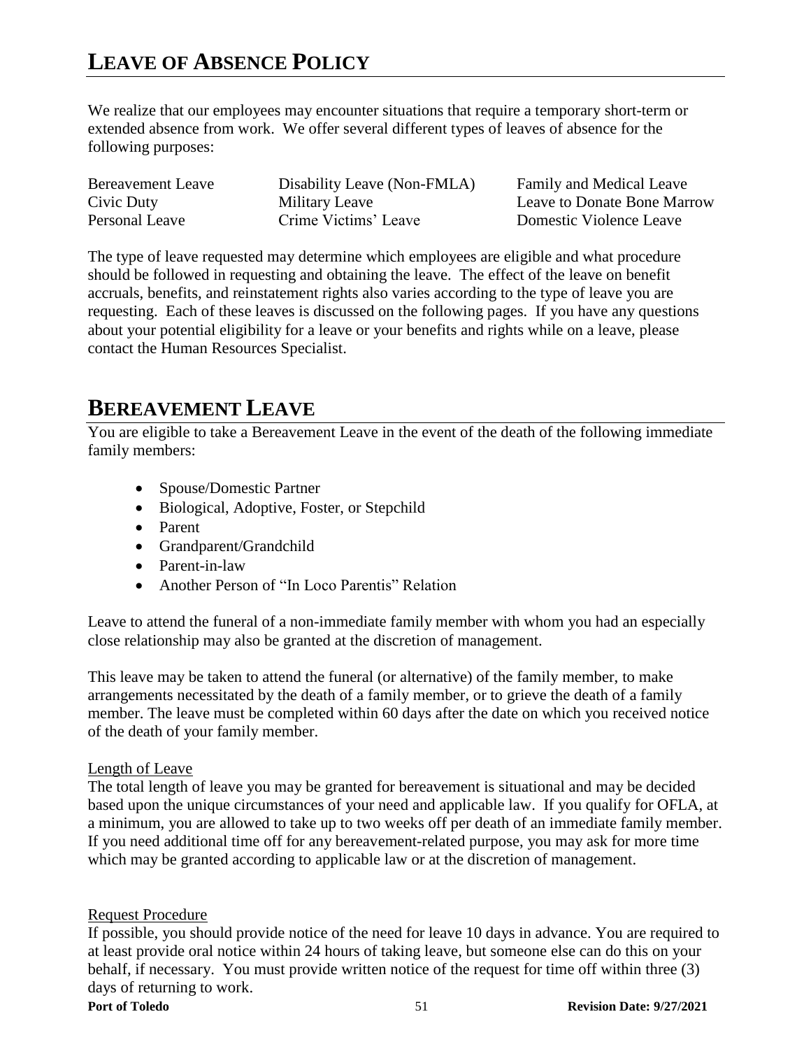# LEAVE OF ABSENCE POLICY

We realize that our employees may encounter situations that require a temporary short-term or extended absence from work. We offer several different types of leaves of absence for the following purposes:

| | | |
|---|---|---|
| Bereavement Leave | Disability Leave (Non-FMLA) | Family and Medical Leave |
| Civic Duty | Military Leave | Leave to Donate Bone Marrow |
| Personal Leave | Crime Victims' Leave | Domestic Violence Leave |

The type of leave requested may determine which employees are eligible and what procedure should be followed in requesting and obtaining the leave. The effect of the leave on benefit accruals, benefits, and reinstatement rights also varies according to the type of leave you are requesting. Each of these leaves is discussed on the following pages. If you have any questions about your potential eligibility for a leave or your benefits and rights while on a leave, please contact the Human Resources Specialist.

# BEREAVEMENT LEAVE

You are eligible to take a Bereavement Leave in the event of the death of the following immediate family members:

- Spouse/Domestic Partner
- Biological, Adoptive, Foster, or Stepchild
- Parent
- Grandparent/Grandchild
- Parent-in-law
- Another Person of "In Loco Parentis" Relation

Leave to attend the funeral of a non-immediate family member with whom you had an especially close relationship may also be granted at the discretion of management.

This leave may be taken to attend the funeral (or alternative) of the family member, to make arrangements necessitated by the death of a family member, or to grieve the death of a family member. The leave must be completed within 60 days after the date on which you received notice of the death of your family member.

Length of Leave

The total length of leave you may be granted for bereavement is situational and may be decided based upon the unique circumstances of your need and applicable law. If you qualify for OFLA, at a minimum, you are allowed to take up to two weeks off per death of an immediate family member. If you need additional time off for any bereavement-related purpose, you may ask for more time which may be granted according to applicable law or at the discretion of management.

Request Procedure

If possible, you should provide notice of the need for leave 10 days in advance. You are required to at least provide oral notice within 24 hours of taking leave, but someone else can do this on your behalf, if necessary. You must provide written notice of the request for time off within three (3) days of returning to work.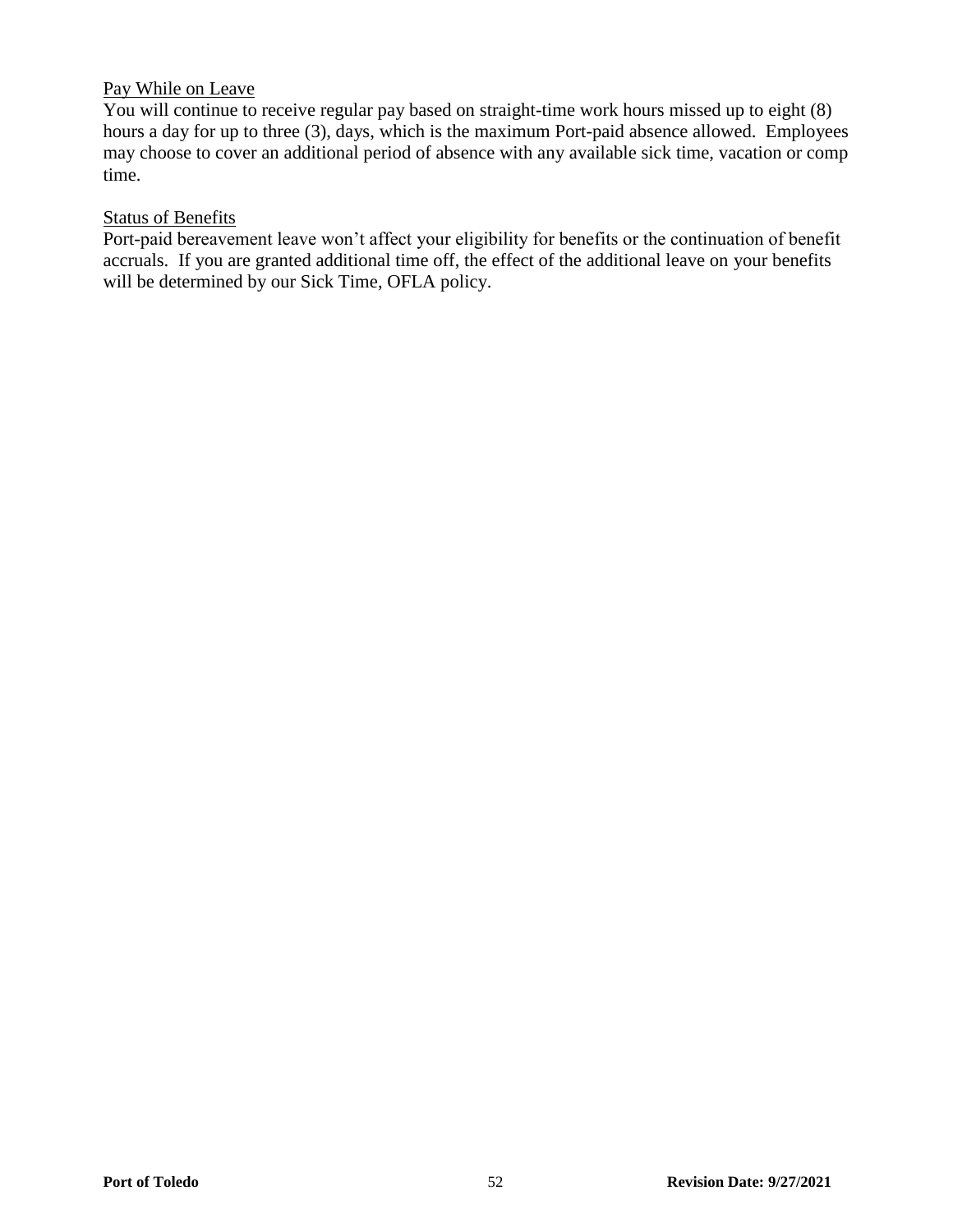Pay While on Leave

You will continue to receive regular pay based on straight-time work hours missed up to eight (8) hours a day for up to three (3), days, which is the maximum Port-paid absence allowed. Employees may choose to cover an additional period of absence with any available sick time, vacation or comp time.

Status of Benefits

Port-paid bereavement leave won't affect your eligibility for benefits or the continuation of benefit accruals. If you are granted additional time off, the effect of the additional leave on your benefits will be determined by our Sick Time, OFLA policy.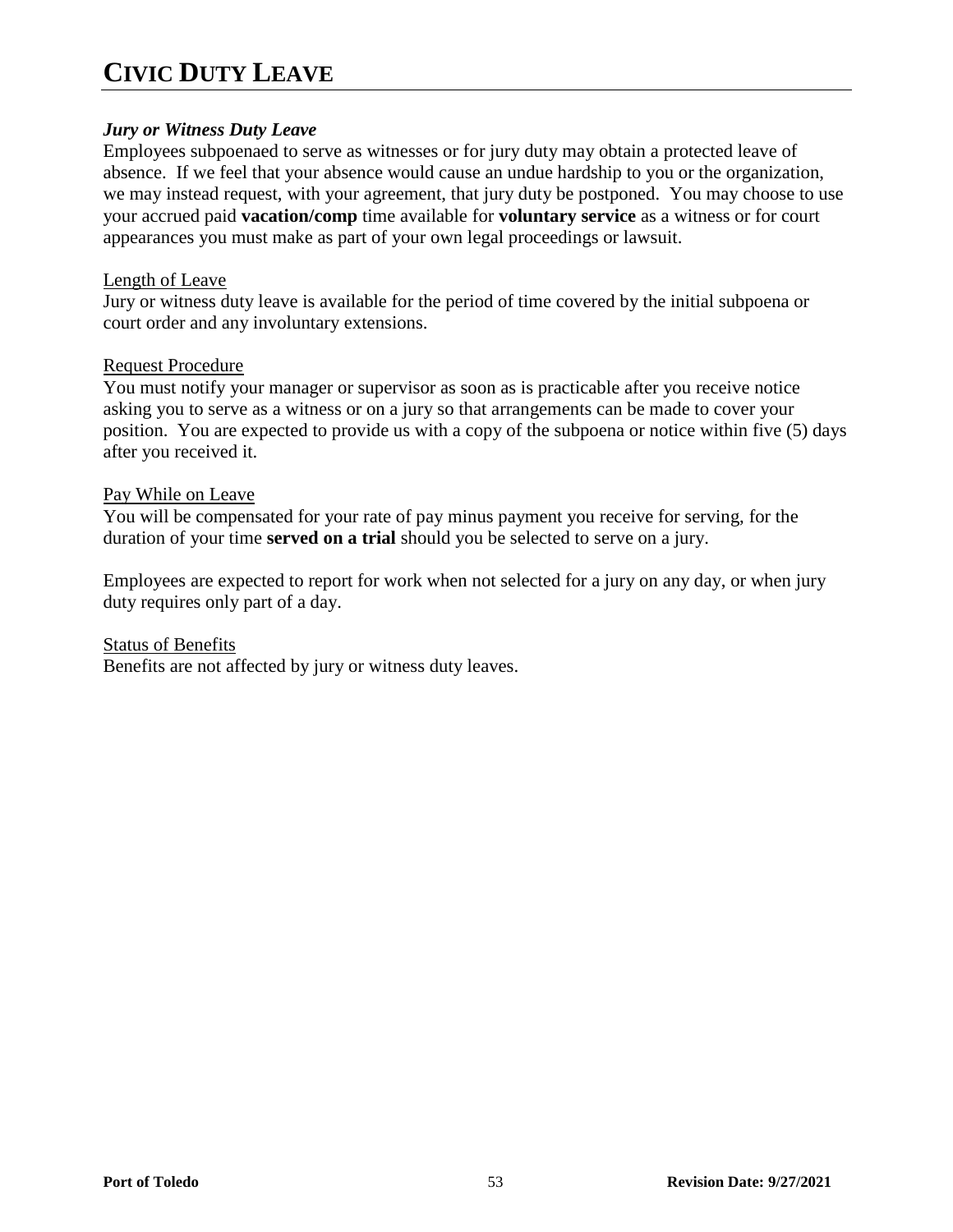# CIVIC DUTY LEAVE

### *Jury or Witness Duty Leave*

Employees subpoenaed to serve as witnesses or for jury duty may obtain a protected leave of absence. If we feel that your absence would cause an undue hardship to you or the organization, we may instead request, with your agreement, that jury duty be postponed. You may choose to use your accrued paid **vacation/comp** time available for **voluntary service** as a witness or for court appearances you must make as part of your own legal proceedings or lawsuit.

<u>Length of Leave</u>

Jury or witness duty leave is available for the period of time covered by the initial subpoena or court order and any involuntary extensions.

<u>Request Procedure</u>

You must notify your manager or supervisor as soon as is practicable after you receive notice asking you to serve as a witness or on a jury so that arrangements can be made to cover your position. You are expected to provide us with a copy of the subpoena or notice within five (5) days after you received it.

<u>Pay While on Leave</u>

You will be compensated for your rate of pay minus payment you receive for serving, for the duration of your time **served on a trial** should you be selected to serve on a jury.

Employees are expected to report for work when not selected for a jury on any day, or when jury duty requires only part of a day.

<u>Status of Benefits</u>

Benefits are not affected by jury or witness duty leaves.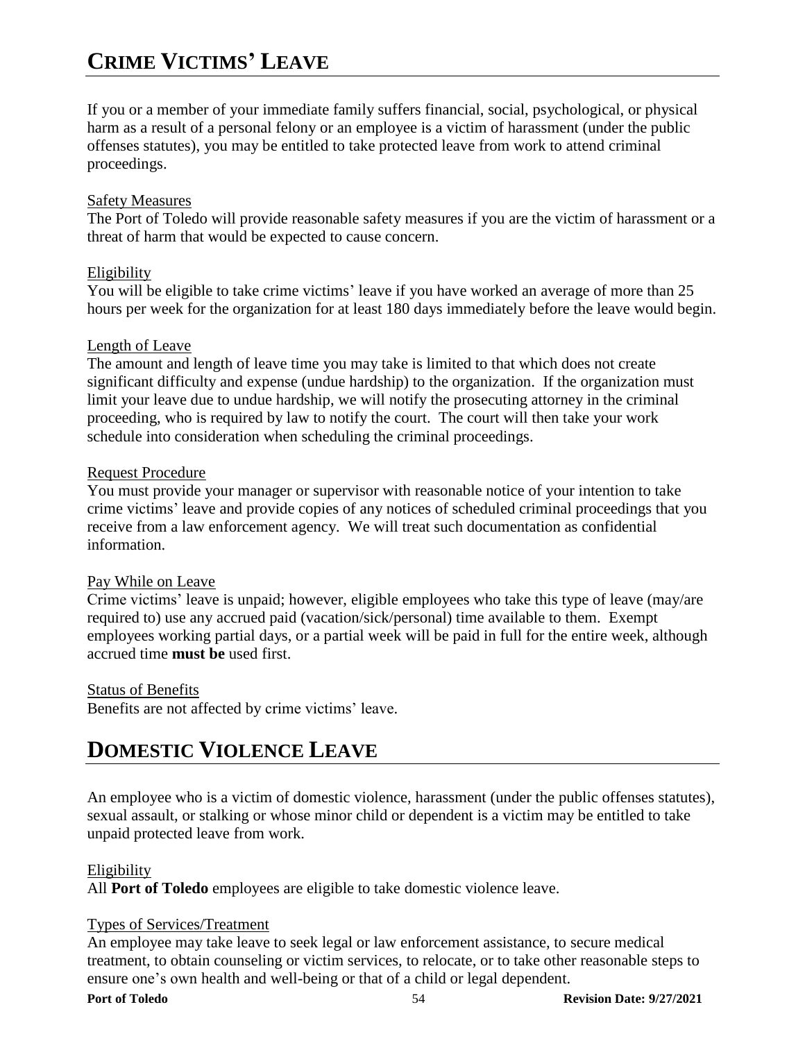# Crime Victims' Leave

If you or a member of your immediate family suffers financial, social, psychological, or physical harm as a result of a personal felony or an employee is a victim of harassment (under the public offenses statutes), you may be entitled to take protected leave from work to attend criminal proceedings.

Safety Measures

The Port of Toledo will provide reasonable safety measures if you are the victim of harassment or a threat of harm that would be expected to cause concern.

Eligibility

You will be eligible to take crime victims' leave if you have worked an average of more than 25 hours per week for the organization for at least 180 days immediately before the leave would begin.

Length of Leave

The amount and length of leave time you may take is limited to that which does not create significant difficulty and expense (undue hardship) to the organization. If the organization must limit your leave due to undue hardship, we will notify the prosecuting attorney in the criminal proceeding, who is required by law to notify the court. The court will then take your work schedule into consideration when scheduling the criminal proceedings.

Request Procedure

You must provide your manager or supervisor with reasonable notice of your intention to take crime victims' leave and provide copies of any notices of scheduled criminal proceedings that you receive from a law enforcement agency. We will treat such documentation as confidential information.

Pay While on Leave

Crime victims' leave is unpaid; however, eligible employees who take this type of leave (may/are required to) use any accrued paid (vacation/sick/personal) time available to them. Exempt employees working partial days, or a partial week will be paid in full for the entire week, although accrued time **must be** used first.

Status of Benefits

Benefits are not affected by crime victims' leave.

# Domestic Violence Leave

An employee who is a victim of domestic violence, harassment (under the public offenses statutes), sexual assault, or stalking or whose minor child or dependent is a victim may be entitled to take unpaid protected leave from work.

Eligibility

All **Port of Toledo** employees are eligible to take domestic violence leave.

Types of Services/Treatment

An employee may take leave to seek legal or law enforcement assistance, to secure medical treatment, to obtain counseling or victim services, to relocate, or to take other reasonable steps to ensure one's own health and well-being or that of a child or legal dependent.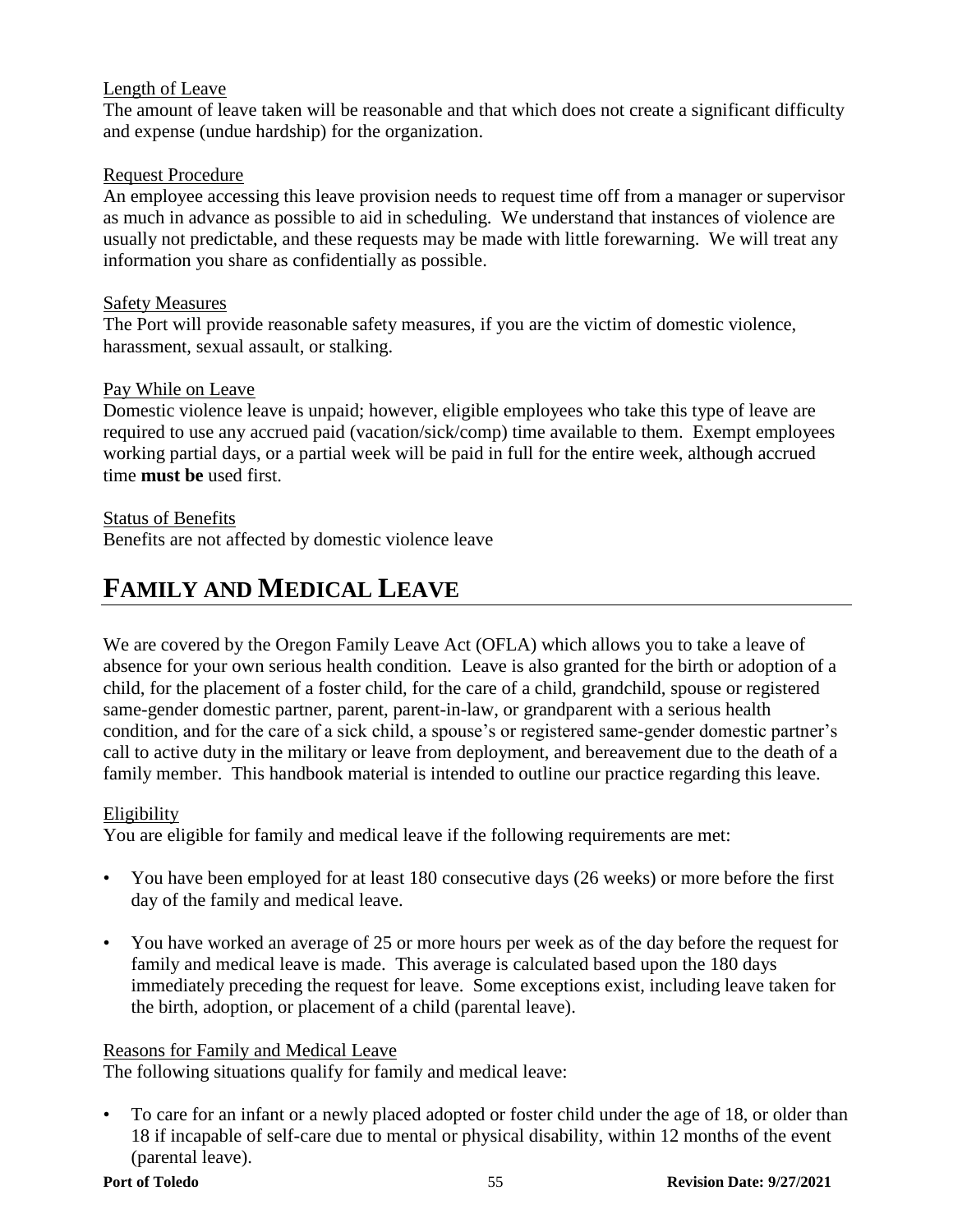Length of Leave

The amount of leave taken will be reasonable and that which does not create a significant difficulty and expense (undue hardship) for the organization.

Request Procedure

An employee accessing this leave provision needs to request time off from a manager or supervisor as much in advance as possible to aid in scheduling. We understand that instances of violence are usually not predictable, and these requests may be made with little forewarning. We will treat any information you share as confidentially as possible.

Safety Measures

The Port will provide reasonable safety measures, if you are the victim of domestic violence, harassment, sexual assault, or stalking.

Pay While on Leave

Domestic violence leave is unpaid; however, eligible employees who take this type of leave are required to use any accrued paid (vacation/sick/comp) time available to them. Exempt employees working partial days, or a partial week will be paid in full for the entire week, although accrued time **must be** used first.

Status of Benefits

Benefits are not affected by domestic violence leave

# FAMILY AND MEDICAL LEAVE

We are covered by the Oregon Family Leave Act (OFLA) which allows you to take a leave of absence for your own serious health condition. Leave is also granted for the birth or adoption of a child, for the placement of a foster child, for the care of a child, grandchild, spouse or registered same-gender domestic partner, parent, parent-in-law, or grandparent with a serious health condition, and for the care of a sick child, a spouse's or registered same-gender domestic partner's call to active duty in the military or leave from deployment, and bereavement due to the death of a family member. This handbook material is intended to outline our practice regarding this leave.

Eligibility

You are eligible for family and medical leave if the following requirements are met:

- You have been employed for at least 180 consecutive days (26 weeks) or more before the first day of the family and medical leave.
- You have worked an average of 25 or more hours per week as of the day before the request for family and medical leave is made. This average is calculated based upon the 180 days immediately preceding the request for leave. Some exceptions exist, including leave taken for the birth, adoption, or placement of a child (parental leave).

Reasons for Family and Medical Leave

The following situations qualify for family and medical leave:

- To care for an infant or a newly placed adopted or foster child under the age of 18, or older than 18 if incapable of self-care due to mental or physical disability, within 12 months of the event (parental leave).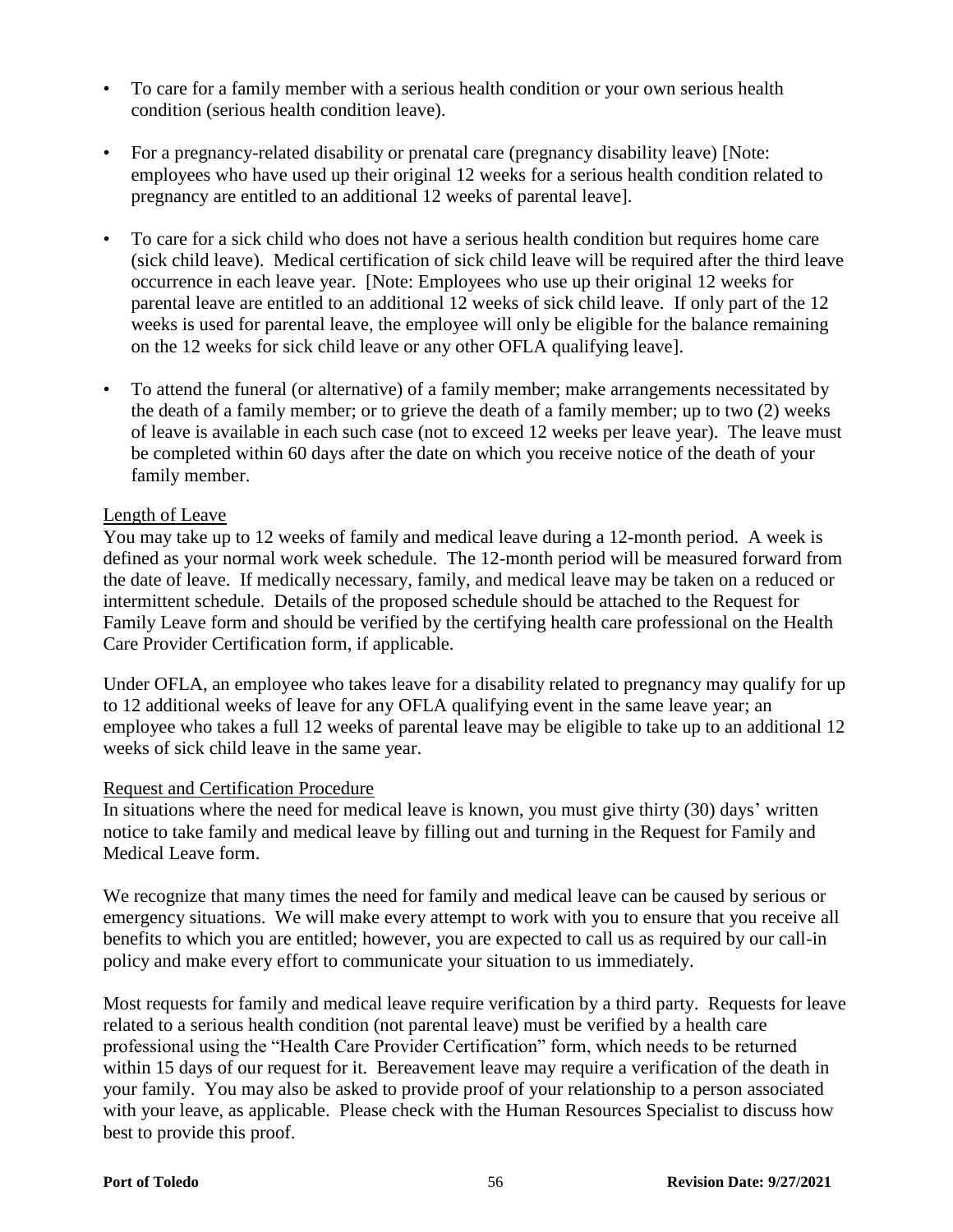- To care for a family member with a serious health condition or your own serious health condition (serious health condition leave).
- For a pregnancy-related disability or prenatal care (pregnancy disability leave) [Note: employees who have used up their original 12 weeks for a serious health condition related to pregnancy are entitled to an additional 12 weeks of parental leave].
- To care for a sick child who does not have a serious health condition but requires home care (sick child leave). Medical certification of sick child leave will be required after the third leave occurrence in each leave year. [Note: Employees who use up their original 12 weeks for parental leave are entitled to an additional 12 weeks of sick child leave. If only part of the 12 weeks is used for parental leave, the employee will only be eligible for the balance remaining on the 12 weeks for sick child leave or any other OFLA qualifying leave].
- To attend the funeral (or alternative) of a family member; make arrangements necessitated by the death of a family member; or to grieve the death of a family member; up to two (2) weeks of leave is available in each such case (not to exceed 12 weeks per leave year). The leave must be completed within 60 days after the date on which you receive notice of the death of your family member.

<u>Length of Leave</u>

You may take up to 12 weeks of family and medical leave during a 12-month period. A week is defined as your normal work week schedule. The 12-month period will be measured forward from the date of leave. If medically necessary, family, and medical leave may be taken on a reduced or intermittent schedule. Details of the proposed schedule should be attached to the Request for Family Leave form and should be verified by the certifying health care professional on the Health Care Provider Certification form, if applicable.

Under OFLA, an employee who takes leave for a disability related to pregnancy may qualify for up to 12 additional weeks of leave for any OFLA qualifying event in the same leave year; an employee who takes a full 12 weeks of parental leave may be eligible to take up to an additional 12 weeks of sick child leave in the same year.

<u>Request and Certification Procedure</u>

In situations where the need for medical leave is known, you must give thirty (30) days' written notice to take family and medical leave by filling out and turning in the Request for Family and Medical Leave form.

We recognize that many times the need for family and medical leave can be caused by serious or emergency situations. We will make every attempt to work with you to ensure that you receive all benefits to which you are entitled; however, you are expected to call us as required by our call-in policy and make every effort to communicate your situation to us immediately.

Most requests for family and medical leave require verification by a third party. Requests for leave related to a serious health condition (not parental leave) must be verified by a health care professional using the "Health Care Provider Certification" form, which needs to be returned within 15 days of our request for it. Bereavement leave may require a verification of the death in your family. You may also be asked to provide proof of your relationship to a person associated with your leave, as applicable. Please check with the Human Resources Specialist to discuss how best to provide this proof.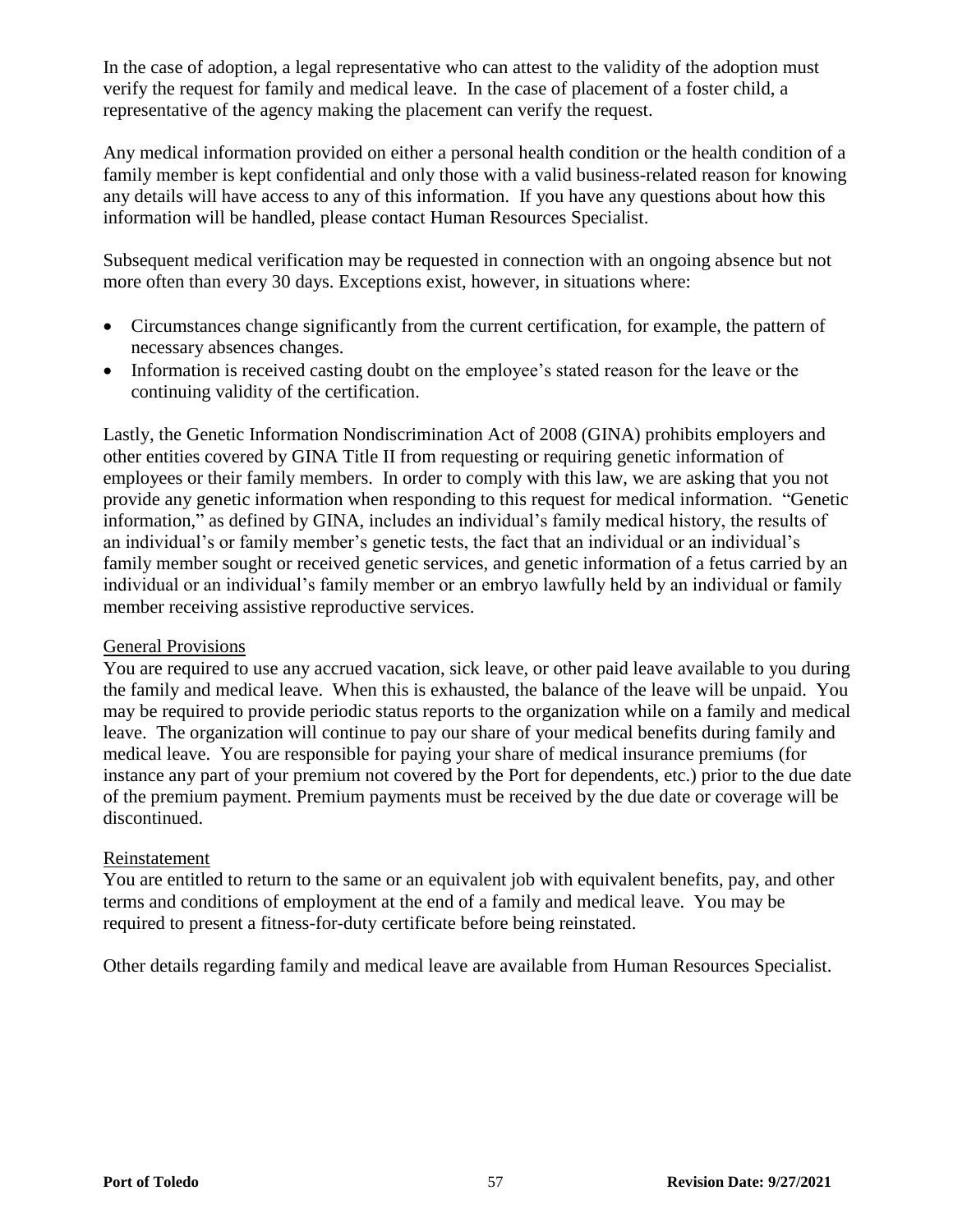In the case of adoption, a legal representative who can attest to the validity of the adoption must verify the request for family and medical leave. In the case of placement of a foster child, a representative of the agency making the placement can verify the request.

Any medical information provided on either a personal health condition or the health condition of a family member is kept confidential and only those with a valid business-related reason for knowing any details will have access to any of this information. If you have any questions about how this information will be handled, please contact Human Resources Specialist.

Subsequent medical verification may be requested in connection with an ongoing absence but not more often than every 30 days. Exceptions exist, however, in situations where:

- Circumstances change significantly from the current certification, for example, the pattern of necessary absences changes.
- Information is received casting doubt on the employee's stated reason for the leave or the continuing validity of the certification.

Lastly, the Genetic Information Nondiscrimination Act of 2008 (GINA) prohibits employers and other entities covered by GINA Title II from requesting or requiring genetic information of employees or their family members. In order to comply with this law, we are asking that you not provide any genetic information when responding to this request for medical information. "Genetic information," as defined by GINA, includes an individual's family medical history, the results of an individual's or family member's genetic tests, the fact that an individual or an individual's family member sought or received genetic services, and genetic information of a fetus carried by an individual or an individual's family member or an embryo lawfully held by an individual or family member receiving assistive reproductive services.

General Provisions

You are required to use any accrued vacation, sick leave, or other paid leave available to you during the family and medical leave. When this is exhausted, the balance of the leave will be unpaid. You may be required to provide periodic status reports to the organization while on a family and medical leave. The organization will continue to pay our share of your medical benefits during family and medical leave. You are responsible for paying your share of medical insurance premiums (for instance any part of your premium not covered by the Port for dependents, etc.) prior to the due date of the premium payment. Premium payments must be received by the due date or coverage will be discontinued.

Reinstatement

You are entitled to return to the same or an equivalent job with equivalent benefits, pay, and other terms and conditions of employment at the end of a family and medical leave. You may be required to present a fitness-for-duty certificate before being reinstated.

Other details regarding family and medical leave are available from Human Resources Specialist.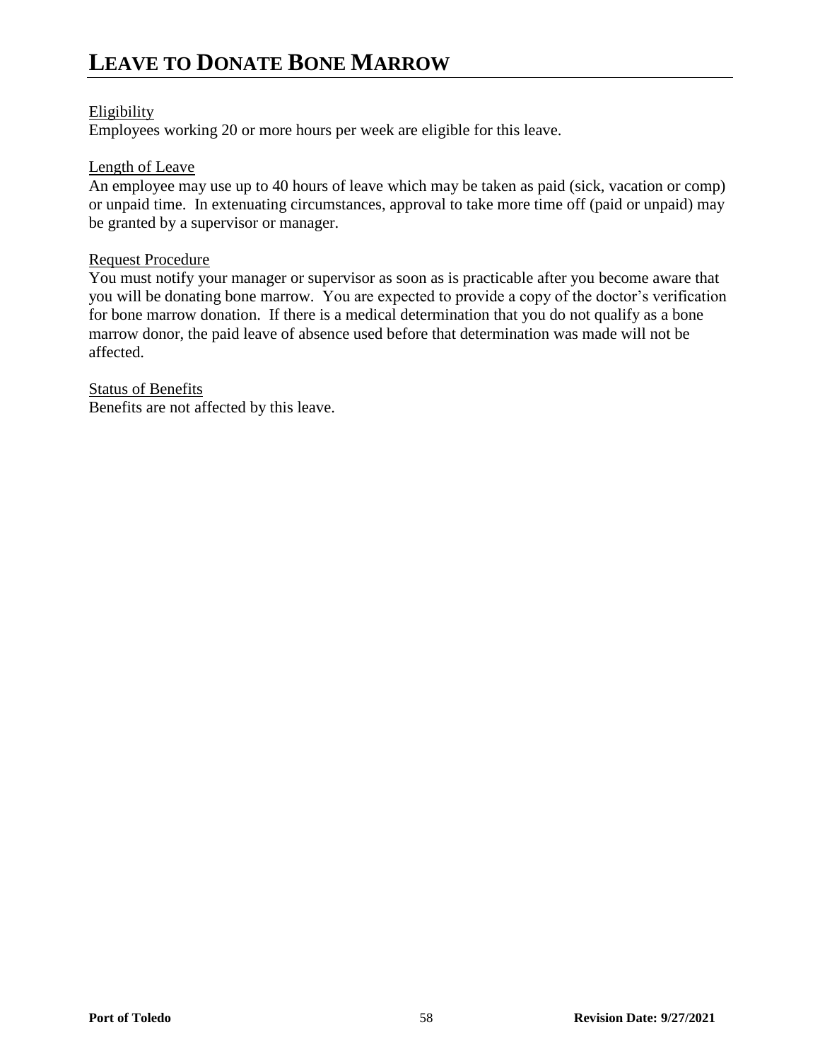# LEAVE TO DONATE BONE MARROW

Eligibility

Employees working 20 or more hours per week are eligible for this leave.

Length of Leave

An employee may use up to 40 hours of leave which may be taken as paid (sick, vacation or comp) or unpaid time. In extenuating circumstances, approval to take more time off (paid or unpaid) may be granted by a supervisor or manager.

Request Procedure

You must notify your manager or supervisor as soon as is practicable after you become aware that you will be donating bone marrow. You are expected to provide a copy of the doctor's verification for bone marrow donation. If there is a medical determination that you do not qualify as a bone marrow donor, the paid leave of absence used before that determination was made will not be affected.

Status of Benefits

Benefits are not affected by this leave.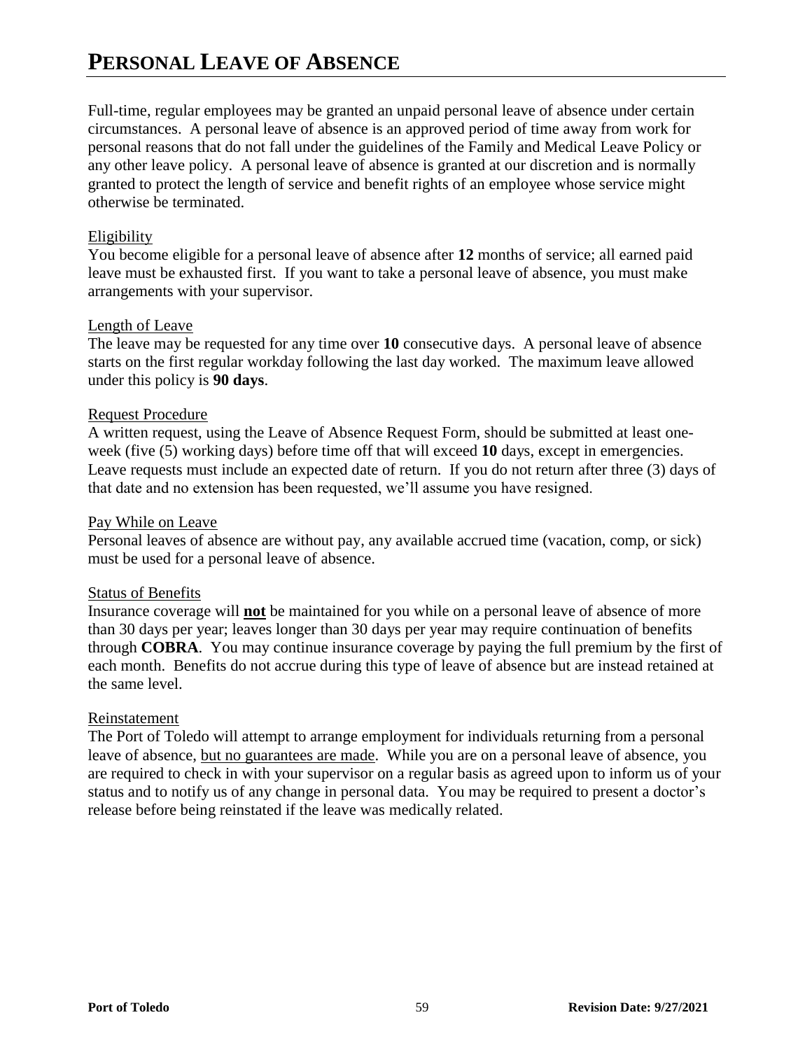# PERSONAL LEAVE OF ABSENCE

Full-time, regular employees may be granted an unpaid personal leave of absence under certain circumstances. A personal leave of absence is an approved period of time away from work for personal reasons that do not fall under the guidelines of the Family and Medical Leave Policy or any other leave policy. A personal leave of absence is granted at our discretion and is normally granted to protect the length of service and benefit rights of an employee whose service might otherwise be terminated.

Eligibility
You become eligible for a personal leave of absence after **12** months of service; all earned paid leave must be exhausted first. If you want to take a personal leave of absence, you must make arrangements with your supervisor.

Length of Leave
The leave may be requested for any time over **10** consecutive days. A personal leave of absence starts on the first regular workday following the last day worked. The maximum leave allowed under this policy is **90 days**.

Request Procedure
A written request, using the Leave of Absence Request Form, should be submitted at least one-week (five (5) working days) before time off that will exceed **10** days, except in emergencies. Leave requests must include an expected date of return. If you do not return after three (3) days of that date and no extension has been requested, we'll assume you have resigned.

Pay While on Leave
Personal leaves of absence are without pay, any available accrued time (vacation, comp, or sick) must be used for a personal leave of absence.

Status of Benefits
Insurance coverage will **not** be maintained for you while on a personal leave of absence of more than 30 days per year; leaves longer than 30 days per year may require continuation of benefits through **COBRA**. You may continue insurance coverage by paying the full premium by the first of each month. Benefits do not accrue during this type of leave of absence but are instead retained at the same level.

Reinstatement
The Port of Toledo will attempt to arrange employment for individuals returning from a personal leave of absence, but no guarantees are made. While you are on a personal leave of absence, you are required to check in with your supervisor on a regular basis as agreed upon to inform us of your status and to notify us of any change in personal data. You may be required to present a doctor's release before being reinstated if the leave was medically related.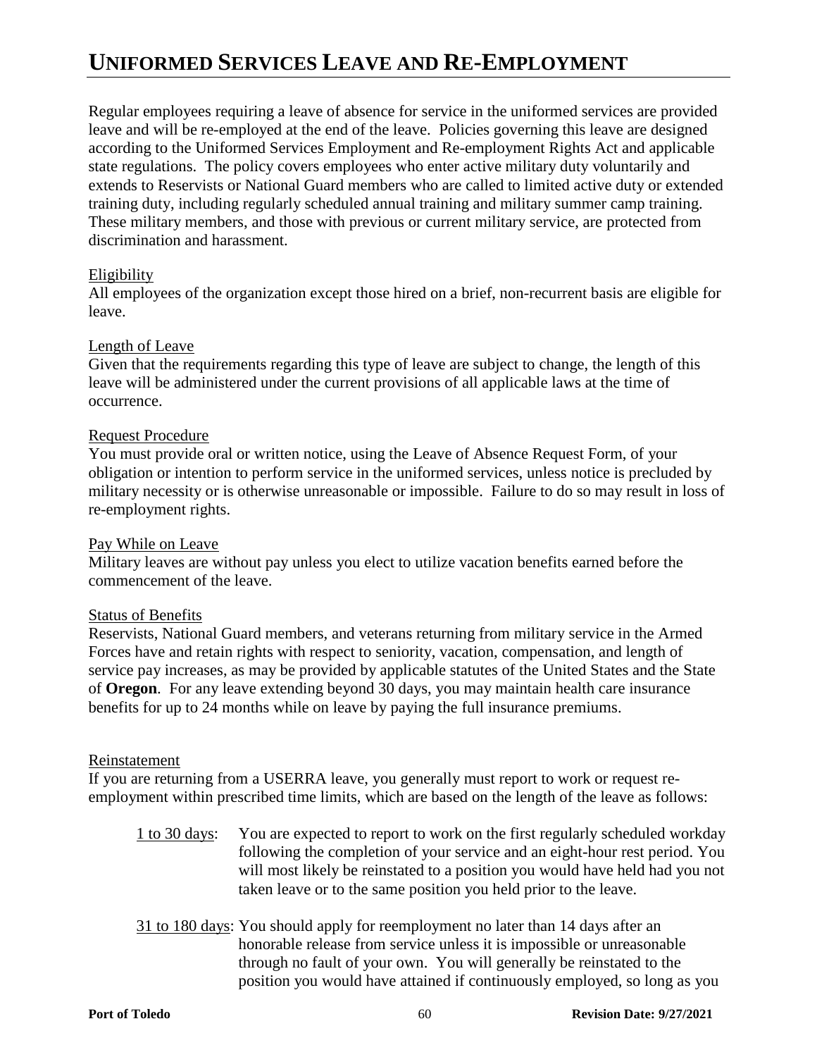# Uniformed Services Leave and Re-Employment

Regular employees requiring a leave of absence for service in the uniformed services are provided leave and will be re-employed at the end of the leave. Policies governing this leave are designed according to the Uniformed Services Employment and Re-employment Rights Act and applicable state regulations. The policy covers employees who enter active military duty voluntarily and extends to Reservists or National Guard members who are called to limited active duty or extended training duty, including regularly scheduled annual training and military summer camp training. These military members, and those with previous or current military service, are protected from discrimination and harassment.

Eligibility

All employees of the organization except those hired on a brief, non-recurrent basis are eligible for leave.

Length of Leave

Given that the requirements regarding this type of leave are subject to change, the length of this leave will be administered under the current provisions of all applicable laws at the time of occurrence.

Request Procedure

You must provide oral or written notice, using the Leave of Absence Request Form, of your obligation or intention to perform service in the uniformed services, unless notice is precluded by military necessity or is otherwise unreasonable or impossible. Failure to do so may result in loss of re-employment rights.

Pay While on Leave

Military leaves are without pay unless you elect to utilize vacation benefits earned before the commencement of the leave.

Status of Benefits

Reservists, National Guard members, and veterans returning from military service in the Armed Forces have and retain rights with respect to seniority, vacation, compensation, and length of service pay increases, as may be provided by applicable statutes of the United States and the State of **Oregon**. For any leave extending beyond 30 days, you may maintain health care insurance benefits for up to 24 months while on leave by paying the full insurance premiums.

Reinstatement

If you are returning from a USERRA leave, you generally must report to work or request re-employment within prescribed time limits, which are based on the length of the leave as follows:

1 to 30 days: You are expected to report to work on the first regularly scheduled workday following the completion of your service and an eight-hour rest period. You will most likely be reinstated to a position you would have held had you not taken leave or to the same position you held prior to the leave.

31 to 180 days: You should apply for reemployment no later than 14 days after an honorable release from service unless it is impossible or unreasonable through no fault of your own. You will generally be reinstated to the position you would have attained if continuously employed, so long as you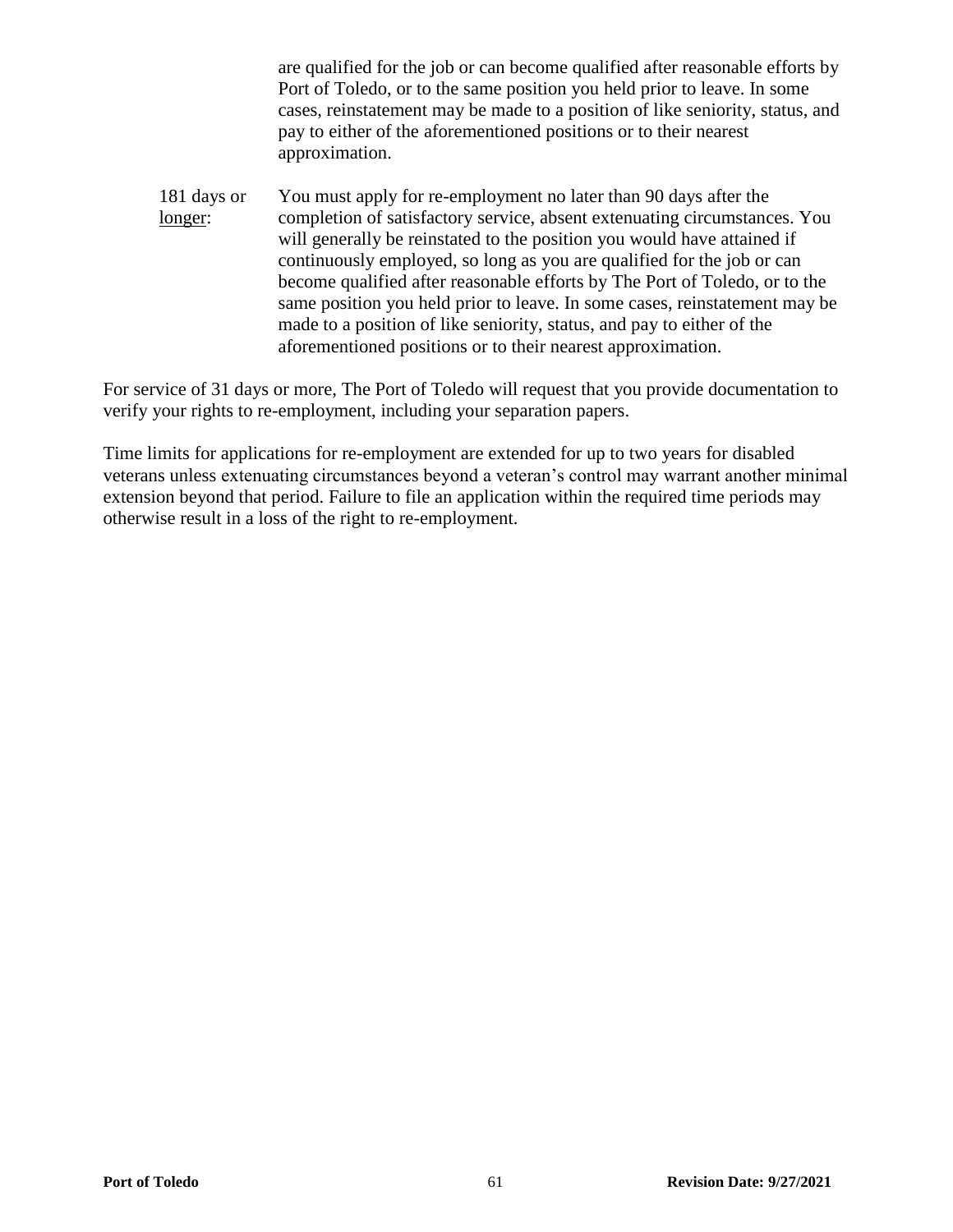are qualified for the job or can become qualified after reasonable efforts by Port of Toledo, or to the same position you held prior to leave. In some cases, reinstatement may be made to a position of like seniority, status, and pay to either of the aforementioned positions or to their nearest approximation.

181 days or longer: You must apply for re-employment no later than 90 days after the completion of satisfactory service, absent extenuating circumstances. You will generally be reinstated to the position you would have attained if continuously employed, so long as you are qualified for the job or can become qualified after reasonable efforts by The Port of Toledo, or to the same position you held prior to leave. In some cases, reinstatement may be made to a position of like seniority, status, and pay to either of the aforementioned positions or to their nearest approximation.

For service of 31 days or more, The Port of Toledo will request that you provide documentation to verify your rights to re-employment, including your separation papers.

Time limits for applications for re-employment are extended for up to two years for disabled veterans unless extenuating circumstances beyond a veteran's control may warrant another minimal extension beyond that period. Failure to file an application within the required time periods may otherwise result in a loss of the right to re-employment.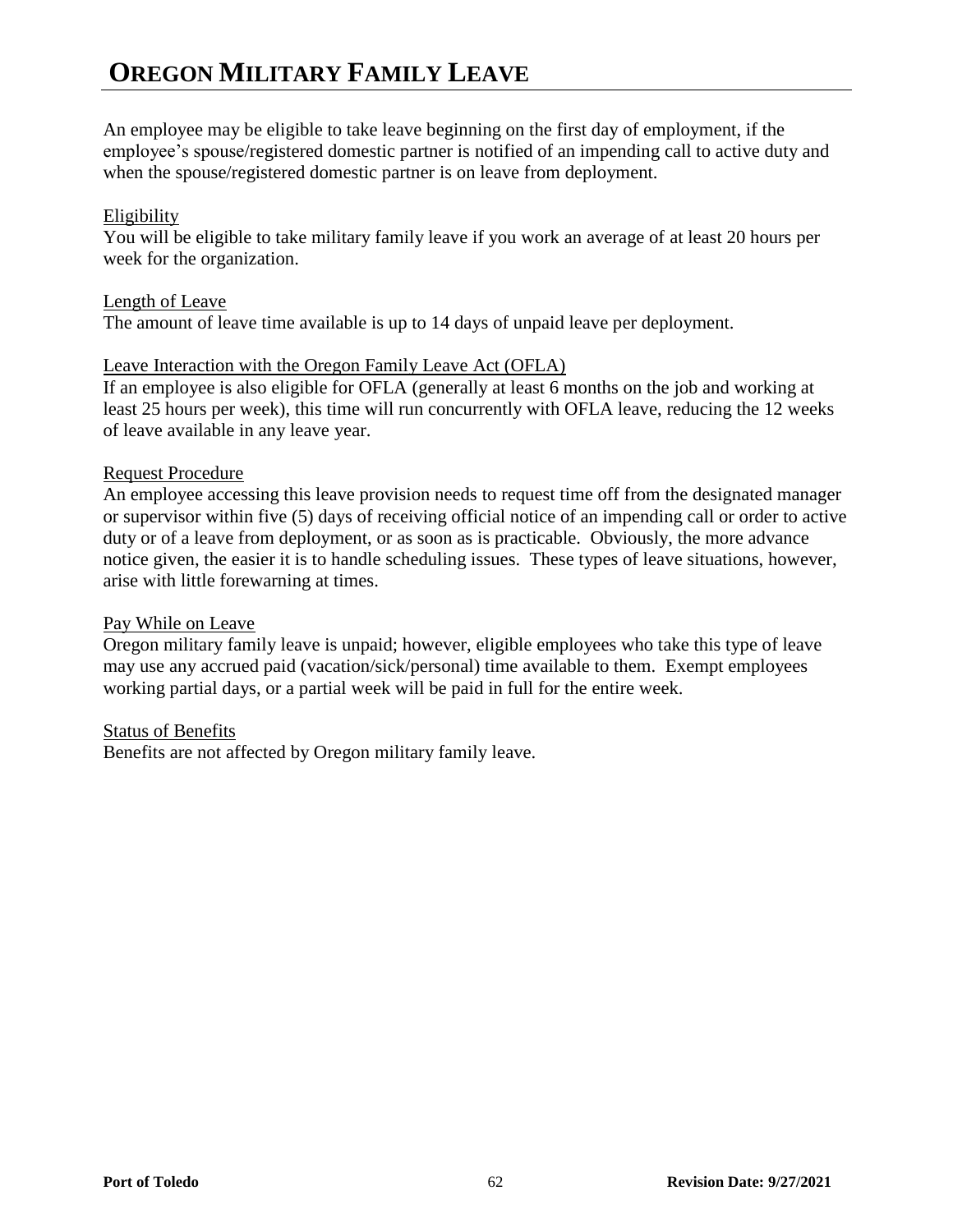# OREGON MILITARY FAMILY LEAVE

An employee may be eligible to take leave beginning on the first day of employment, if the employee's spouse/registered domestic partner is notified of an impending call to active duty and when the spouse/registered domestic partner is on leave from deployment.

<u>Eligibility</u>
You will be eligible to take military family leave if you work an average of at least 20 hours per week for the organization.

<u>Length of Leave</u>
The amount of leave time available is up to 14 days of unpaid leave per deployment.

<u>Leave Interaction with the Oregon Family Leave Act (OFLA)</u>
If an employee is also eligible for OFLA (generally at least 6 months on the job and working at least 25 hours per week), this time will run concurrently with OFLA leave, reducing the 12 weeks of leave available in any leave year.

<u>Request Procedure</u>
An employee accessing this leave provision needs to request time off from the designated manager or supervisor within five (5) days of receiving official notice of an impending call or order to active duty or of a leave from deployment, or as soon as is practicable. Obviously, the more advance notice given, the easier it is to handle scheduling issues. These types of leave situations, however, arise with little forewarning at times.

<u>Pay While on Leave</u>
Oregon military family leave is unpaid; however, eligible employees who take this type of leave may use any accrued paid (vacation/sick/personal) time available to them. Exempt employees working partial days, or a partial week will be paid in full for the entire week.

<u>Status of Benefits</u>
Benefits are not affected by Oregon military family leave.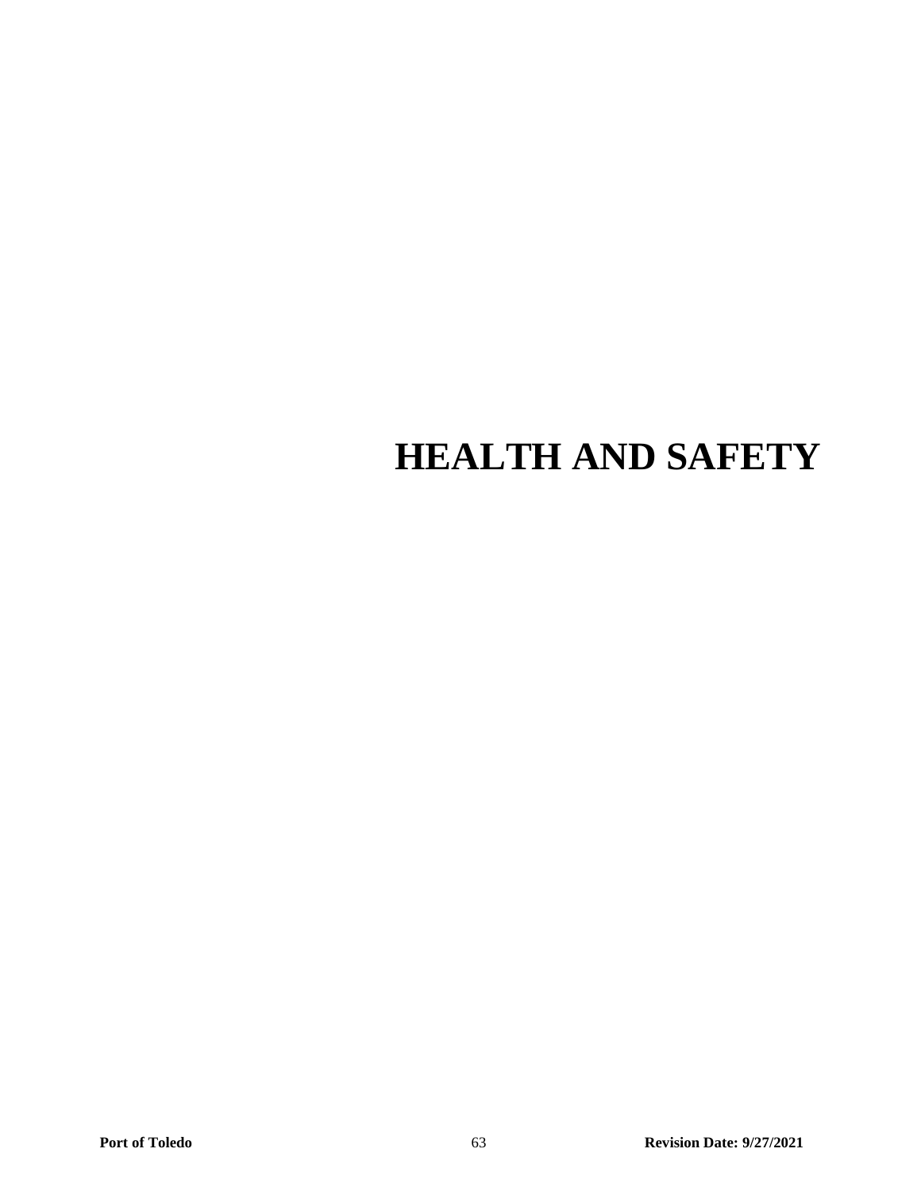# HEALTH AND SAFETY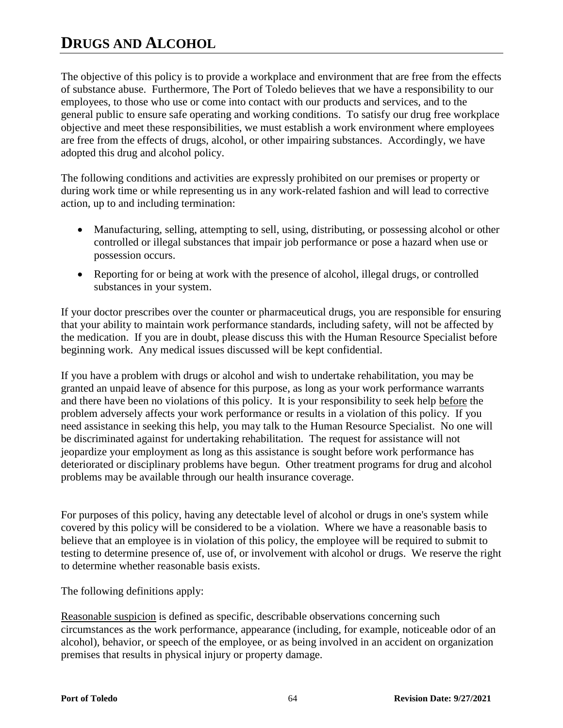# DRUGS AND ALCOHOL

The objective of this policy is to provide a workplace and environment that are free from the effects of substance abuse. Furthermore, The Port of Toledo believes that we have a responsibility to our employees, to those who use or come into contact with our products and services, and to the general public to ensure safe operating and working conditions. To satisfy our drug free workplace objective and meet these responsibilities, we must establish a work environment where employees are free from the effects of drugs, alcohol, or other impairing substances. Accordingly, we have adopted this drug and alcohol policy.

The following conditions and activities are expressly prohibited on our premises or property or during work time or while representing us in any work-related fashion and will lead to corrective action, up to and including termination:

- Manufacturing, selling, attempting to sell, using, distributing, or possessing alcohol or other controlled or illegal substances that impair job performance or pose a hazard when use or possession occurs.
- Reporting for or being at work with the presence of alcohol, illegal drugs, or controlled substances in your system.

If your doctor prescribes over the counter or pharmaceutical drugs, you are responsible for ensuring that your ability to maintain work performance standards, including safety, will not be affected by the medication. If you are in doubt, please discuss this with the Human Resource Specialist before beginning work. Any medical issues discussed will be kept confidential.

If you have a problem with drugs or alcohol and wish to undertake rehabilitation, you may be granted an unpaid leave of absence for this purpose, as long as your work performance warrants and there have been no violations of this policy. It is your responsibility to seek help before the problem adversely affects your work performance or results in a violation of this policy. If you need assistance in seeking this help, you may talk to the Human Resource Specialist. No one will be discriminated against for undertaking rehabilitation. The request for assistance will not jeopardize your employment as long as this assistance is sought before work performance has deteriorated or disciplinary problems have begun. Other treatment programs for drug and alcohol problems may be available through our health insurance coverage.

For purposes of this policy, having any detectable level of alcohol or drugs in one's system while covered by this policy will be considered to be a violation. Where we have a reasonable basis to believe that an employee is in violation of this policy, the employee will be required to submit to testing to determine presence of, use of, or involvement with alcohol or drugs. We reserve the right to determine whether reasonable basis exists.

The following definitions apply:

Reasonable suspicion is defined as specific, describable observations concerning such circumstances as the work performance, appearance (including, for example, noticeable odor of an alcohol), behavior, or speech of the employee, or as being involved in an accident on organization premises that results in physical injury or property damage.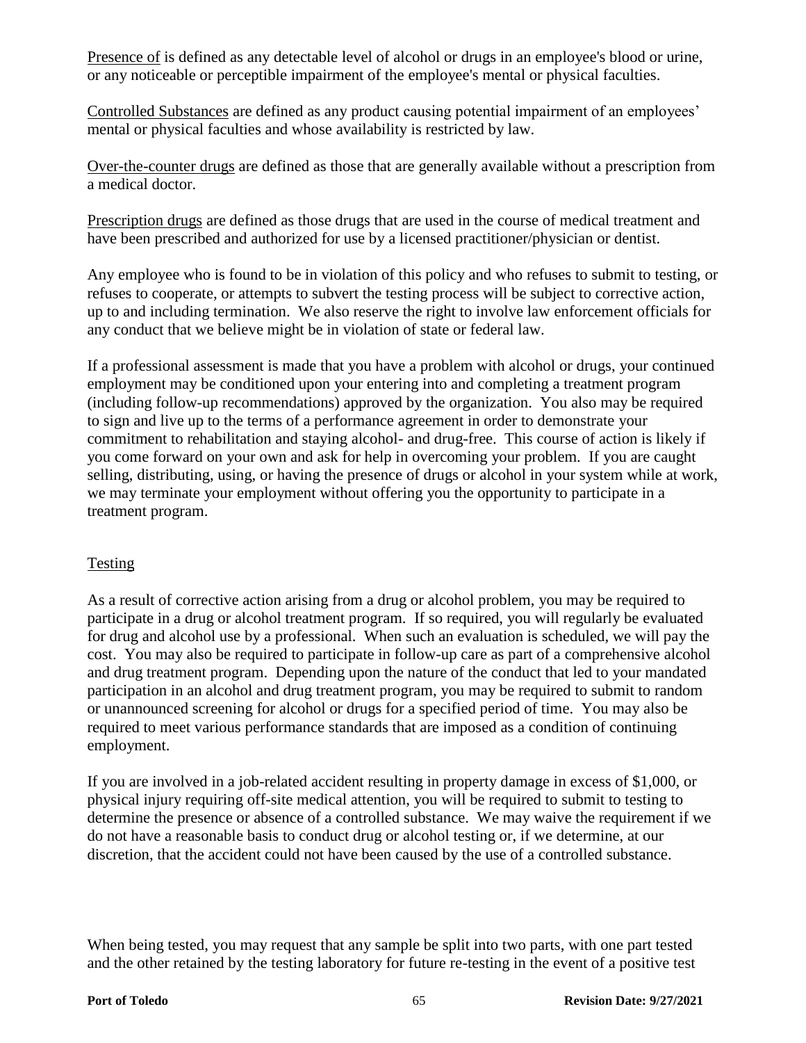Presence of is defined as any detectable level of alcohol or drugs in an employee's blood or urine, or any noticeable or perceptible impairment of the employee's mental or physical faculties.

Controlled Substances are defined as any product causing potential impairment of an employees' mental or physical faculties and whose availability is restricted by law.

Over-the-counter drugs are defined as those that are generally available without a prescription from a medical doctor.

Prescription drugs are defined as those drugs that are used in the course of medical treatment and have been prescribed and authorized for use by a licensed practitioner/physician or dentist.

Any employee who is found to be in violation of this policy and who refuses to submit to testing, or refuses to cooperate, or attempts to subvert the testing process will be subject to corrective action, up to and including termination. We also reserve the right to involve law enforcement officials for any conduct that we believe might be in violation of state or federal law.

If a professional assessment is made that you have a problem with alcohol or drugs, your continued employment may be conditioned upon your entering into and completing a treatment program (including follow-up recommendations) approved by the organization. You also may be required to sign and live up to the terms of a performance agreement in order to demonstrate your commitment to rehabilitation and staying alcohol- and drug-free. This course of action is likely if you come forward on your own and ask for help in overcoming your problem. If you are caught selling, distributing, using, or having the presence of drugs or alcohol in your system while at work, we may terminate your employment without offering you the opportunity to participate in a treatment program.

## Testing

As a result of corrective action arising from a drug or alcohol problem, you may be required to participate in a drug or alcohol treatment program. If so required, you will regularly be evaluated for drug and alcohol use by a professional. When such an evaluation is scheduled, we will pay the cost. You may also be required to participate in follow-up care as part of a comprehensive alcohol and drug treatment program. Depending upon the nature of the conduct that led to your mandated participation in an alcohol and drug treatment program, you may be required to submit to random or unannounced screening for alcohol or drugs for a specified period of time. You may also be required to meet various performance standards that are imposed as a condition of continuing employment.

If you are involved in a job-related accident resulting in property damage in excess of $1,000, or physical injury requiring off-site medical attention, you will be required to submit to testing to determine the presence or absence of a controlled substance. We may waive the requirement if we do not have a reasonable basis to conduct drug or alcohol testing or, if we determine, at our discretion, that the accident could not have been caused by the use of a controlled substance.

When being tested, you may request that any sample be split into two parts, with one part tested and the other retained by the testing laboratory for future re-testing in the event of a positive test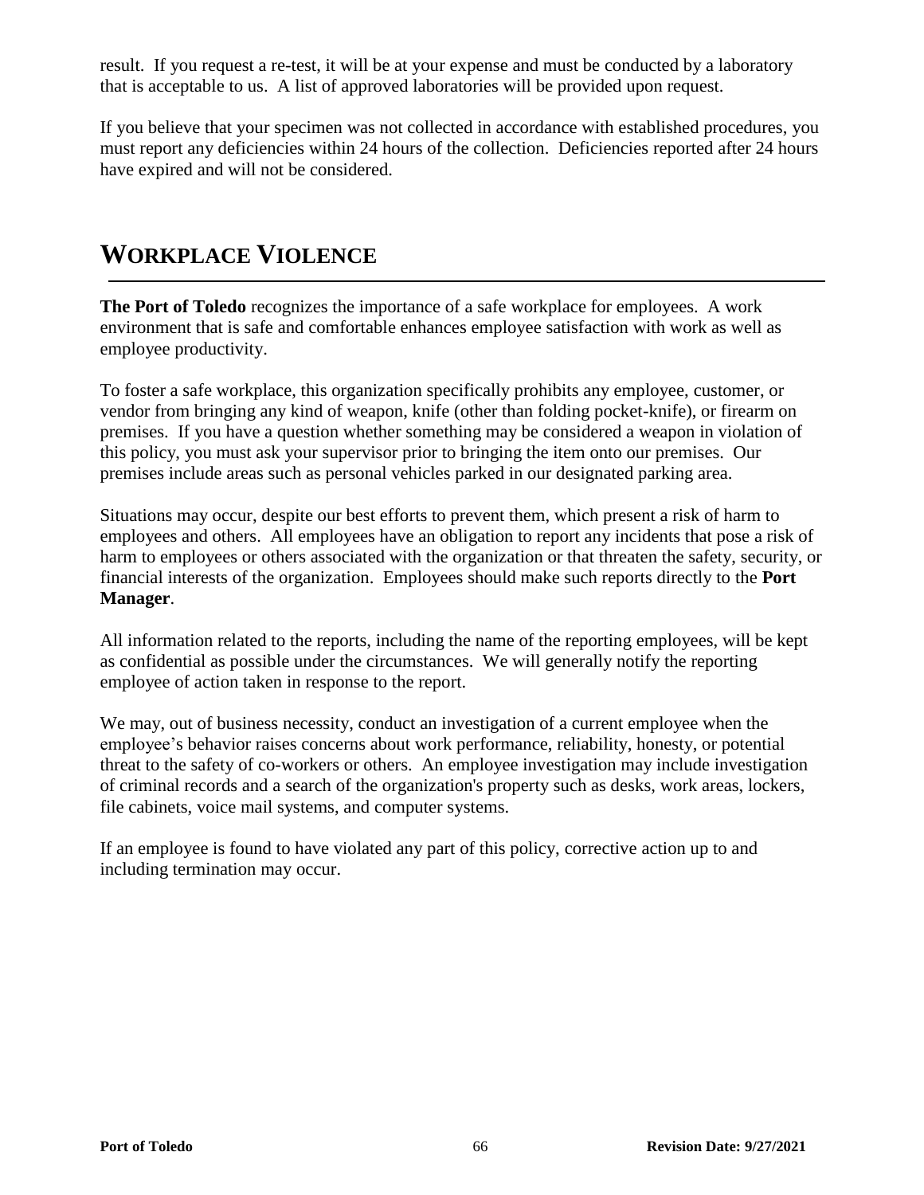result. If you request a re-test, it will be at your expense and must be conducted by a laboratory that is acceptable to us. A list of approved laboratories will be provided upon request.

If you believe that your specimen was not collected in accordance with established procedures, you must report any deficiencies within 24 hours of the collection. Deficiencies reported after 24 hours have expired and will not be considered.

# WORKPLACE VIOLENCE

**The Port of Toledo** recognizes the importance of a safe workplace for employees. A work environment that is safe and comfortable enhances employee satisfaction with work as well as employee productivity.

To foster a safe workplace, this organization specifically prohibits any employee, customer, or vendor from bringing any kind of weapon, knife (other than folding pocket-knife), or firearm on premises. If you have a question whether something may be considered a weapon in violation of this policy, you must ask your supervisor prior to bringing the item onto our premises. Our premises include areas such as personal vehicles parked in our designated parking area.

Situations may occur, despite our best efforts to prevent them, which present a risk of harm to employees and others. All employees have an obligation to report any incidents that pose a risk of harm to employees or others associated with the organization or that threaten the safety, security, or financial interests of the organization. Employees should make such reports directly to the **Port Manager**.

All information related to the reports, including the name of the reporting employees, will be kept as confidential as possible under the circumstances. We will generally notify the reporting employee of action taken in response to the report.

We may, out of business necessity, conduct an investigation of a current employee when the employee's behavior raises concerns about work performance, reliability, honesty, or potential threat to the safety of co-workers or others. An employee investigation may include investigation of criminal records and a search of the organization's property such as desks, work areas, lockers, file cabinets, voice mail systems, and computer systems.

If an employee is found to have violated any part of this policy, corrective action up to and including termination may occur.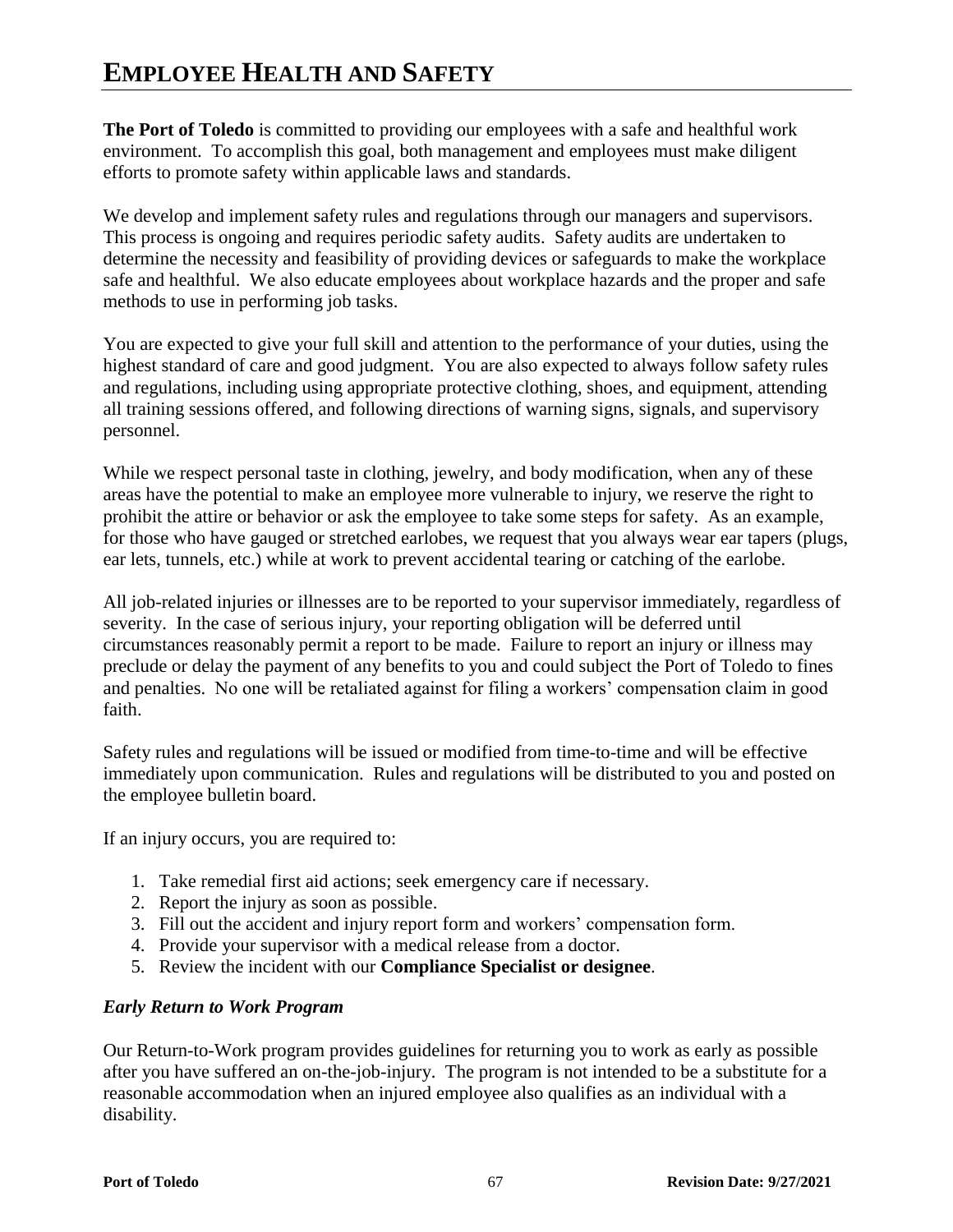# EMPLOYEE HEALTH AND SAFETY

**The Port of Toledo** is committed to providing our employees with a safe and healthful work environment. To accomplish this goal, both management and employees must make diligent efforts to promote safety within applicable laws and standards.

We develop and implement safety rules and regulations through our managers and supervisors. This process is ongoing and requires periodic safety audits. Safety audits are undertaken to determine the necessity and feasibility of providing devices or safeguards to make the workplace safe and healthful. We also educate employees about workplace hazards and the proper and safe methods to use in performing job tasks.

You are expected to give your full skill and attention to the performance of your duties, using the highest standard of care and good judgment. You are also expected to always follow safety rules and regulations, including using appropriate protective clothing, shoes, and equipment, attending all training sessions offered, and following directions of warning signs, signals, and supervisory personnel.

While we respect personal taste in clothing, jewelry, and body modification, when any of these areas have the potential to make an employee more vulnerable to injury, we reserve the right to prohibit the attire or behavior or ask the employee to take some steps for safety. As an example, for those who have gauged or stretched earlobes, we request that you always wear ear tapers (plugs, ear lets, tunnels, etc.) while at work to prevent accidental tearing or catching of the earlobe.

All job-related injuries or illnesses are to be reported to your supervisor immediately, regardless of severity. In the case of serious injury, your reporting obligation will be deferred until circumstances reasonably permit a report to be made. Failure to report an injury or illness may preclude or delay the payment of any benefits to you and could subject the Port of Toledo to fines and penalties. No one will be retaliated against for filing a workers' compensation claim in good faith.

Safety rules and regulations will be issued or modified from time-to-time and will be effective immediately upon communication. Rules and regulations will be distributed to you and posted on the employee bulletin board.

If an injury occurs, you are required to:

1. Take remedial first aid actions; seek emergency care if necessary.
2. Report the injury as soon as possible.
3. Fill out the accident and injury report form and workers' compensation form.
4. Provide your supervisor with a medical release from a doctor.
5. Review the incident with our **Compliance Specialist or designee**.

### *Early Return to Work Program*

Our Return-to-Work program provides guidelines for returning you to work as early as possible after you have suffered an on-the-job-injury. The program is not intended to be a substitute for a reasonable accommodation when an injured employee also qualifies as an individual with a disability.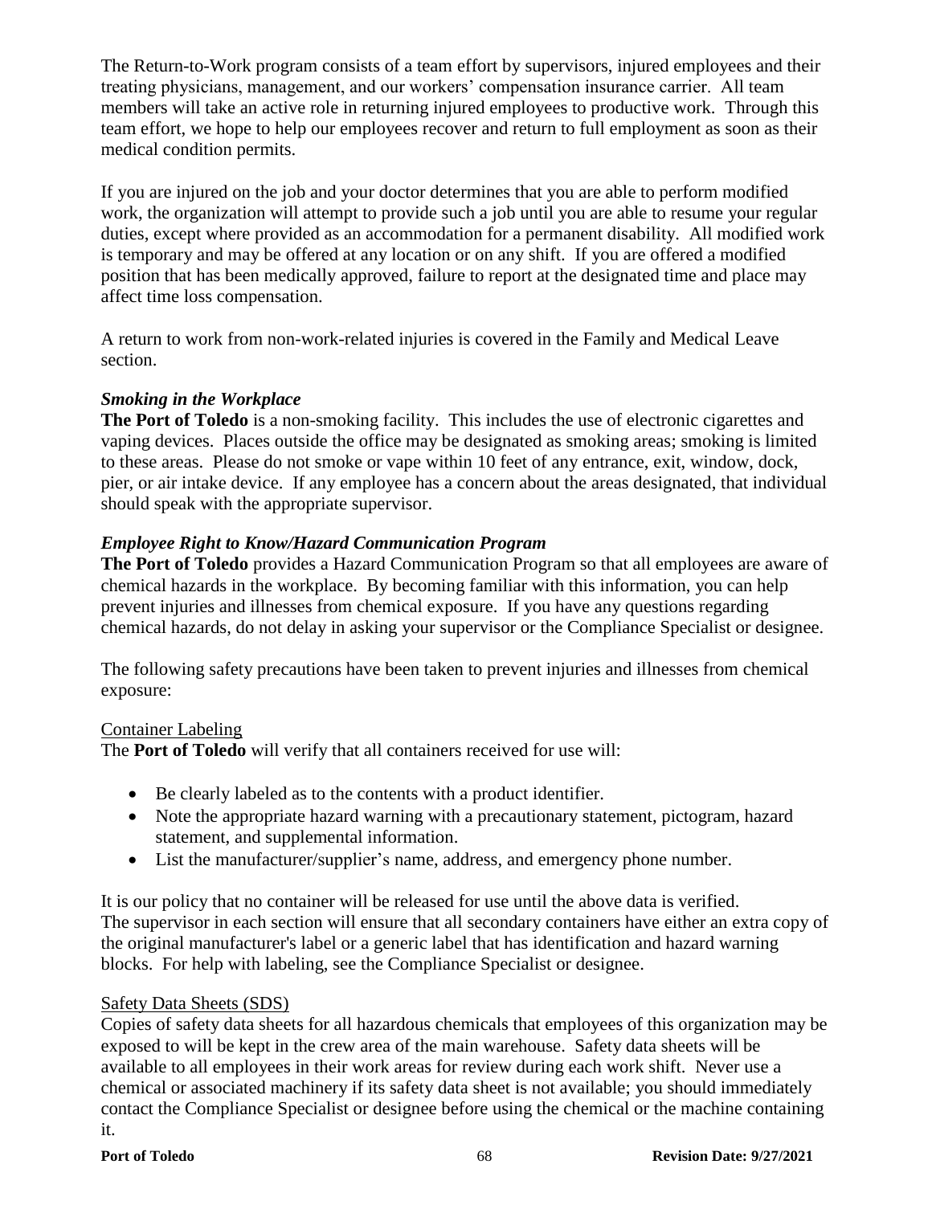The Return-to-Work program consists of a team effort by supervisors, injured employees and their treating physicians, management, and our workers' compensation insurance carrier. All team members will take an active role in returning injured employees to productive work. Through this team effort, we hope to help our employees recover and return to full employment as soon as their medical condition permits.

If you are injured on the job and your doctor determines that you are able to perform modified work, the organization will attempt to provide such a job until you are able to resume your regular duties, except where provided as an accommodation for a permanent disability. All modified work is temporary and may be offered at any location or on any shift. If you are offered a modified position that has been medically approved, failure to report at the designated time and place may affect time loss compensation.

A return to work from non-work-related injuries is covered in the Family and Medical Leave section.

### *Smoking in the Workplace*

**The Port of Toledo** is a non-smoking facility. This includes the use of electronic cigarettes and vaping devices. Places outside the office may be designated as smoking areas; smoking is limited to these areas. Please do not smoke or vape within 10 feet of any entrance, exit, window, dock, pier, or air intake device. If any employee has a concern about the areas designated, that individual should speak with the appropriate supervisor.

### *Employee Right to Know/Hazard Communication Program*

**The Port of Toledo** provides a Hazard Communication Program so that all employees are aware of chemical hazards in the workplace. By becoming familiar with this information, you can help prevent injuries and illnesses from chemical exposure. If you have any questions regarding chemical hazards, do not delay in asking your supervisor or the Compliance Specialist or designee.

The following safety precautions have been taken to prevent injuries and illnesses from chemical exposure:

#### Container Labeling

The **Port of Toledo** will verify that all containers received for use will:

- Be clearly labeled as to the contents with a product identifier.
- Note the appropriate hazard warning with a precautionary statement, pictogram, hazard statement, and supplemental information.
- List the manufacturer/supplier's name, address, and emergency phone number.

It is our policy that no container will be released for use until the above data is verified. The supervisor in each section will ensure that all secondary containers have either an extra copy of the original manufacturer's label or a generic label that has identification and hazard warning blocks. For help with labeling, see the Compliance Specialist or designee.

#### Safety Data Sheets (SDS)

Copies of safety data sheets for all hazardous chemicals that employees of this organization may be exposed to will be kept in the crew area of the main warehouse. Safety data sheets will be available to all employees in their work areas for review during each work shift. Never use a chemical or associated machinery if its safety data sheet is not available; you should immediately contact the Compliance Specialist or designee before using the chemical or the machine containing it.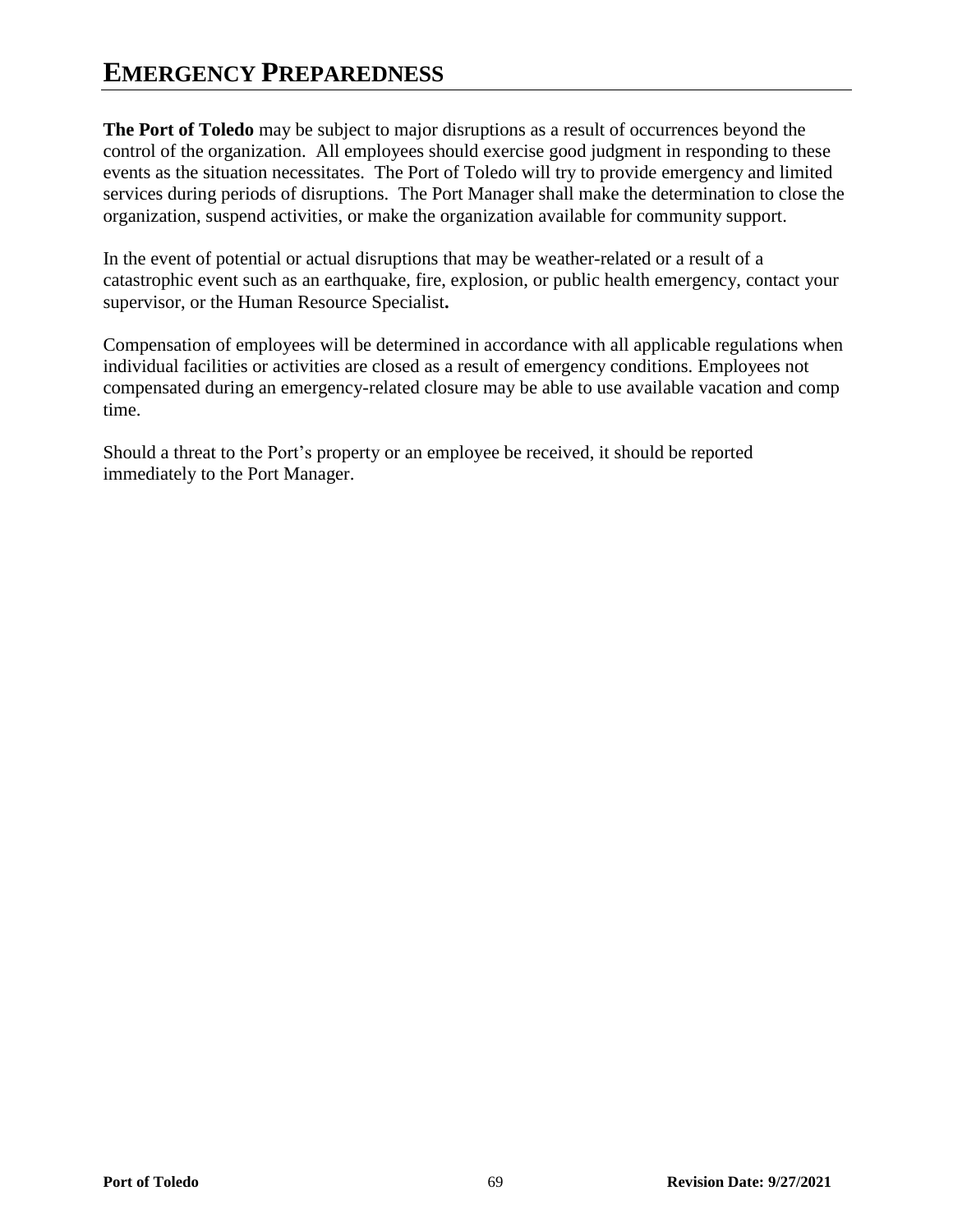# EMERGENCY PREPAREDNESS

**The Port of Toledo** may be subject to major disruptions as a result of occurrences beyond the control of the organization. All employees should exercise good judgment in responding to these events as the situation necessitates. The Port of Toledo will try to provide emergency and limited services during periods of disruptions. The Port Manager shall make the determination to close the organization, suspend activities, or make the organization available for community support.

In the event of potential or actual disruptions that may be weather-related or a result of a catastrophic event such as an earthquake, fire, explosion, or public health emergency, contact your supervisor, or the Human Resource Specialist**.**

Compensation of employees will be determined in accordance with all applicable regulations when individual facilities or activities are closed as a result of emergency conditions. Employees not compensated during an emergency-related closure may be able to use available vacation and comp time.

Should a threat to the Port's property or an employee be received, it should be reported immediately to the Port Manager.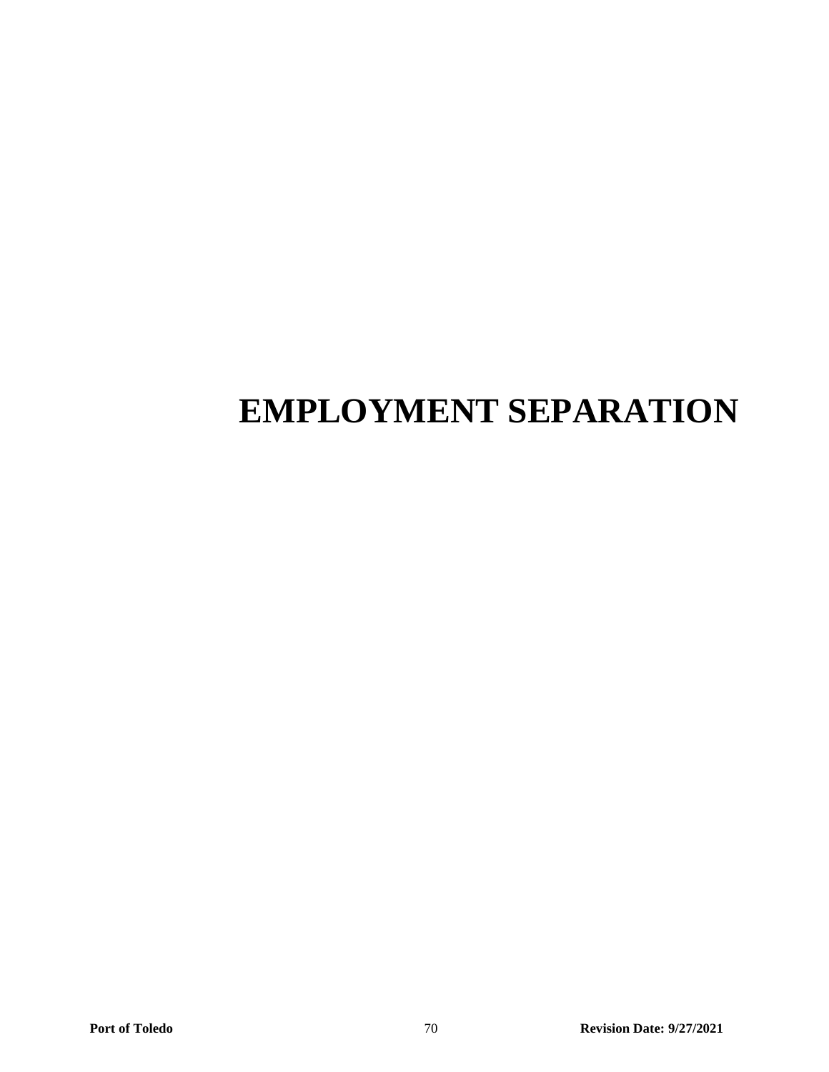# EMPLOYMENT SEPARATION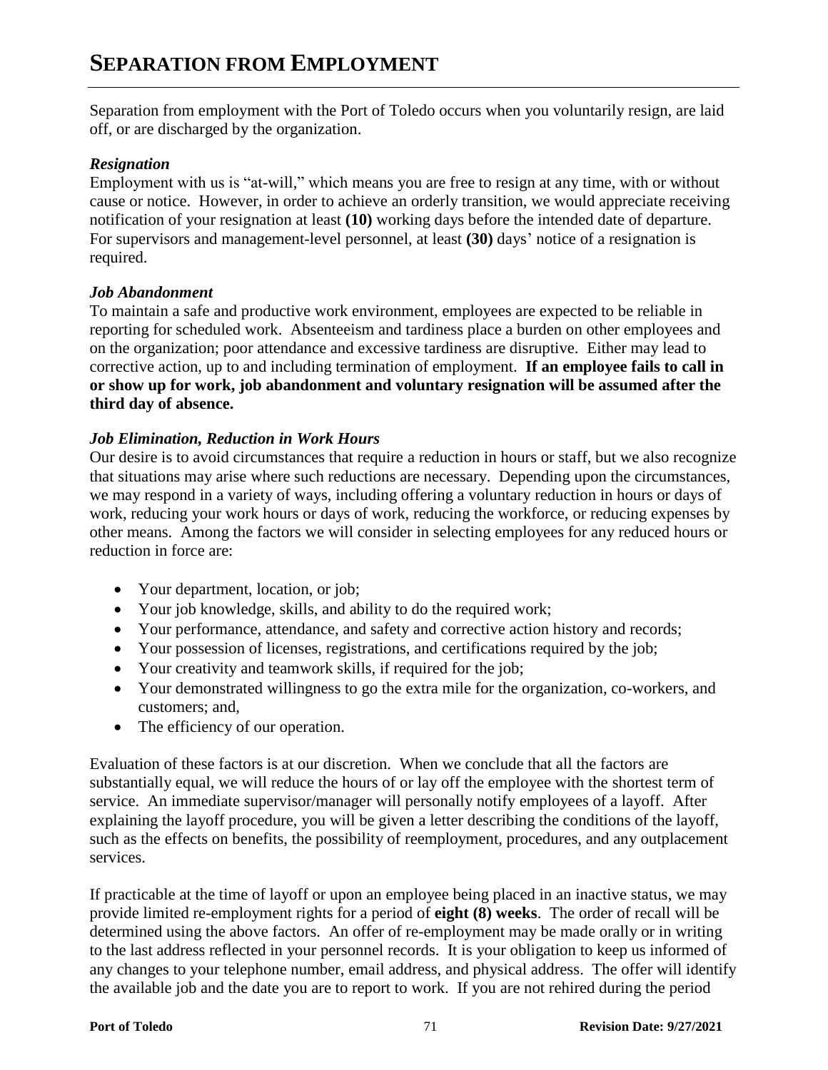# SEPARATION FROM EMPLOYMENT

Separation from employment with the Port of Toledo occurs when you voluntarily resign, are laid off, or are discharged by the organization.

***Resignation***
Employment with us is "at-will," which means you are free to resign at any time, with or without cause or notice. However, in order to achieve an orderly transition, we would appreciate receiving notification of your resignation at least **(10)** working days before the intended date of departure. For supervisors and management-level personnel, at least **(30)** days' notice of a resignation is required.

***Job Abandonment***
To maintain a safe and productive work environment, employees are expected to be reliable in reporting for scheduled work. Absenteeism and tardiness place a burden on other employees and on the organization; poor attendance and excessive tardiness are disruptive. Either may lead to corrective action, up to and including termination of employment. **If an employee fails to call in or show up for work, job abandonment and voluntary resignation will be assumed after the third day of absence.**

***Job Elimination, Reduction in Work Hours***
Our desire is to avoid circumstances that require a reduction in hours or staff, but we also recognize that situations may arise where such reductions are necessary. Depending upon the circumstances, we may respond in a variety of ways, including offering a voluntary reduction in hours or days of work, reducing your work hours or days of work, reducing the workforce, or reducing expenses by other means. Among the factors we will consider in selecting employees for any reduced hours or reduction in force are:

- Your department, location, or job;
- Your job knowledge, skills, and ability to do the required work;
- Your performance, attendance, and safety and corrective action history and records;
- Your possession of licenses, registrations, and certifications required by the job;
- Your creativity and teamwork skills, if required for the job;
- Your demonstrated willingness to go the extra mile for the organization, co-workers, and customers; and,
- The efficiency of our operation.

Evaluation of these factors is at our discretion. When we conclude that all the factors are substantially equal, we will reduce the hours of or lay off the employee with the shortest term of service. An immediate supervisor/manager will personally notify employees of a layoff. After explaining the layoff procedure, you will be given a letter describing the conditions of the layoff, such as the effects on benefits, the possibility of reemployment, procedures, and any outplacement services.

If practicable at the time of layoff or upon an employee being placed in an inactive status, we may provide limited re-employment rights for a period of **eight (8) weeks**. The order of recall will be determined using the above factors. An offer of re-employment may be made orally or in writing to the last address reflected in your personnel records. It is your obligation to keep us informed of any changes to your telephone number, email address, and physical address. The offer will identify the available job and the date you are to report to work. If you are not rehired during the period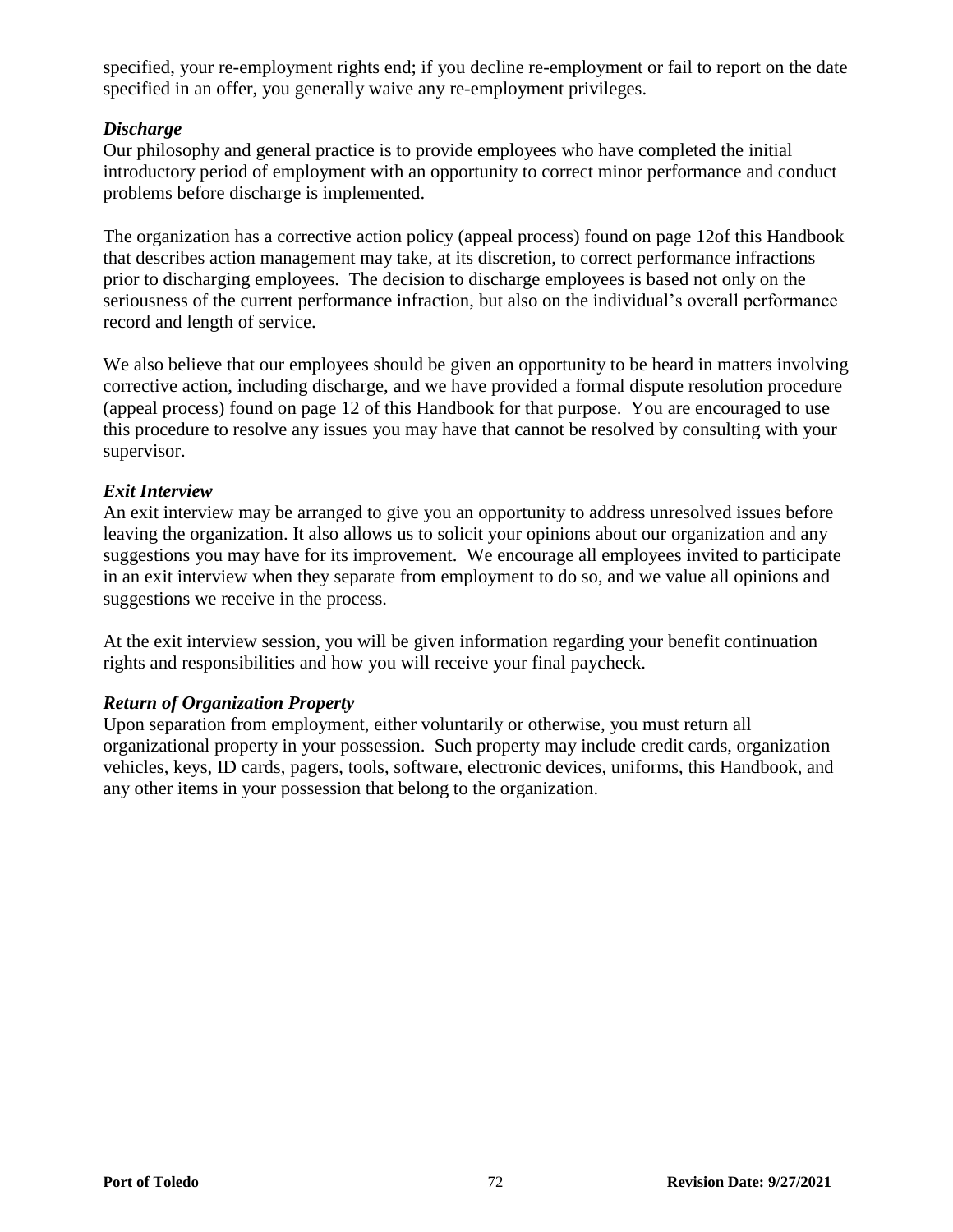specified, your re-employment rights end; if you decline re-employment or fail to report on the date specified in an offer, you generally waive any re-employment privileges.

### *Discharge*

Our philosophy and general practice is to provide employees who have completed the initial introductory period of employment with an opportunity to correct minor performance and conduct problems before discharge is implemented.

The organization has a corrective action policy (appeal process) found on page 12of this Handbook that describes action management may take, at its discretion, to correct performance infractions prior to discharging employees. The decision to discharge employees is based not only on the seriousness of the current performance infraction, but also on the individual's overall performance record and length of service.

We also believe that our employees should be given an opportunity to be heard in matters involving corrective action, including discharge, and we have provided a formal dispute resolution procedure (appeal process) found on page 12 of this Handbook for that purpose. You are encouraged to use this procedure to resolve any issues you may have that cannot be resolved by consulting with your supervisor.

### *Exit Interview*

An exit interview may be arranged to give you an opportunity to address unresolved issues before leaving the organization. It also allows us to solicit your opinions about our organization and any suggestions you may have for its improvement. We encourage all employees invited to participate in an exit interview when they separate from employment to do so, and we value all opinions and suggestions we receive in the process.

At the exit interview session, you will be given information regarding your benefit continuation rights and responsibilities and how you will receive your final paycheck.

### *Return of Organization Property*

Upon separation from employment, either voluntarily or otherwise, you must return all organizational property in your possession. Such property may include credit cards, organization vehicles, keys, ID cards, pagers, tools, software, electronic devices, uniforms, this Handbook, and any other items in your possession that belong to the organization.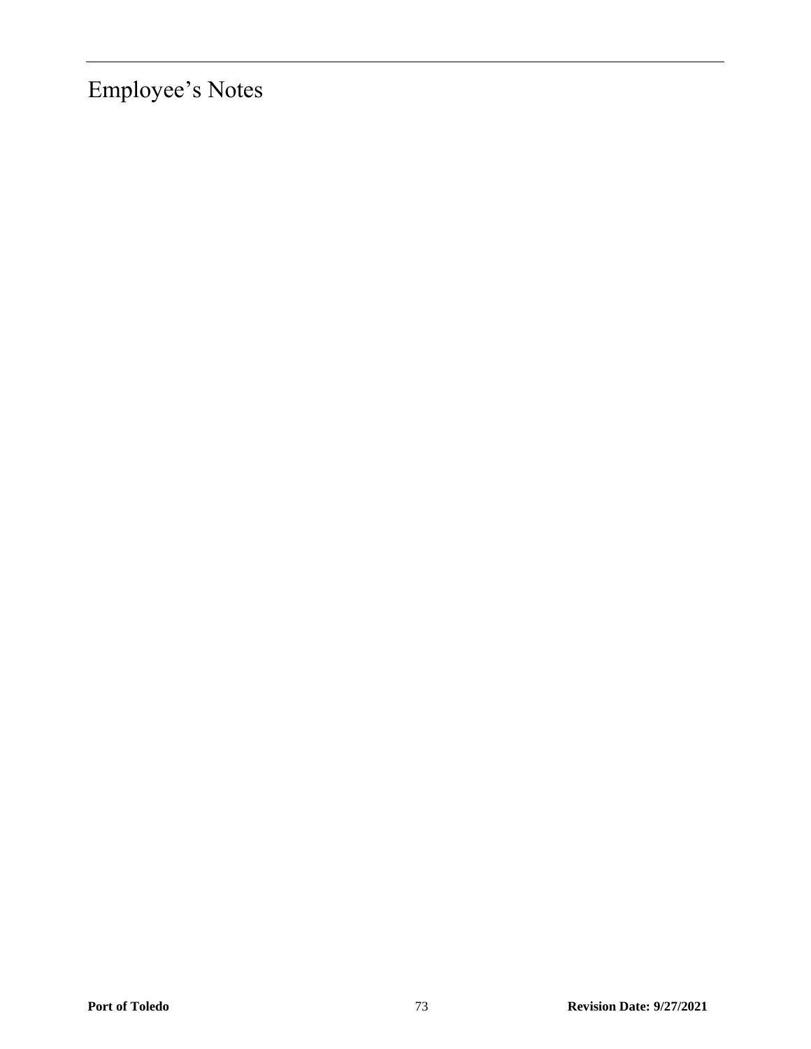# Employee's Notes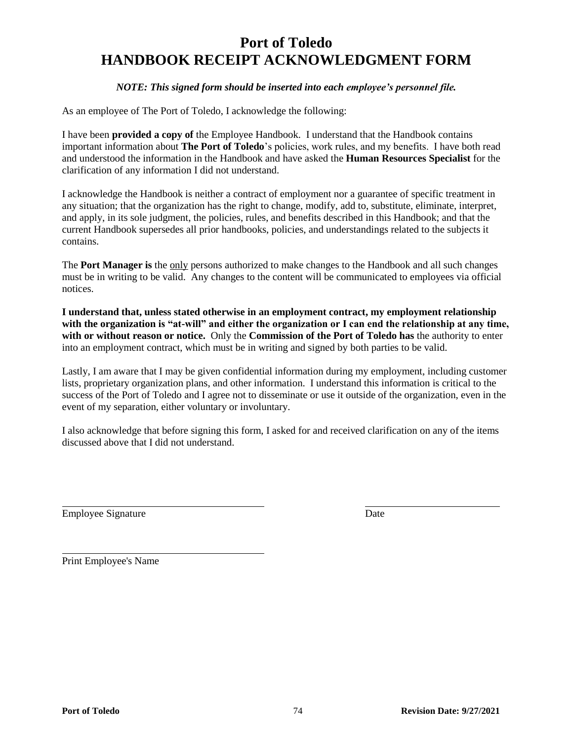# Port of Toledo
# HANDBOOK RECEIPT ACKNOWLEDGMENT FORM

***NOTE: This signed form should be inserted into each employee's personnel file.***

As an employee of The Port of Toledo, I acknowledge the following:

I have been **provided a copy of** the Employee Handbook. I understand that the Handbook contains important information about **The Port of Toledo**'s policies, work rules, and my benefits. I have both read and understood the information in the Handbook and have asked the **Human Resources Specialist** for the clarification of any information I did not understand.

I acknowledge the Handbook is neither a contract of employment nor a guarantee of specific treatment in any situation; that the organization has the right to change, modify, add to, substitute, eliminate, interpret, and apply, in its sole judgment, the policies, rules, and benefits described in this Handbook; and that the current Handbook supersedes all prior handbooks, policies, and understandings related to the subjects it contains.

The **Port Manager is** the <u>only</u> persons authorized to make changes to the Handbook and all such changes must be in writing to be valid. Any changes to the content will be communicated to employees via official notices.

**I understand that, unless stated otherwise in an employment contract, my employment relationship with the organization is "at-will" and either the organization or I can end the relationship at any time, with or without reason or notice.** Only the **Commission of the Port of Toledo has** the authority to enter into an employment contract, which must be in writing and signed by both parties to be valid.

Lastly, I am aware that I may be given confidential information during my employment, including customer lists, proprietary organization plans, and other information. I understand this information is critical to the success of the Port of Toledo and I agree not to disseminate or use it outside of the organization, even in the event of my separation, either voluntary or involuntary.

I also acknowledge that before signing this form, I asked for and received clarification on any of the items discussed above that I did not understand.

\_\_\_\_\_\_\_\_\_\_\_\_\_\_\_\_\_\_\_\_\_\_\_\_\_\_\_\_\_\_\_\_\_\_\_\_\_\_\_\_ \_\_\_\_\_\_\_\_\_\_\_\_\_\_\_\_\_\_\_\_\_\_\_\_\_\_\_\_

Employee Signature Date

\_\_\_\_\_\_\_\_\_\_\_\_\_\_\_\_\_\_\_\_\_\_\_\_\_\_\_\_\_\_\_\_\_\_\_\_\_\_\_\_

Print Employee's Name